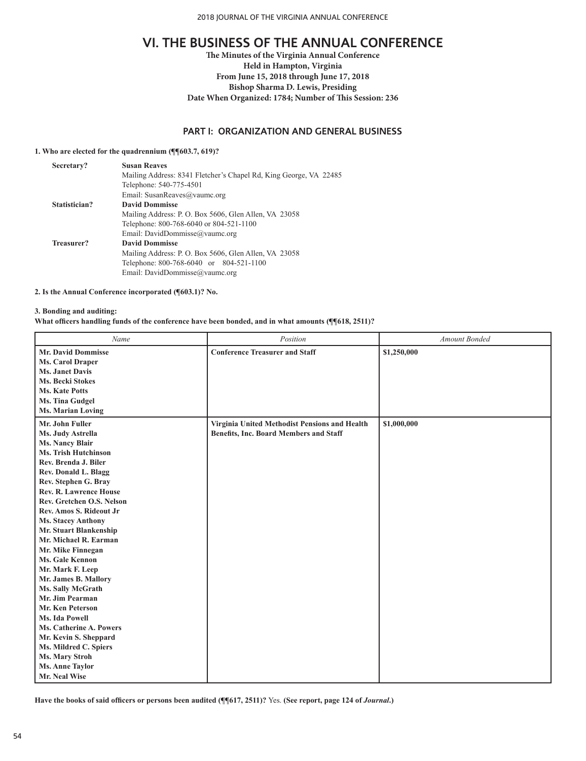# VI. THE BUSINESS OF THE ANNUAL CONFERENCE

**The Minutes of the Virginia Annual Conference**
**Held in Hampton, Virginia**
**From June 15, 2018 through June 17, 2018**
**Bishop Sharma D. Lewis, Presiding**
**Date When Organized: 1784; Number of This Session: 236**

## PART I: ORGANIZATION AND GENERAL BUSINESS

**1. Who are elected for the quadrennium (¶¶603.7, 619)?**

**Secretary?** **Susan Reaves**
Mailing Address: 8341 Fletcher's Chapel Rd, King George, VA 22485
Telephone: 540-775-4501
Email: SusanReaves@vaumc.org

**Statistician?** **David Dommisse**
Mailing Address: P. O. Box 5606, Glen Allen, VA 23058
Telephone: 800-768-6040 or 804-521-1100
Email: DavidDommisse@vaumc.org

**Treasurer?** **David Dommisse**
Mailing Address: P. O. Box 5606, Glen Allen, VA 23058
Telephone: 800-768-6040 or 804-521-1100
Email: DavidDommisse@vaumc.org

**2. Is the Annual Conference incorporated (¶603.1)? No.**

**3. Bonding and auditing:**
**What officers handling funds of the conference have been bonded, and in what amounts (¶¶618, 2511)?**

| *Name* | *Position* | *Amount Bonded* |
|---|---|---|
| **Mr. David Dommisse**<br>**Ms. Carol Draper**<br>**Ms. Janet Davis**<br>**Ms. Becki Stokes**<br>**Ms. Kate Potts**<br>**Ms. Tina Gudgel**<br>**Ms. Marian Loving** | **Conference Treasurer and Staff** | **$1,250,000** |
| **Mr. John Fuller**<br>**Ms. Judy Astrella**<br>**Ms. Nancy Blair**<br>**Ms. Trish Hutchinson**<br>**Rev. Brenda J. Biler**<br>**Rev. Donald L. Blagg**<br>**Rev. Stephen G. Bray**<br>**Rev. R. Lawrence House**<br>**Rev. Gretchen O.S. Nelson**<br>**Rev. Amos S. Rideout Jr**<br>**Ms. Stacey Anthony**<br>**Mr. Stuart Blankenship**<br>**Mr. Michael R. Earman**<br>**Mr. Mike Finnegan**<br>**Ms. Gale Kennon**<br>**Mr. Mark F. Leep**<br>**Mr. James B. Mallory**<br>**Ms. Sally McGrath**<br>**Mr. Jim Pearman**<br>**Mr. Ken Peterson**<br>**Ms. Ida Powell**<br>**Ms. Catherine A. Powers**<br>**Mr. Kevin S. Sheppard**<br>**Ms. Mildred C. Spiers**<br>**Ms. Mary Stroh**<br>**Ms. Anne Taylor**<br>**Mr. Neal Wise** | **Virginia United Methodist Pensions and Health Benefits, Inc. Board Members and Staff** | **$1,000,000** |

**Have the books of said officers or persons been audited (¶¶617, 2511)?** Yes. **(See report, page 124 of *Journal*.)**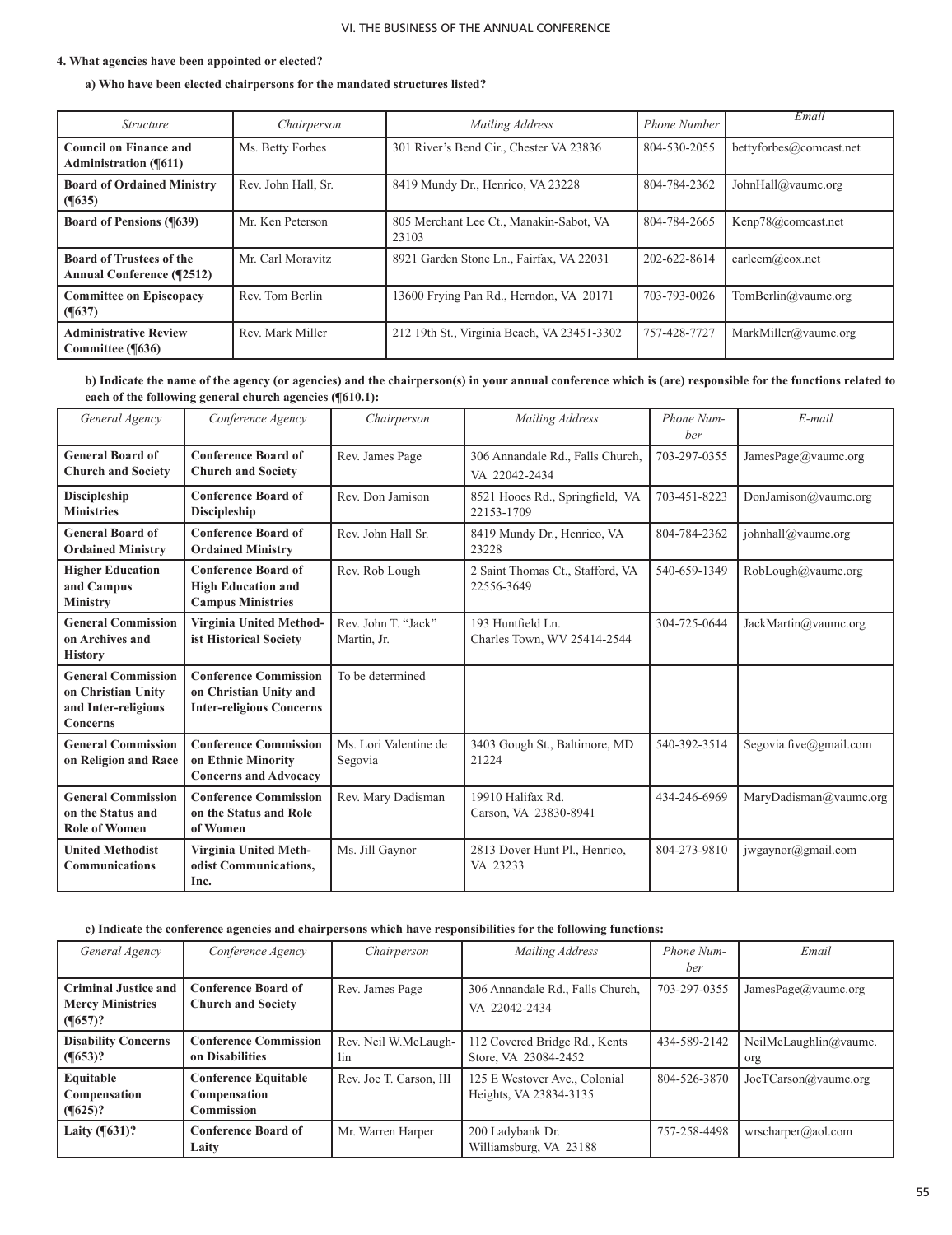**4. What agencies have been appointed or elected?**

**a) Who have been elected chairpersons for the mandated structures listed?**

| *Structure* | *Chairperson* | *Mailing Address* | *Phone Number* | *Email* |
|---|---|---|---|---|
| **Council on Finance and Administration (¶611)** | Ms. Betty Forbes | 301 River's Bend Cir., Chester VA 23836 | 804-530-2055 | bettyforbes@comcast.net |
| **Board of Ordained Ministry (¶635)** | Rev. John Hall, Sr. | 8419 Mundy Dr., Henrico, VA 23228 | 804-784-2362 | JohnHall@vaumc.org |
| **Board of Pensions (¶639)** | Mr. Ken Peterson | 805 Merchant Lee Ct., Manakin-Sabot, VA 23103 | 804-784-2665 | Kenp78@comcast.net |
| **Board of Trustees of the Annual Conference (¶2512)** | Mr. Carl Moravitz | 8921 Garden Stone Ln., Fairfax, VA 22031 | 202-622-8614 | carleem@cox.net |
| **Committee on Episcopacy (¶637)** | Rev. Tom Berlin | 13600 Frying Pan Rd., Herndon, VA 20171 | 703-793-0026 | TomBerlin@vaumc.org |
| **Administrative Review Committee (¶636)** | Rev. Mark Miller | 212 19th St., Virginia Beach, VA 23451-3302 | 757-428-7727 | MarkMiller@vaumc.org |

**b) Indicate the name of the agency (or agencies) and the chairperson(s) in your annual conference which is (are) responsible for the functions related to each of the following general church agencies (¶610.1):**

| *General Agency* | *Conference Agency* | *Chairperson* | *Mailing Address* | *Phone Number* | *E-mail* |
|---|---|---|---|---|---|
| **General Board of Church and Society** | **Conference Board of Church and Society** | Rev. James Page | 306 Annandale Rd., Falls Church, VA 22042-2434 | 703-297-0355 | JamesPage@vaumc.org |
| **Discipleship Ministries** | **Conference Board of Discipleship** | Rev. Don Jamison | 8521 Hooes Rd., Springfield, VA 22153-1709 | 703-451-8223 | DonJamison@vaumc.org |
| **General Board of Ordained Ministry** | **Conference Board of Ordained Ministry** | Rev. John Hall Sr. | 8419 Mundy Dr., Henrico, VA 23228 | 804-784-2362 | johnhall@vaumc.org |
| **Higher Education and Campus Ministry** | **Conference Board of High Education and Campus Ministries** | Rev. Rob Lough | 2 Saint Thomas Ct., Stafford, VA 22556-3649 | 540-659-1349 | RobLough@vaumc.org |
| **General Commission on Archives and History** | **Virginia United Methodist Historical Society** | Rev. John T. "Jack" Martin, Jr. | 193 Huntfield Ln. Charles Town, WV 25414-2544 | 304-725-0644 | JackMartin@vaumc.org |
| **General Commission on Christian Unity and Inter-religious Concerns** | **Conference Commission on Christian Unity and Inter-religious Concerns** | To be determined | | | |
| **General Commission on Religion and Race** | **Conference Commission on Ethnic Minority Concerns and Advocacy** | Ms. Lori Valentine de Segovia | 3403 Gough St., Baltimore, MD 21224 | 540-392-3514 | Segovia.five@gmail.com |
| **General Commission on the Status and Role of Women** | **Conference Commission on the Status and Role of Women** | Rev. Mary Dadisman | 19910 Halifax Rd. Carson, VA 23830-8941 | 434-246-6969 | MaryDadisman@vaumc.org |
| **United Methodist Communications** | **Virginia United Methodist Communications, Inc.** | Ms. Jill Gaynor | 2813 Dover Hunt Pl., Henrico, VA 23233 | 804-273-9810 | jwgaynor@gmail.com |

**c) Indicate the conference agencies and chairpersons which have responsibilities for the following functions:**

| *General Agency* | *Conference Agency* | *Chairperson* | *Mailing Address* | *Phone Number* | *Email* |
|---|---|---|---|---|---|
| **Criminal Justice and Mercy Ministries (¶657)?** | **Conference Board of Church and Society** | Rev. James Page | 306 Annandale Rd., Falls Church, VA 22042-2434 | 703-297-0355 | JamesPage@vaumc.org |
| **Disability Concerns (¶653)?** | **Conference Commission on Disabilities** | Rev. Neil W.McLaughlin | 112 Covered Bridge Rd., Kents Store, VA 23084-2452 | 434-589-2142 | NeilMcLaughlin@vaumc.org |
| **Equitable Compensation (¶625)?** | **Conference Equitable Compensation Commission** | Rev. Joe T. Carson, III | 125 E Westover Ave., Colonial Heights, VA 23834-3135 | 804-526-3870 | JoeTCarson@vaumc.org |
| **Laity (¶631)?** | **Conference Board of Laity** | Mr. Warren Harper | 200 Ladybank Dr. Williamsburg, VA 23188 | 757-258-4498 | wrscharper@aol.com |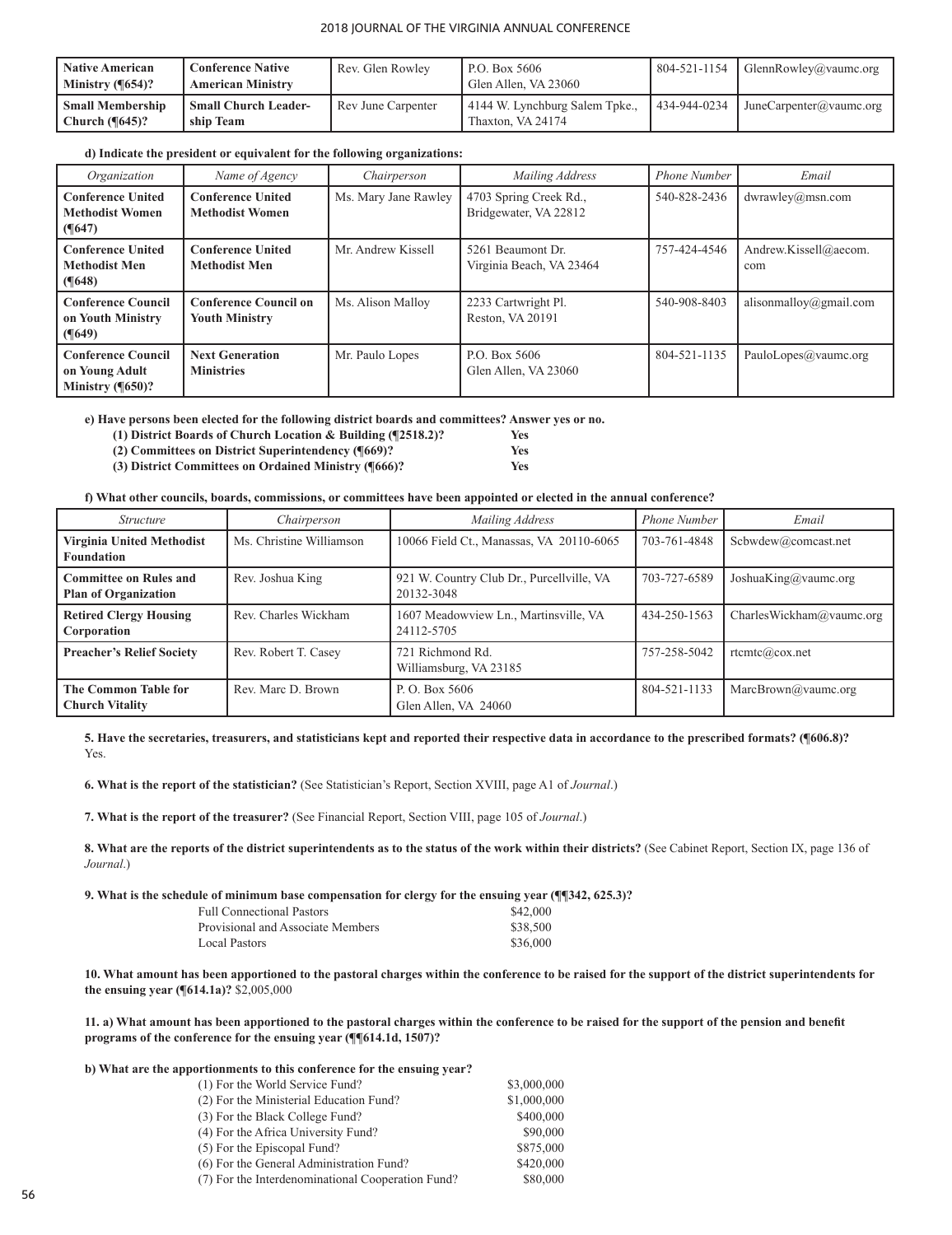| | | | | | |
|---|---|---|---|---|---|
| **Native American Ministry (¶654)?** | **Conference Native American Ministry** | Rev. Glen Rowley | P.O. Box 5606 Glen Allen, VA 23060 | 804-521-1154 | GlennRowley@vaumc.org |
| **Small Membership Church (¶645)?** | **Small Church Leadership Team** | Rev June Carpenter | 4144 W. Lynchburg Salem Tpke., Thaxton, VA 24174 | 434-944-0234 | JuneCarpenter@vaumc.org |

**d) Indicate the president or equivalent for the following organizations:**

| *Organization* | *Name of Agency* | *Chairperson* | *Mailing Address* | *Phone Number* | *Email* |
|---|---|---|---|---|---|
| **Conference United Methodist Women (¶647)** | **Conference United Methodist Women** | Ms. Mary Jane Rawley | 4703 Spring Creek Rd., Bridgewater, VA 22812 | 540-828-2436 | dwrawley@msn.com |
| **Conference United Methodist Men (¶648)** | **Conference United Methodist Men** | Mr. Andrew Kissell | 5261 Beaumont Dr. Virginia Beach, VA 23464 | 757-424-4546 | Andrew.Kissell@aecom.com |
| **Conference Council on Youth Ministry (¶649)** | **Conference Council on Youth Ministry** | Ms. Alison Malloy | 2233 Cartwright Pl. Reston, VA 20191 | 540-908-8403 | alisonmalloy@gmail.com |
| **Conference Council on Young Adult Ministry (¶650)?** | **Next Generation Ministries** | Mr. Paulo Lopes | P.O. Box 5606 Glen Allen, VA 23060 | 804-521-1135 | PauloLopes@vaumc.org |

**e) Have persons been elected for the following district boards and committees? Answer yes or no.**

**(1) District Boards of Church Location & Building (¶2518.2)?** **Yes**
**(2) Committees on District Superintendency (¶669)?** **Yes**
**(3) District Committees on Ordained Ministry (¶666)?** **Yes**

**f) What other councils, boards, commissions, or committees have been appointed or elected in the annual conference?**

| *Structure* | *Chairperson* | *Mailing Address* | *Phone Number* | *Email* |
|---|---|---|---|---|
| **Virginia United Methodist Foundation** | Ms. Christine Williamson | 10066 Field Ct., Manassas, VA 20110-6065 | 703-761-4848 | Scbwdew@comcast.net |
| **Committee on Rules and Plan of Organization** | Rev. Joshua King | 921 W. Country Club Dr., Purcellville, VA 20132-3048 | 703-727-6589 | JoshuaKing@vaumc.org |
| **Retired Clergy Housing Corporation** | Rev. Charles Wickham | 1607 Meadowview Ln., Martinsville, VA 24112-5705 | 434-250-1563 | CharlesWickham@vaumc.org |
| **Preacher's Relief Society** | Rev. Robert T. Casey | 721 Richmond Rd. Williamsburg, VA 23185 | 757-258-5042 | rtcmtc@cox.net |
| **The Common Table for Church Vitality** | Rev. Marc D. Brown | P. O. Box 5606 Glen Allen, VA 24060 | 804-521-1133 | MarcBrown@vaumc.org |

**5. Have the secretaries, treasurers, and statisticians kept and reported their respective data in accordance to the prescribed formats? (¶606.8)?**
Yes.

**6. What is the report of the statistician?** (See Statistician's Report, Section XVIII, page A1 of *Journal*.)

**7. What is the report of the treasurer?** (See Financial Report, Section VIII, page 105 of *Journal*.)

**8. What are the reports of the district superintendents as to the status of the work within their districts?** (See Cabinet Report, Section IX, page 136 of *Journal*.)

**9. What is the schedule of minimum base compensation for clergy for the ensuing year (¶¶342, 625.3)?**

| | |
|---|---|
| Full Connectional Pastors | $42,000 |
| Provisional and Associate Members | $38,500 |
| Local Pastors | $36,000 |

**10. What amount has been apportioned to the pastoral charges within the conference to be raised for the support of the district superintendents for the ensuing year (¶614.1a)?** $2,005,000

**11. a) What amount has been apportioned to the pastoral charges within the conference to be raised for the support of the pension and benefit programs of the conference for the ensuing year (¶¶614.1d, 1507)?**

**b) What are the apportionments to this conference for the ensuing year?**

| | |
|---|---|
| (1) For the World Service Fund? | $3,000,000 |
| (2) For the Ministerial Education Fund? | $1,000,000 |
| (3) For the Black College Fund? | $400,000 |
| (4) For the Africa University Fund? | $90,000 |
| (5) For the Episcopal Fund? | $875,000 |
| (6) For the General Administration Fund? | $420,000 |
| (7) For the Interdenominational Cooperation Fund? | $80,000 |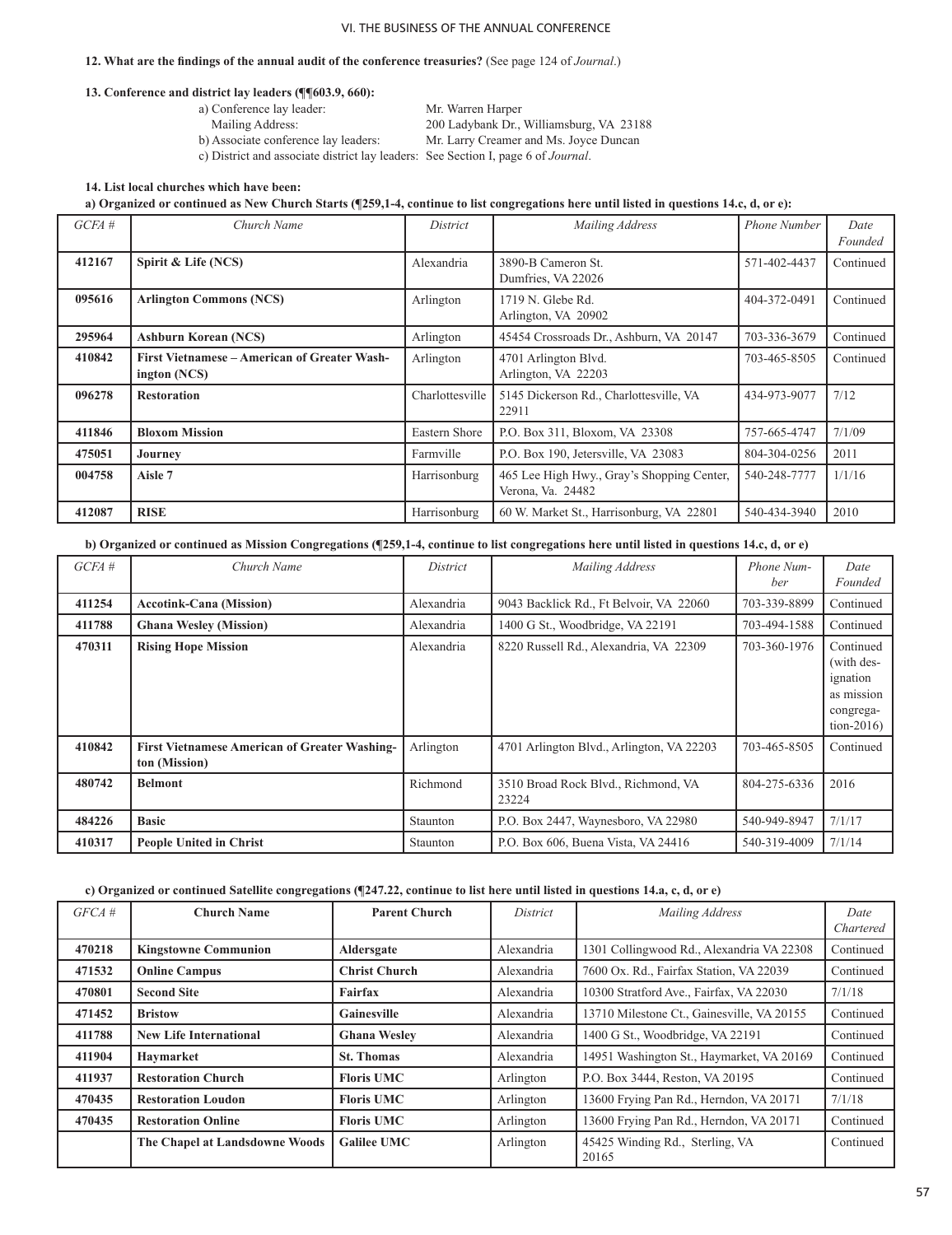**12. What are the findings of the annual audit of the conference treasuries?** (See page 124 of *Journal*.)

**13. Conference and district lay leaders (¶¶603.9, 660):**

a) Conference lay leader: Mr. Warren Harper
Mailing Address: 200 Ladybank Dr., Williamsburg, VA 23188
b) Associate conference lay leaders: Mr. Larry Creamer and Ms. Joyce Duncan
c) District and associate district lay leaders: See Section I, page 6 of *Journal*.

**14. List local churches which have been:**

**a) Organized or continued as New Church Starts (¶259,1-4, continue to list congregations here until listed in questions 14.c, d, or e):**

| *GCFA #* | *Church Name* | *District* | *Mailing Address* | *Phone Number* | *Date Founded* |
|---|---|---|---|---|---|
| **412167** | **Spirit & Life (NCS)** | Alexandria | 3890-B Cameron St. Dumfries, VA 22026 | 571-402-4437 | Continued |
| **095616** | **Arlington Commons (NCS)** | Arlington | 1719 N. Glebe Rd. Arlington, VA 20902 | 404-372-0491 | Continued |
| **295964** | **Ashburn Korean (NCS)** | Arlington | 45454 Crossroads Dr., Ashburn, VA 20147 | 703-336-3679 | Continued |
| **410842** | **First Vietnamese – American of Greater Washington (NCS)** | Arlington | 4701 Arlington Blvd. Arlington, VA 22203 | 703-465-8505 | Continued |
| **096278** | **Restoration** | Charlottesville | 5145 Dickerson Rd., Charlottesville, VA 22911 | 434-973-9077 | 7/12 |
| **411846** | **Bloxom Mission** | Eastern Shore | P.O. Box 311, Bloxom, VA 23308 | 757-665-4747 | 7/1/09 |
| **475051** | **Journey** | Farmville | P.O. Box 190, Jetersville, VA 23083 | 804-304-0256 | 2011 |
| **004758** | **Aisle 7** | Harrisonburg | 465 Lee High Hwy., Gray's Shopping Center, Verona, Va. 24482 | 540-248-7777 | 1/1/16 |
| **412087** | **RISE** | Harrisonburg | 60 W. Market St., Harrisonburg, VA 22801 | 540-434-3940 | 2010 |

**b) Organized or continued as Mission Congregations (¶259,1-4, continue to list congregations here until listed in questions 14.c, d, or e)**

| *GCFA #* | *Church Name* | *District* | *Mailing Address* | *Phone Number* | *Date Founded* |
|---|---|---|---|---|---|
| **411254** | **Accotink-Cana (Mission)** | Alexandria | 9043 Backlick Rd., Ft Belvoir, VA 22060 | 703-339-8899 | Continued |
| **411788** | **Ghana Wesley (Mission)** | Alexandria | 1400 G St., Woodbridge, VA 22191 | 703-494-1588 | Continued |
| **470311** | **Rising Hope Mission** | Alexandria | 8220 Russell Rd., Alexandria, VA 22309 | 703-360-1976 | Continued (with designation as mission congregation-2016) |
| **410842** | **First Vietnamese American of Greater Washington (Mission)** | Arlington | 4701 Arlington Blvd., Arlington, VA 22203 | 703-465-8505 | Continued |
| **480742** | **Belmont** | Richmond | 3510 Broad Rock Blvd., Richmond, VA 23224 | 804-275-6336 | 2016 |
| **484226** | **Basic** | Staunton | P.O. Box 2447, Waynesboro, VA 22980 | 540-949-8947 | 7/1/17 |
| **410317** | **People United in Christ** | Staunton | P.O. Box 606, Buena Vista, VA 24416 | 540-319-4009 | 7/1/14 |

**c) Organized or continued Satellite congregations (¶247.22, continue to list here until listed in questions 14.a, c, d, or e)**

| *GFCA #* | **Church Name** | **Parent Church** | *District* | *Mailing Address* | *Date Chartered* |
|---|---|---|---|---|---|
| **470218** | **Kingstowne Communion** | **Aldersgate** | Alexandria | 1301 Collingwood Rd., Alexandria VA 22308 | Continued |
| **471532** | **Online Campus** | **Christ Church** | Alexandria | 7600 Ox. Rd., Fairfax Station, VA 22039 | Continued |
| **470801** | **Second Site** | **Fairfax** | Alexandria | 10300 Stratford Ave., Fairfax, VA 22030 | 7/1/18 |
| **471452** | **Bristow** | **Gainesville** | Alexandria | 13710 Milestone Ct., Gainesville, VA 20155 | Continued |
| **411788** | **New Life International** | **Ghana Wesley** | Alexandria | 1400 G St., Woodbridge, VA 22191 | Continued |
| **411904** | **Haymarket** | **St. Thomas** | Alexandria | 14951 Washington St., Haymarket, VA 20169 | Continued |
| **411937** | **Restoration Church** | **Floris UMC** | Arlington | P.O. Box 3444, Reston, VA 20195 | Continued |
| **470435** | **Restoration Loudon** | **Floris UMC** | Arlington | 13600 Frying Pan Rd., Herndon, VA 20171 | 7/1/18 |
| **470435** | **Restoration Online** | **Floris UMC** | Arlington | 13600 Frying Pan Rd., Herndon, VA 20171 | Continued |
| | **The Chapel at Landsdowne Woods** | **Galilee UMC** | Arlington | 45425 Winding Rd., Sterling, VA 20165 | Continued |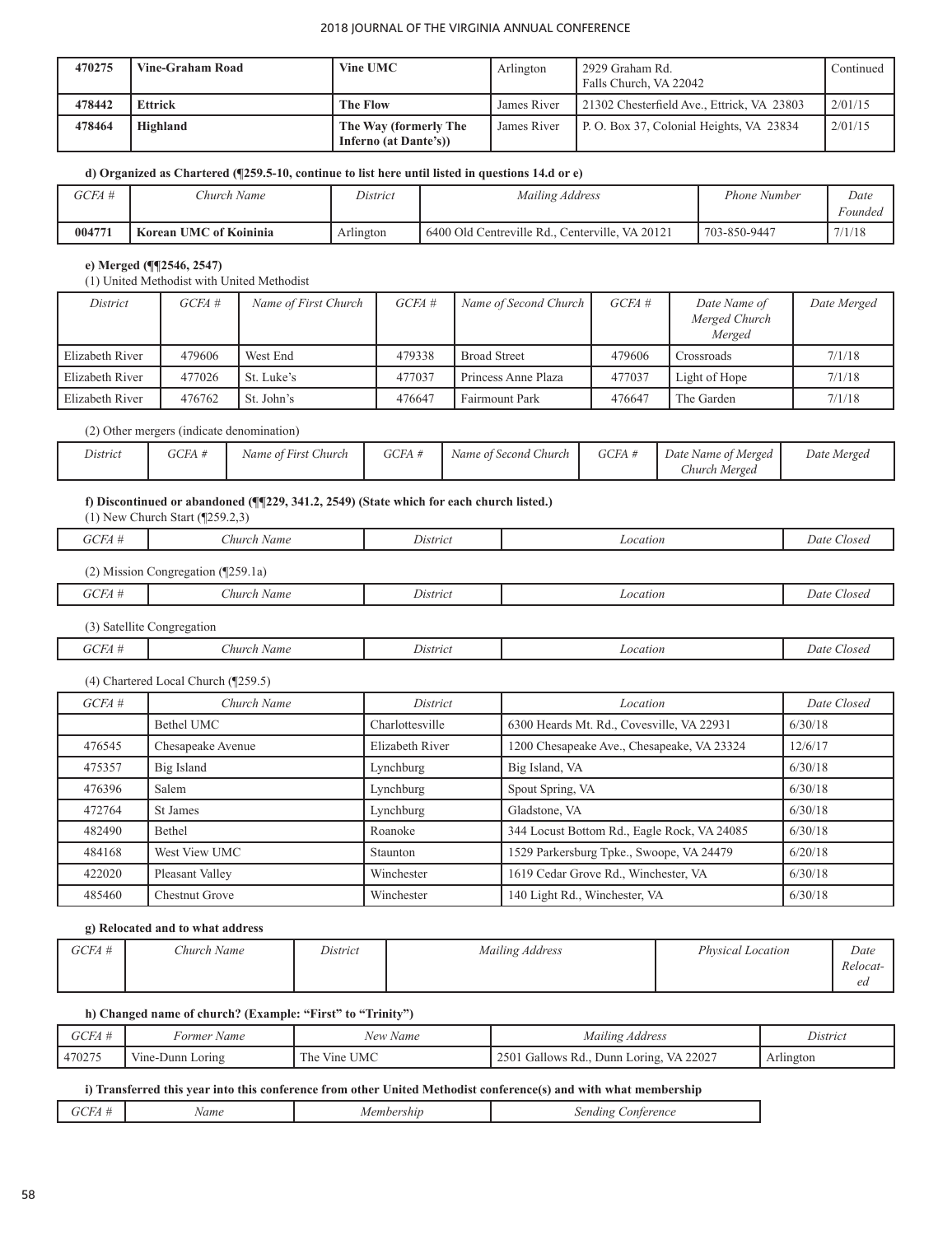| | | | | | |
|---|---|---|---|---|---|
| **470275** | **Vine-Graham Road** | **Vine UMC** | Arlington | 2929 Graham Rd.<br>Falls Church, VA 22042 | Continued |
| **478442** | **Ettrick** | **The Flow** | James River | 21302 Chesterfield Ave., Ettrick, VA 23803 | 2/01/15 |
| **478464** | **Highland** | **The Way (formerly The Inferno (at Dante's))** | James River | P. O. Box 37, Colonial Heights, VA 23834 | 2/01/15 |

**d) Organized as Chartered (¶259.5-10, continue to list here until listed in questions 14.d or e)**

| *GCFA #* | *Church Name* | *District* | *Mailing Address* | *Phone Number* | *Date Founded* |
|---|---|---|---|---|---|
| **004771** | **Korean UMC of Koininia** | Arlington | 6400 Old Centreville Rd., Centerville, VA 20121 | 703-850-9447 | 7/1/18 |

**e) Merged (¶¶2546, 2547)**

(1) United Methodist with United Methodist

| *District* | *GCFA #* | *Name of First Church* | *GCFA #* | *Name of Second Church* | *GCFA #* | *Date Name of Merged Church Merged* | *Date Merged* |
|---|---|---|---|---|---|---|---|
| Elizabeth River | 479606 | West End | 479338 | Broad Street | 479606 | Crossroads | 7/1/18 |
| Elizabeth River | 477026 | St. Luke's | 477037 | Princess Anne Plaza | 477037 | Light of Hope | 7/1/18 |
| Elizabeth River | 476762 | St. John's | 476647 | Fairmount Park | 476647 | The Garden | 7/1/18 |

(2) Other mergers (indicate denomination)

| *District* | *GCFA #* | *Name of First Church* | *GCFA #* | *Name of Second Church* | *GCFA #* | *Date Name of Merged Church Merged* | *Date Merged* |
|---|---|---|---|---|---|---|---|

**f) Discontinued or abandoned (¶¶229, 341.2, 2549) (State which for each church listed.)**

(1) New Church Start (¶259.2,3)

| *GCFA #* | *Church Name* | *District* | *Location* | *Date Closed* |
|---|---|---|---|---|

(2) Mission Congregation (¶259.1a)

| *GCFA #* | *Church Name* | *District* | *Location* | *Date Closed* |
|---|---|---|---|---|

(3) Satellite Congregation

| *GCFA #* | *Church Name* | *District* | *Location* | *Date Closed* |
|---|---|---|---|---|

(4) Chartered Local Church (¶259.5)

| *GCFA #* | *Church Name* | *District* | *Location* | *Date Closed* |
|---|---|---|---|---|
| | Bethel UMC | Charlottesville | 6300 Heards Mt. Rd., Covesville, VA 22931 | 6/30/18 |
| 476545 | Chesapeake Avenue | Elizabeth River | 1200 Chesapeake Ave., Chesapeake, VA 23324 | 12/6/17 |
| 475357 | Big Island | Lynchburg | Big Island, VA | 6/30/18 |
| 476396 | Salem | Lynchburg | Spout Spring, VA | 6/30/18 |
| 472764 | St James | Lynchburg | Gladstone, VA | 6/30/18 |
| 482490 | Bethel | Roanoke | 344 Locust Bottom Rd., Eagle Rock, VA 24085 | 6/30/18 |
| 484168 | West View UMC | Staunton | 1529 Parkersburg Tpke., Swoope, VA 24479 | 6/20/18 |
| 422020 | Pleasant Valley | Winchester | 1619 Cedar Grove Rd., Winchester, VA | 6/30/18 |
| 485460 | Chestnut Grove | Winchester | 140 Light Rd., Winchester, VA | 6/30/18 |

**g) Relocated and to what address**

| *GCFA #* | *Church Name* | *District* | *Mailing Address* | *Physical Location* | *Date Relocated* |
|---|---|---|---|---|---|

**h) Changed name of church? (Example: "First" to "Trinity")**

| *GCFA #* | *Former Name* | *New Name* | *Mailing Address* | *District* |
|---|---|---|---|---|
| 470275 | Vine-Dunn Loring | The Vine UMC | 2501 Gallows Rd., Dunn Loring, VA 22027 | Arlington |

**i) Transferred this year into this conference from other United Methodist conference(s) and with what membership**

| *GCFA #* | *Name* | *Membership* | *Sending Conference* |
|---|---|---|---|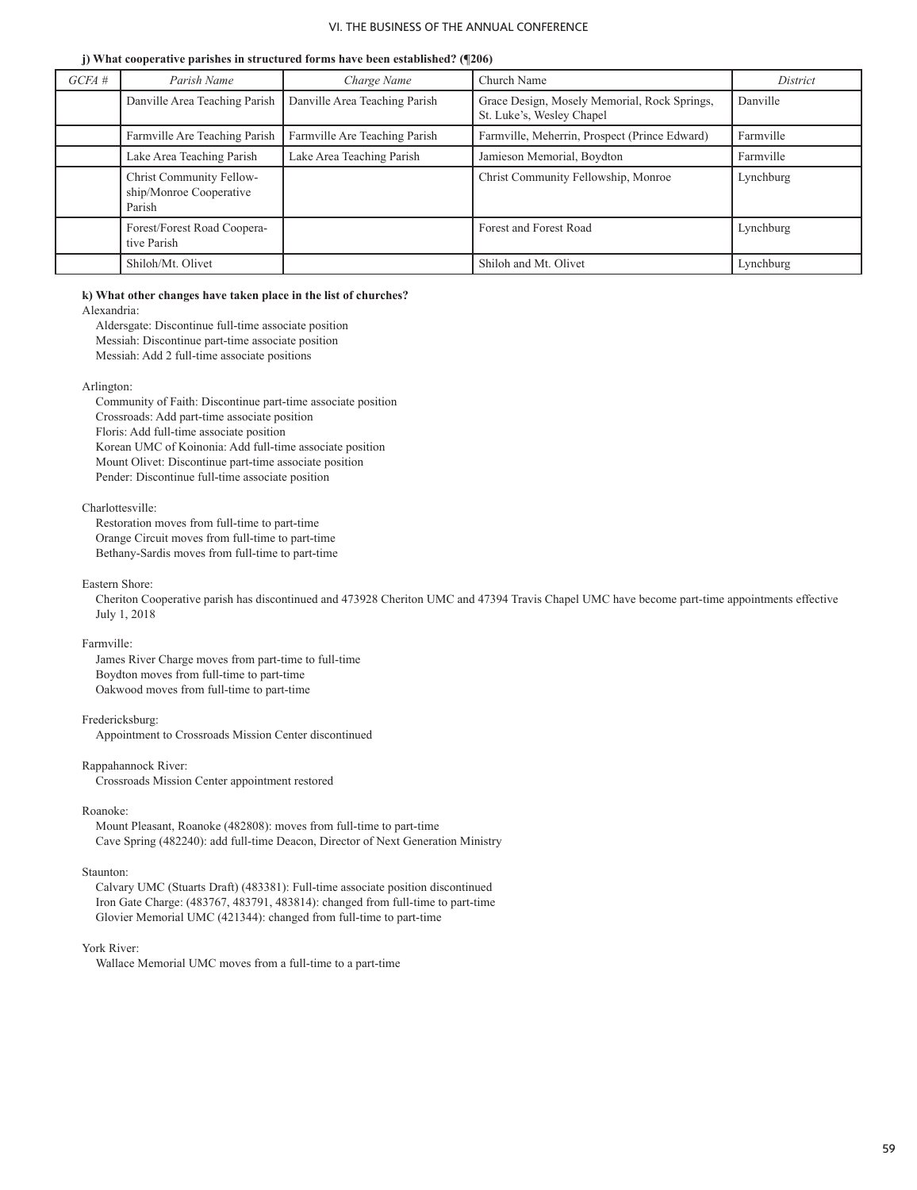**j) What cooperative parishes in structured forms have been established? (¶206)**

| *GCFA #* | *Parish Name* | *Charge Name* | Church Name | *District* |
|---|---|---|---|---|
| | Danville Area Teaching Parish | Danville Area Teaching Parish | Grace Design, Mosely Memorial, Rock Springs, St. Luke's, Wesley Chapel | Danville |
| | Farmville Are Teaching Parish | Farmville Are Teaching Parish | Farmville, Meherrin, Prospect (Prince Edward) | Farmville |
| | Lake Area Teaching Parish | Lake Area Teaching Parish | Jamieson Memorial, Boydton | Farmville |
| | Christ Community Fellowship/Monroe Cooperative Parish | | Christ Community Fellowship, Monroe | Lynchburg |
| | Forest/Forest Road Cooperative Parish | | Forest and Forest Road | Lynchburg |
| | Shiloh/Mt. Olivet | | Shiloh and Mt. Olivet | Lynchburg |

**k) What other changes have taken place in the list of churches?**

Alexandria:

- Aldersgate: Discontinue full-time associate position
- Messiah: Discontinue part-time associate position
- Messiah: Add 2 full-time associate positions

Arlington:

- Community of Faith: Discontinue part-time associate position
- Crossroads: Add part-time associate position
- Floris: Add full-time associate position
- Korean UMC of Koinonia: Add full-time associate position
- Mount Olivet: Discontinue part-time associate position
- Pender: Discontinue full-time associate position

Charlottesville:

- Restoration moves from full-time to part-time
- Orange Circuit moves from full-time to part-time
- Bethany-Sardis moves from full-time to part-time

Eastern Shore:

- Cheriton Cooperative parish has discontinued and 473928 Cheriton UMC and 47394 Travis Chapel UMC have become part-time appointments effective July 1, 2018

Farmville:

- James River Charge moves from part-time to full-time
- Boydton moves from full-time to part-time
- Oakwood moves from full-time to part-time

Fredericksburg:

- Appointment to Crossroads Mission Center discontinued

Rappahannock River:

- Crossroads Mission Center appointment restored

Roanoke:

- Mount Pleasant, Roanoke (482808): moves from full-time to part-time
- Cave Spring (482240): add full-time Deacon, Director of Next Generation Ministry

Staunton:

- Calvary UMC (Stuarts Draft) (483381): Full-time associate position discontinued
- Iron Gate Charge: (483767, 483791, 483814): changed from full-time to part-time
- Glovier Memorial UMC (421344): changed from full-time to part-time

York River:

- Wallace Memorial UMC moves from a full-time to a part-time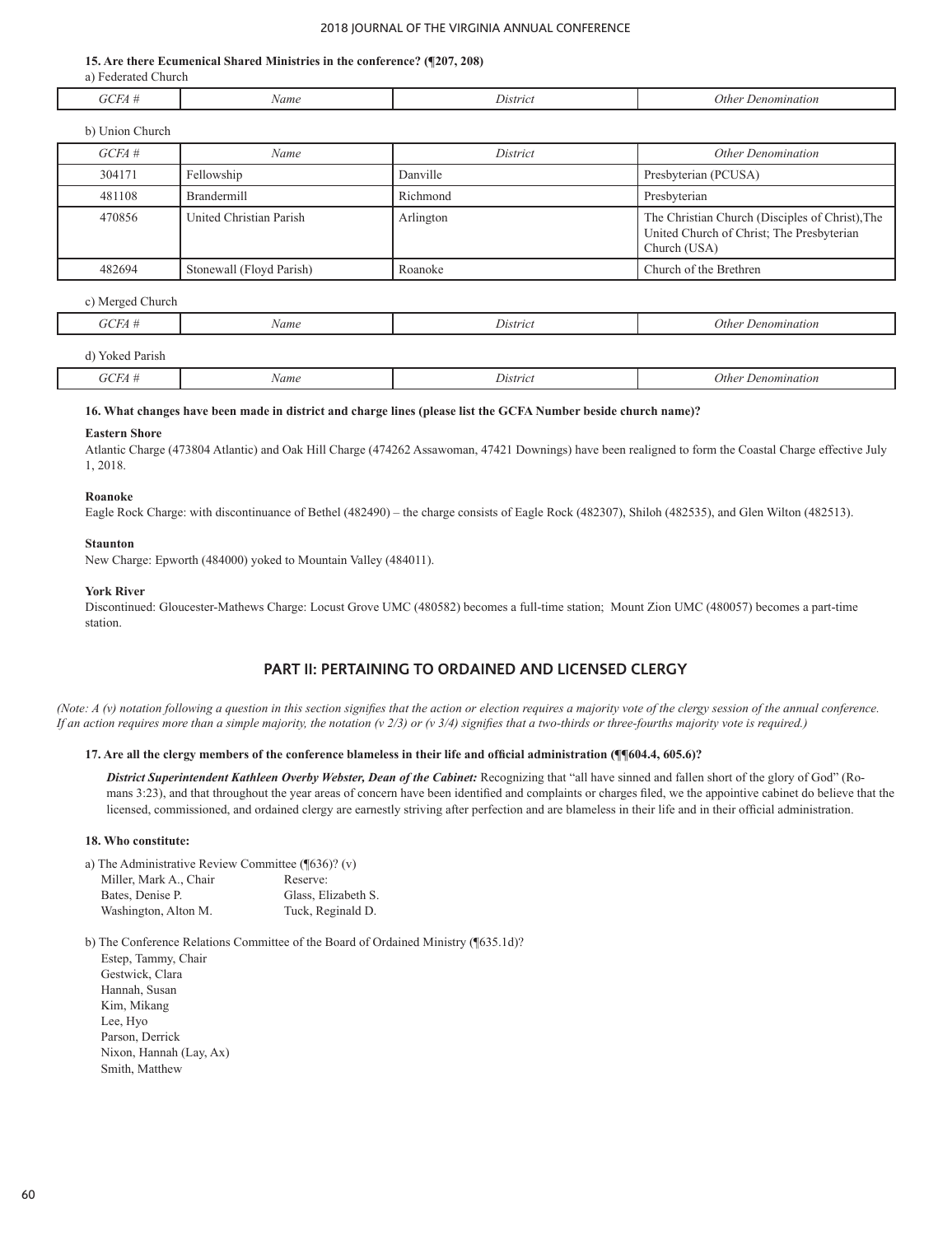**15. Are there Ecumenical Shared Ministries in the conference? (¶207, 208)**

a) Federated Church

| *GCFA #* | *Name* | *District* | *Other Denomination* |
|---|---|---|---|

b) Union Church

| *GCFA #* | *Name* | *District* | *Other Denomination* |
|---|---|---|---|
| 304171 | Fellowship | Danville | Presbyterian (PCUSA) |
| 481108 | Brandermill | Richmond | Presbyterian |
| 470856 | United Christian Parish | Arlington | The Christian Church (Disciples of Christ),The United Church of Christ; The Presbyterian Church (USA) |
| 482694 | Stonewall (Floyd Parish) | Roanoke | Church of the Brethren |

c) Merged Church

| *GCFA #* | *Name* | *District* | *Other Denomination* |
|---|---|---|---|

d) Yoked Parish

| *GCFA #* | *Name* | *District* | *Other Denomination* |
|---|---|---|---|

**16. What changes have been made in district and charge lines (please list the GCFA Number beside church name)?**

**Eastern Shore**

Atlantic Charge (473804 Atlantic) and Oak Hill Charge (474262 Assawoman, 47421 Downings) have been realigned to form the Coastal Charge effective July 1, 2018.

**Roanoke**

Eagle Rock Charge: with discontinuance of Bethel (482490) – the charge consists of Eagle Rock (482307), Shiloh (482535), and Glen Wilton (482513).

**Staunton**

New Charge: Epworth (484000) yoked to Mountain Valley (484011).

**York River**

Discontinued: Gloucester-Mathews Charge: Locust Grove UMC (480582) becomes a full-time station; Mount Zion UMC (480057) becomes a part-time station.

## PART II: PERTAINING TO ORDAINED AND LICENSED CLERGY

*(Note: A (v) notation following a question in this section signifies that the action or election requires a majority vote of the clergy session of the annual conference. If an action requires more than a simple majority, the notation (v 2/3) or (v 3/4) signifies that a two-thirds or three-fourths majority vote is required.)*

**17. Are all the clergy members of the conference blameless in their life and official administration (¶¶604.4, 605.6)?**

***District Superintendent Kathleen Overby Webster, Dean of the Cabinet:*** Recognizing that "all have sinned and fallen short of the glory of God" (Romans 3:23), and that throughout the year areas of concern have been identified and complaints or charges filed, we the appointive cabinet do believe that the licensed, commissioned, and ordained clergy are earnestly striving after perfection and are blameless in their life and in their official administration.

**18. Who constitute:**

a) The Administrative Review Committee (¶636)? (v)

| | |
|---|---|
| Miller, Mark A., Chair | Reserve: |
| Bates, Denise P. | Glass, Elizabeth S. |
| Washington, Alton M. | Tuck, Reginald D. |

b) The Conference Relations Committee of the Board of Ordained Ministry (¶635.1d)?

Estep, Tammy, Chair
Gestwick, Clara
Hannah, Susan
Kim, Mikang
Lee, Hyo
Parson, Derrick
Nixon, Hannah (Lay, Ax)
Smith, Matthew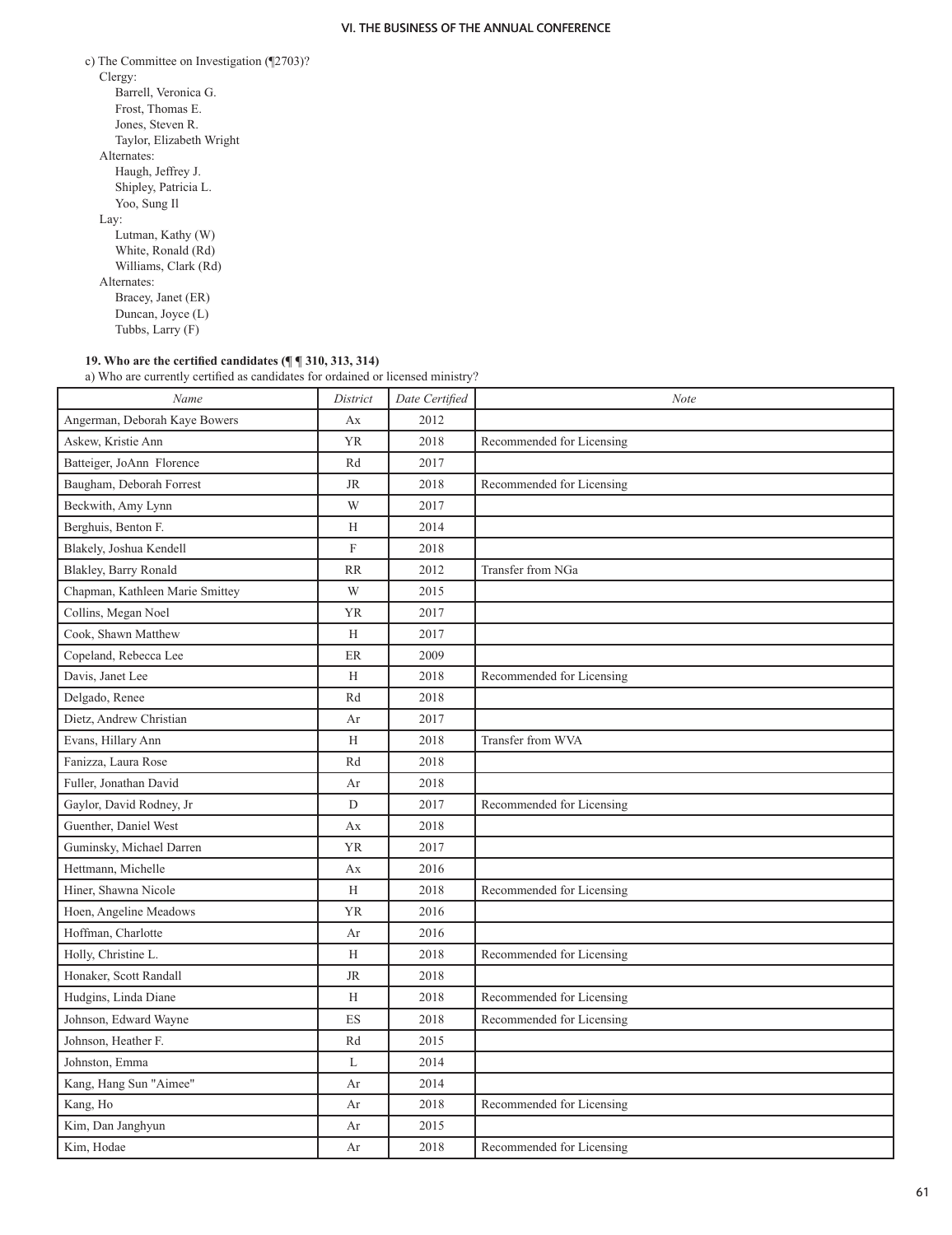c) The Committee on Investigation (¶2703)?

Clergy:

- Barrell, Veronica G.
- Frost, Thomas E.
- Jones, Steven R.
- Taylor, Elizabeth Wright

Alternates:

- Haugh, Jeffrey J.
- Shipley, Patricia L.
- Yoo, Sung Il

Lay:

- Lutman, Kathy (W)
- White, Ronald (Rd)
- Williams, Clark (Rd)

Alternates:

- Bracey, Janet (ER)
- Duncan, Joyce (L)
- Tubbs, Larry (F)

**19. Who are the certified candidates (¶ ¶ 310, 313, 314)**

a) Who are currently certified as candidates for ordained or licensed ministry?

| *Name* | *District* | *Date Certified* | *Note* |
|---|---|---|---|
| Angerman, Deborah Kaye Bowers | Ax | 2012 | |
| Askew, Kristie Ann | YR | 2018 | Recommended for Licensing |
| Batteiger, JoAnn Florence | Rd | 2017 | |
| Baugham, Deborah Forrest | JR | 2018 | Recommended for Licensing |
| Beckwith, Amy Lynn | W | 2017 | |
| Berghuis, Benton F. | H | 2014 | |
| Blakely, Joshua Kendell | F | 2018 | |
| Blakley, Barry Ronald | RR | 2012 | Transfer from NGa |
| Chapman, Kathleen Marie Smittey | W | 2015 | |
| Collins, Megan Noel | YR | 2017 | |
| Cook, Shawn Matthew | H | 2017 | |
| Copeland, Rebecca Lee | ER | 2009 | |
| Davis, Janet Lee | H | 2018 | Recommended for Licensing |
| Delgado, Renee | Rd | 2018 | |
| Dietz, Andrew Christian | Ar | 2017 | |
| Evans, Hillary Ann | H | 2018 | Transfer from WVA |
| Fanizza, Laura Rose | Rd | 2018 | |
| Fuller, Jonathan David | Ar | 2018 | |
| Gaylor, David Rodney, Jr | D | 2017 | Recommended for Licensing |
| Guenther, Daniel West | Ax | 2018 | |
| Guminsky, Michael Darren | YR | 2017 | |
| Hettmann, Michelle | Ax | 2016 | |
| Hiner, Shawna Nicole | H | 2018 | Recommended for Licensing |
| Hoen, Angeline Meadows | YR | 2016 | |
| Hoffman, Charlotte | Ar | 2016 | |
| Holly, Christine L. | H | 2018 | Recommended for Licensing |
| Honaker, Scott Randall | JR | 2018 | |
| Hudgins, Linda Diane | H | 2018 | Recommended for Licensing |
| Johnson, Edward Wayne | ES | 2018 | Recommended for Licensing |
| Johnson, Heather F. | Rd | 2015 | |
| Johnston, Emma | L | 2014 | |
| Kang, Hang Sun "Aimee" | Ar | 2014 | |
| Kang, Ho | Ar | 2018 | Recommended for Licensing |
| Kim, Dan Janghyun | Ar | 2015 | |
| Kim, Hodae | Ar | 2018 | Recommended for Licensing |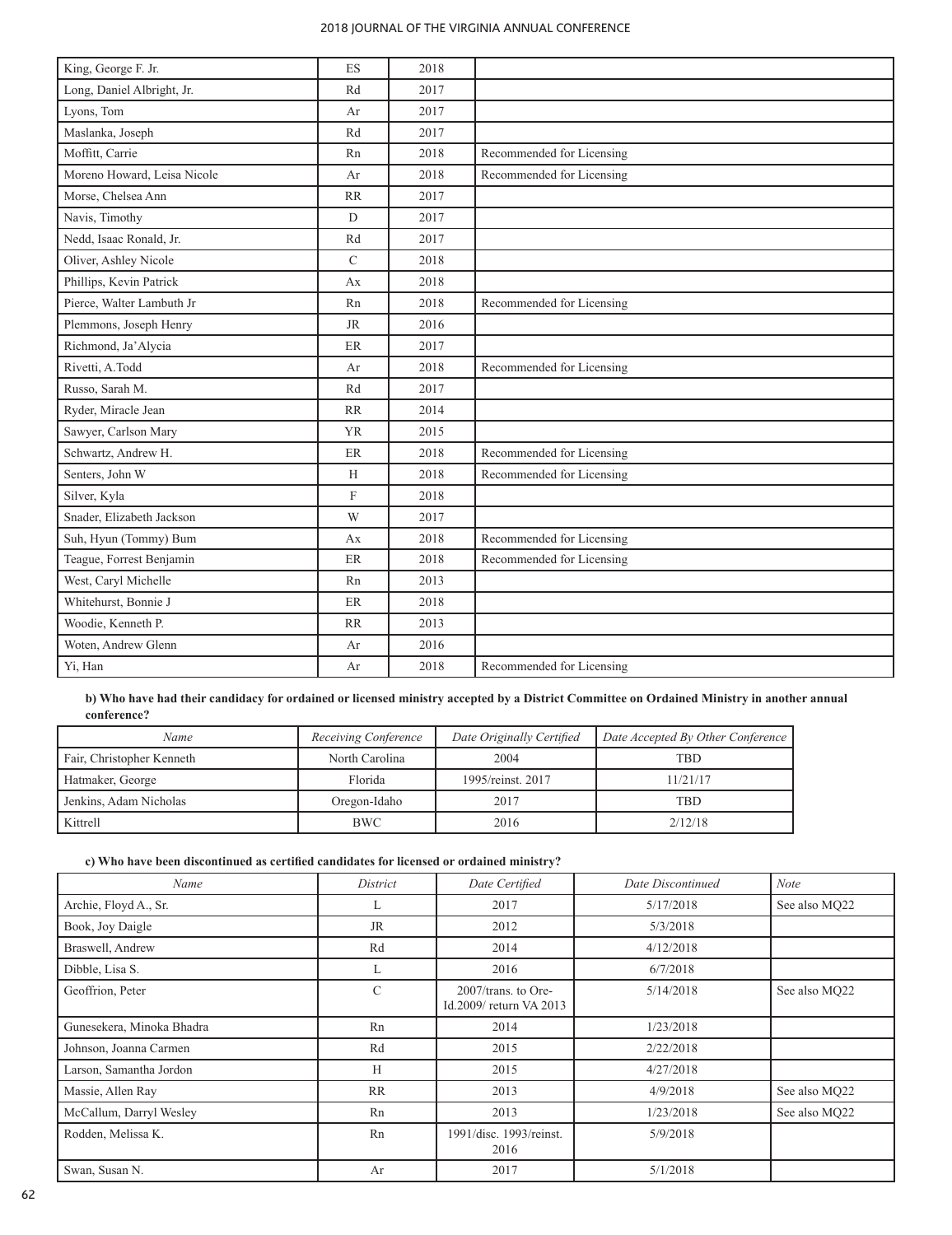| | | | |
|---|---|---|---|
| King, George F. Jr. | ES | 2018 | |
| Long, Daniel Albright, Jr. | Rd | 2017 | |
| Lyons, Tom | Ar | 2017 | |
| Maslanka, Joseph | Rd | 2017 | |
| Moffitt, Carrie | Rn | 2018 | Recommended for Licensing |
| Moreno Howard, Leisa Nicole | Ar | 2018 | Recommended for Licensing |
| Morse, Chelsea Ann | RR | 2017 | |
| Navis, Timothy | D | 2017 | |
| Nedd, Isaac Ronald, Jr. | Rd | 2017 | |
| Oliver, Ashley Nicole | C | 2018 | |
| Phillips, Kevin Patrick | Ax | 2018 | |
| Pierce, Walter Lambuth Jr | Rn | 2018 | Recommended for Licensing |
| Plemmons, Joseph Henry | JR | 2016 | |
| Richmond, Ja'Alycia | ER | 2017 | |
| Rivetti, A.Todd | Ar | 2018 | Recommended for Licensing |
| Russo, Sarah M. | Rd | 2017 | |
| Ryder, Miracle Jean | RR | 2014 | |
| Sawyer, Carlson Mary | YR | 2015 | |
| Schwartz, Andrew H. | ER | 2018 | Recommended for Licensing |
| Senters, John W | H | 2018 | Recommended for Licensing |
| Silver, Kyla | F | 2018 | |
| Snader, Elizabeth Jackson | W | 2017 | |
| Suh, Hyun (Tommy) Bum | Ax | 2018 | Recommended for Licensing |
| Teague, Forrest Benjamin | ER | 2018 | Recommended for Licensing |
| West, Caryl Michelle | Rn | 2013 | |
| Whitehurst, Bonnie J | ER | 2018 | |
| Woodie, Kenneth P. | RR | 2013 | |
| Woten, Andrew Glenn | Ar | 2016 | |
| Yi, Han | Ar | 2018 | Recommended for Licensing |

**b) Who have had their candidacy for ordained or licensed ministry accepted by a District Committee on Ordained Ministry in another annual conference?**

| *Name* | *Receiving Conference* | *Date Originally Certified* | *Date Accepted By Other Conference* |
|---|---|---|---|
| Fair, Christopher Kenneth | North Carolina | 2004 | TBD |
| Hatmaker, George | Florida | 1995/reinst. 2017 | 11/21/17 |
| Jenkins, Adam Nicholas | Oregon-Idaho | 2017 | TBD |
| Kittrell | BWC | 2016 | 2/12/18 |

**c) Who have been discontinued as certified candidates for licensed or ordained ministry?**

| *Name* | *District* | *Date Certified* | *Date Discontinued* | *Note* |
|---|---|---|---|---|
| Archie, Floyd A., Sr. | L | 2017 | 5/17/2018 | See also MQ22 |
| Book, Joy Daigle | JR | 2012 | 5/3/2018 | |
| Braswell, Andrew | Rd | 2014 | 4/12/2018 | |
| Dibble, Lisa S. | L | 2016 | 6/7/2018 | |
| Geoffrion, Peter | C | 2007/trans. to Ore-Id.2009/ return VA 2013 | 5/14/2018 | See also MQ22 |
| Gunesekera, Minoka Bhadra | Rn | 2014 | 1/23/2018 | |
| Johnson, Joanna Carmen | Rd | 2015 | 2/22/2018 | |
| Larson, Samantha Jordon | H | 2015 | 4/27/2018 | |
| Massie, Allen Ray | RR | 2013 | 4/9/2018 | See also MQ22 |
| McCallum, Darryl Wesley | Rn | 2013 | 1/23/2018 | See also MQ22 |
| Rodden, Melissa K. | Rn | 1991/disc. 1993/reinst. 2016 | 5/9/2018 | |
| Swan, Susan N. | Ar | 2017 | 5/1/2018 | |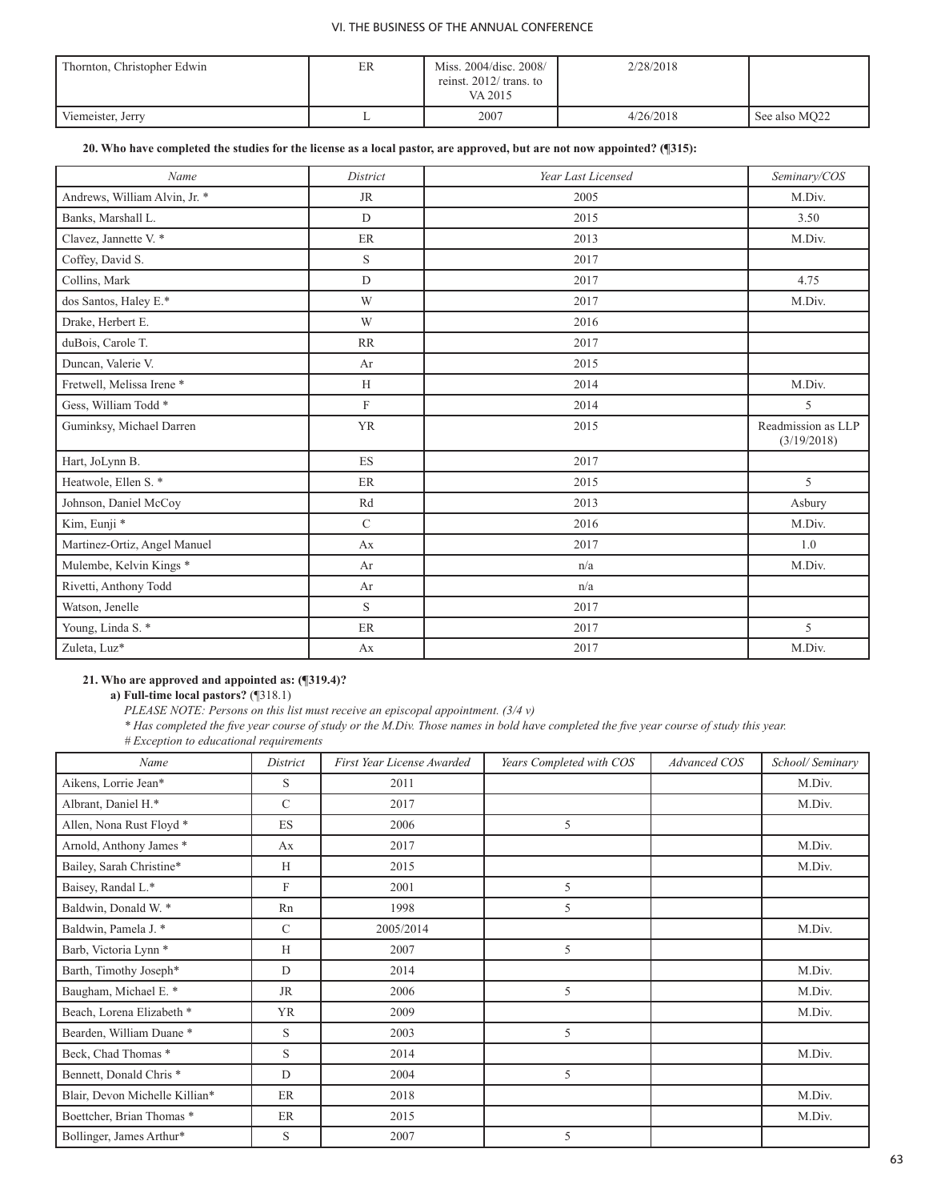| | | | | |
|---|---|---|---|---|
| Thornton, Christopher Edwin | ER | Miss. 2004/disc. 2008/ reinst. 2012/ trans. to VA 2015 | 2/28/2018 | |
| Viemeister, Jerry | L | 2007 | 4/26/2018 | See also MQ22 |

**20. Who have completed the studies for the license as a local pastor, are approved, but are not now appointed? (¶315):**

| *Name* | *District* | *Year Last Licensed* | *Seminary/COS* |
|---|---|---|---|
| Andrews, William Alvin, Jr. * | JR | 2005 | M.Div. |
| Banks, Marshall L. | D | 2015 | 3.50 |
| Clavez, Jannette V. * | ER | 2013 | M.Div. |
| Coffey, David S. | S | 2017 | |
| Collins, Mark | D | 2017 | 4.75 |
| dos Santos, Haley E.* | W | 2017 | M.Div. |
| Drake, Herbert E. | W | 2016 | |
| duBois, Carole T. | RR | 2017 | |
| Duncan, Valerie V. | Ar | 2015 | |
| Fretwell, Melissa Irene * | H | 2014 | M.Div. |
| Gess, William Todd * | F | 2014 | 5 |
| Guminksy, Michael Darren | YR | 2015 | Readmission as LLP (3/19/2018) |
| Hart, JoLynn B. | ES | 2017 | |
| Heatwole, Ellen S. * | ER | 2015 | 5 |
| Johnson, Daniel McCoy | Rd | 2013 | Asbury |
| Kim, Eunji * | C | 2016 | M.Div. |
| Martinez-Ortiz, Angel Manuel | Ax | 2017 | 1.0 |
| Mulembe, Kelvin Kings * | Ar | n/a | M.Div. |
| Rivetti, Anthony Todd | Ar | n/a | |
| Watson, Jenelle | S | 2017 | |
| Young, Linda S. * | ER | 2017 | 5 |
| Zuleta, Luz* | Ax | 2017 | M.Div. |

**21. Who are approved and appointed as: (¶319.4)?**

**a) Full-time local pastors?** (¶318.1)

*PLEASE NOTE: Persons on this list must receive an episcopal appointment. (3/4 v)*

*\* Has completed the five year course of study or the M.Div. Those names in bold have completed the five year course of study this year.*

*# Exception to educational requirements*

| *Name* | *District* | *First Year License Awarded* | *Years Completed with COS* | *Advanced COS* | *School/ Seminary* |
|---|---|---|---|---|---|
| Aikens, Lorrie Jean* | S | 2011 | | | M.Div. |
| Albrant, Daniel H.* | C | 2017 | | | M.Div. |
| Allen, Nona Rust Floyd * | ES | 2006 | 5 | | |
| Arnold, Anthony James * | Ax | 2017 | | | M.Div. |
| Bailey, Sarah Christine* | H | 2015 | | | M.Div. |
| Baisey, Randal L.* | F | 2001 | 5 | | |
| Baldwin, Donald W. * | Rn | 1998 | 5 | | |
| Baldwin, Pamela J. * | C | 2005/2014 | | | M.Div. |
| Barb, Victoria Lynn * | H | 2007 | 5 | | |
| Barth, Timothy Joseph* | D | 2014 | | | M.Div. |
| Baugham, Michael E. * | JR | 2006 | 5 | | M.Div. |
| Beach, Lorena Elizabeth * | YR | 2009 | | | M.Div. |
| Bearden, William Duane * | S | 2003 | 5 | | |
| Beck, Chad Thomas * | S | 2014 | | | M.Div. |
| Bennett, Donald Chris * | D | 2004 | 5 | | |
| Blair, Devon Michelle Killian* | ER | 2018 | | | M.Div. |
| Boettcher, Brian Thomas * | ER | 2015 | | | M.Div. |
| Bollinger, James Arthur* | S | 2007 | 5 | | |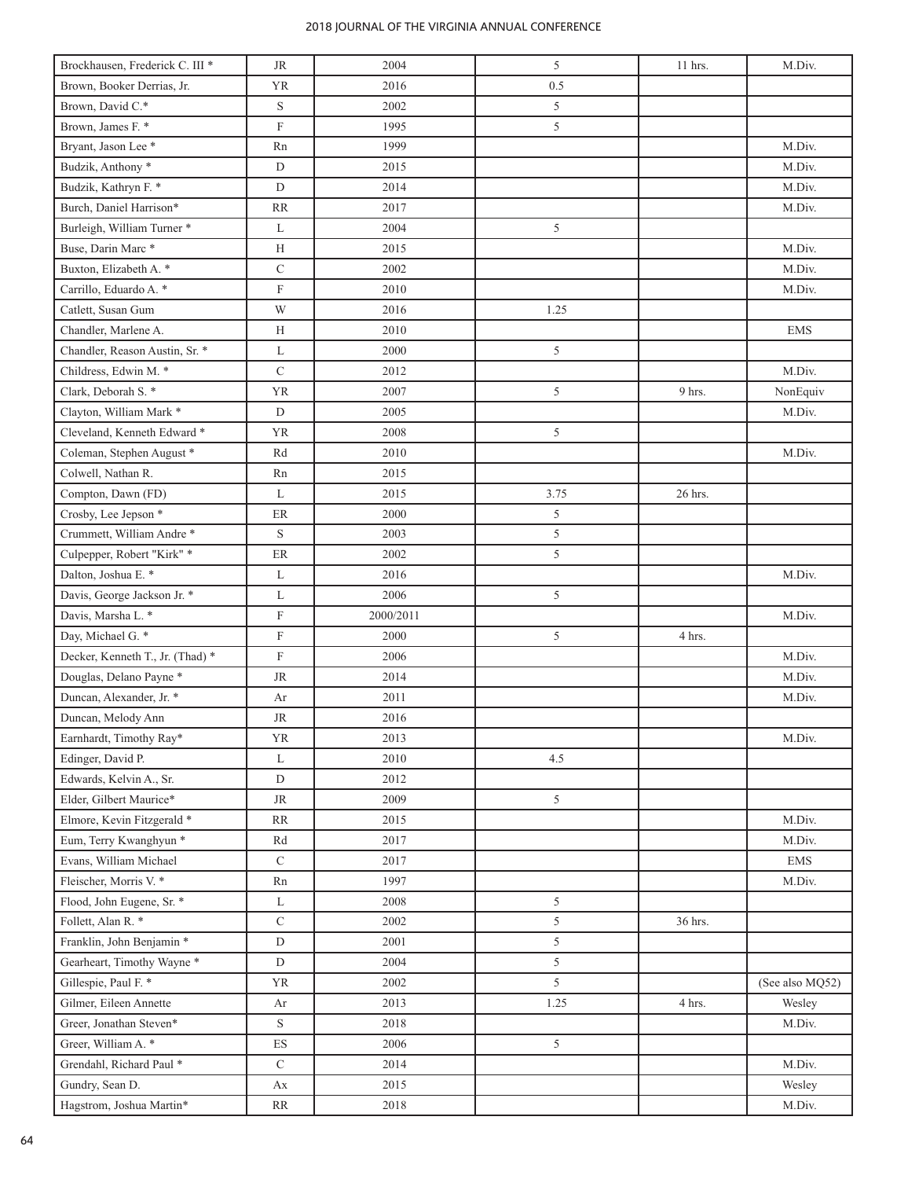| | | | | | |
|---|---|---|---|---|---|
| Brockhausen, Frederick C. III * | JR | 2004 | 5 | 11 hrs. | M.Div. |
| Brown, Booker Derrias, Jr. | YR | 2016 | 0.5 | | |
| Brown, David C.* | S | 2002 | 5 | | |
| Brown, James F. * | F | 1995 | 5 | | |
| Bryant, Jason Lee * | Rn | 1999 | | | M.Div. |
| Budzik, Anthony * | D | 2015 | | | M.Div. |
| Budzik, Kathryn F. * | D | 2014 | | | M.Div. |
| Burch, Daniel Harrison* | RR | 2017 | | | M.Div. |
| Burleigh, William Turner * | L | 2004 | 5 | | |
| Buse, Darin Marc * | H | 2015 | | | M.Div. |
| Buxton, Elizabeth A. * | C | 2002 | | | M.Div. |
| Carrillo, Eduardo A. * | F | 2010 | | | M.Div. |
| Catlett, Susan Gum | W | 2016 | 1.25 | | |
| Chandler, Marlene A. | H | 2010 | | | EMS |
| Chandler, Reason Austin, Sr. * | L | 2000 | 5 | | |
| Childress, Edwin M. * | C | 2012 | | | M.Div. |
| Clark, Deborah S. * | YR | 2007 | 5 | 9 hrs. | NonEquiv |
| Clayton, William Mark * | D | 2005 | | | M.Div. |
| Cleveland, Kenneth Edward * | YR | 2008 | 5 | | |
| Coleman, Stephen August * | Rd | 2010 | | | M.Div. |
| Colwell, Nathan R. | Rn | 2015 | | | |
| Compton, Dawn (FD) | L | 2015 | 3.75 | 26 hrs. | |
| Crosby, Lee Jepson * | ER | 2000 | 5 | | |
| Crummett, William Andre * | S | 2003 | 5 | | |
| Culpepper, Robert "Kirk" * | ER | 2002 | 5 | | |
| Dalton, Joshua E. * | L | 2016 | | | M.Div. |
| Davis, George Jackson Jr. * | L | 2006 | 5 | | |
| Davis, Marsha L. * | F | 2000/2011 | | | M.Div. |
| Day, Michael G. * | F | 2000 | 5 | 4 hrs. | |
| Decker, Kenneth T., Jr. (Thad) * | F | 2006 | | | M.Div. |
| Douglas, Delano Payne * | JR | 2014 | | | M.Div. |
| Duncan, Alexander, Jr. * | Ar | 2011 | | | M.Div. |
| Duncan, Melody Ann | JR | 2016 | | | |
| Earnhardt, Timothy Ray* | YR | 2013 | | | M.Div. |
| Edinger, David P. | L | 2010 | 4.5 | | |
| Edwards, Kelvin A., Sr. | D | 2012 | | | |
| Elder, Gilbert Maurice* | JR | 2009 | 5 | | |
| Elmore, Kevin Fitzgerald * | RR | 2015 | | | M.Div. |
| Eum, Terry Kwanghyun * | Rd | 2017 | | | M.Div. |
| Evans, William Michael | C | 2017 | | | EMS |
| Fleischer, Morris V. * | Rn | 1997 | | | M.Div. |
| Flood, John Eugene, Sr. * | L | 2008 | 5 | | |
| Follett, Alan R. * | C | 2002 | 5 | 36 hrs. | |
| Franklin, John Benjamin * | D | 2001 | 5 | | |
| Gearheart, Timothy Wayne * | D | 2004 | 5 | | |
| Gillespie, Paul F. * | YR | 2002 | 5 | | (See also MQ52) |
| Gilmer, Eileen Annette | Ar | 2013 | 1.25 | 4 hrs. | Wesley |
| Greer, Jonathan Steven* | S | 2018 | | | M.Div. |
| Greer, William A. * | ES | 2006 | 5 | | |
| Grendahl, Richard Paul * | C | 2014 | | | M.Div. |
| Gundry, Sean D. | Ax | 2015 | | | Wesley |
| Hagstrom, Joshua Martin* | RR | 2018 | | | M.Div. |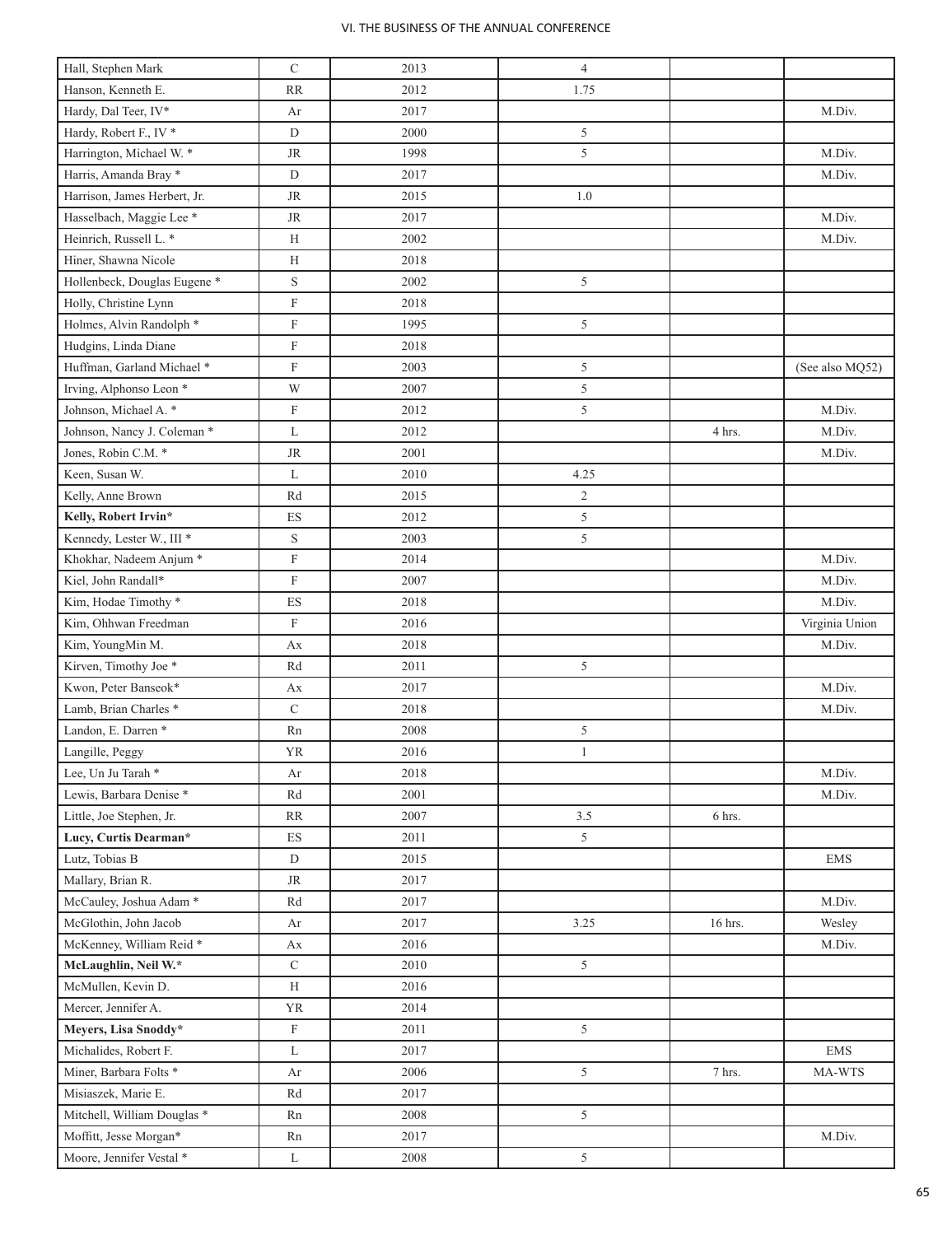| | | | | | |
|---|---|---|---|---|---|
| Hall, Stephen Mark | C | 2013 | 4 | | |
| Hanson, Kenneth E. | RR | 2012 | 1.75 | | |
| Hardy, Dal Teer, IV* | Ar | 2017 | | | M.Div. |
| Hardy, Robert F., IV * | D | 2000 | 5 | | |
| Harrington, Michael W. * | JR | 1998 | 5 | | M.Div. |
| Harris, Amanda Bray * | D | 2017 | | | M.Div. |
| Harrison, James Herbert, Jr. | JR | 2015 | 1.0 | | |
| Hasselbach, Maggie Lee * | JR | 2017 | | | M.Div. |
| Heinrich, Russell L. * | H | 2002 | | | M.Div. |
| Hiner, Shawna Nicole | H | 2018 | | | |
| Hollenbeck, Douglas Eugene * | S | 2002 | 5 | | |
| Holly, Christine Lynn | F | 2018 | | | |
| Holmes, Alvin Randolph * | F | 1995 | 5 | | |
| Hudgins, Linda Diane | F | 2018 | | | |
| Huffman, Garland Michael * | F | 2003 | 5 | | (See also MQ52) |
| Irving, Alphonso Leon * | W | 2007 | 5 | | |
| Johnson, Michael A. * | F | 2012 | 5 | | M.Div. |
| Johnson, Nancy J. Coleman * | L | 2012 | | 4 hrs. | M.Div. |
| Jones, Robin C.M. * | JR | 2001 | | | M.Div. |
| Keen, Susan W. | L | 2010 | 4.25 | | |
| Kelly, Anne Brown | Rd | 2015 | 2 | | |
| **Kelly, Robert Irvin*** | ES | 2012 | 5 | | |
| Kennedy, Lester W., III * | S | 2003 | 5 | | |
| Khokhar, Nadeem Anjum * | F | 2014 | | | M.Div. |
| Kiel, John Randall* | F | 2007 | | | M.Div. |
| Kim, Hodae Timothy * | ES | 2018 | | | M.Div. |
| Kim, Ohhwan Freedman | F | 2016 | | | Virginia Union |
| Kim, YoungMin M. | Ax | 2018 | | | M.Div. |
| Kirven, Timothy Joe * | Rd | 2011 | 5 | | |
| Kwon, Peter Banseok* | Ax | 2017 | | | M.Div. |
| Lamb, Brian Charles * | C | 2018 | | | M.Div. |
| Landon, E. Darren * | Rn | 2008 | 5 | | |
| Langille, Peggy | YR | 2016 | 1 | | |
| Lee, Un Ju Tarah * | Ar | 2018 | | | M.Div. |
| Lewis, Barbara Denise * | Rd | 2001 | | | M.Div. |
| Little, Joe Stephen, Jr. | RR | 2007 | 3.5 | 6 hrs. | |
| **Lucy, Curtis Dearman*** | ES | 2011 | 5 | | |
| Lutz, Tobias B | D | 2015 | | | EMS |
| Mallary, Brian R. | JR | 2017 | | | |
| McCauley, Joshua Adam * | Rd | 2017 | | | M.Div. |
| McGlothin, John Jacob | Ar | 2017 | 3.25 | 16 hrs. | Wesley |
| McKenney, William Reid * | Ax | 2016 | | | M.Div. |
| **McLaughlin, Neil W.*** | C | 2010 | 5 | | |
| McMullen, Kevin D. | H | 2016 | | | |
| Mercer, Jennifer A. | YR | 2014 | | | |
| **Meyers, Lisa Snoddy*** | F | 2011 | 5 | | |
| Michalides, Robert F. | L | 2017 | | | EMS |
| Miner, Barbara Folts * | Ar | 2006 | 5 | 7 hrs. | MA-WTS |
| Misiaszek, Marie E. | Rd | 2017 | | | |
| Mitchell, William Douglas * | Rn | 2008 | 5 | | |
| Moffitt, Jesse Morgan* | Rn | 2017 | | | M.Div. |
| Moore, Jennifer Vestal * | L | 2008 | 5 | | |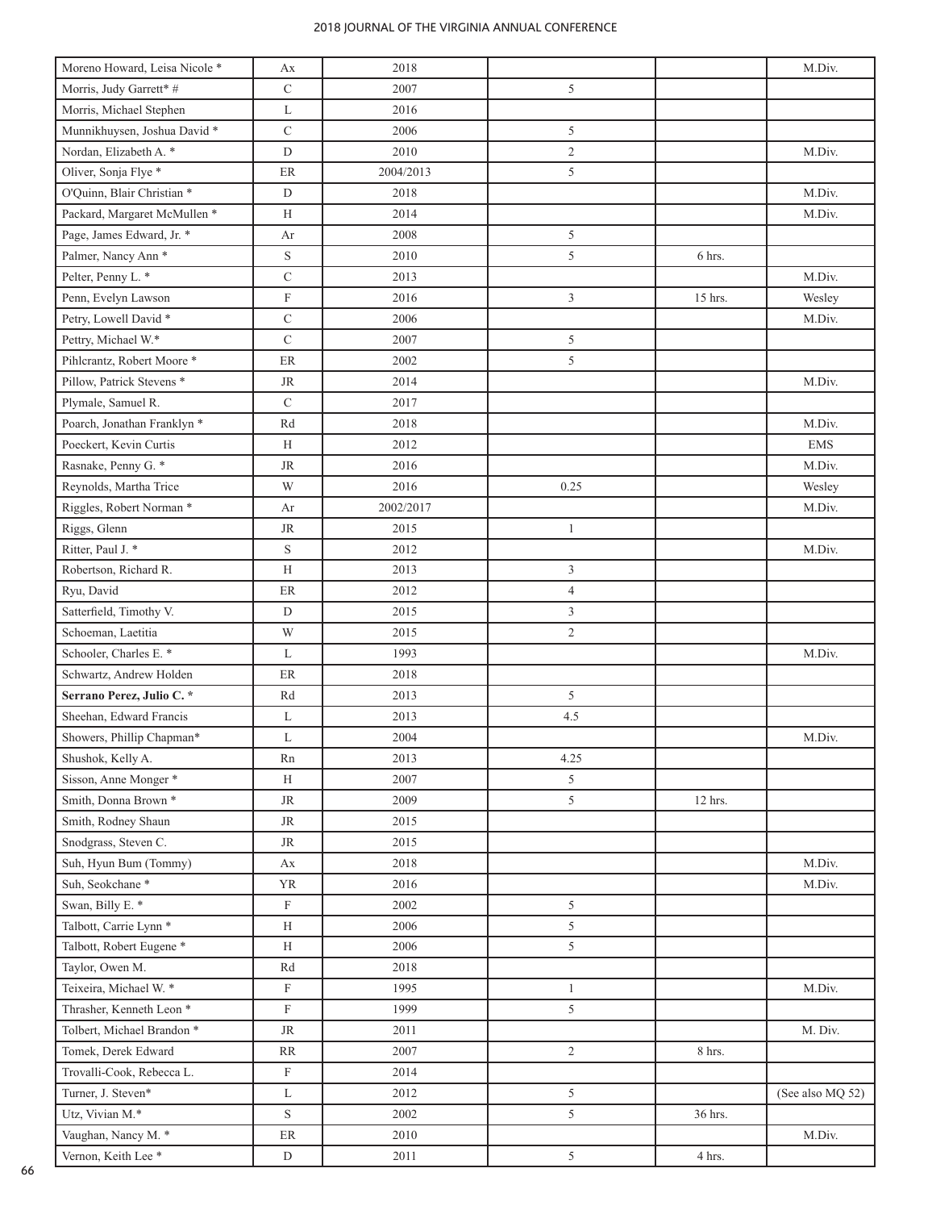| | | | | | |
|---|---|---|---|---|---|
| Moreno Howard, Leisa Nicole * | Ax | 2018 | | | M.Div. |
| Morris, Judy Garrett* # | C | 2007 | 5 | | |
| Morris, Michael Stephen | L | 2016 | | | |
| Munnikhuysen, Joshua David * | C | 2006 | 5 | | |
| Nordan, Elizabeth A. * | D | 2010 | 2 | | M.Div. |
| Oliver, Sonja Flye * | ER | 2004/2013 | 5 | | |
| O'Quinn, Blair Christian * | D | 2018 | | | M.Div. |
| Packard, Margaret McMullen * | H | 2014 | | | M.Div. |
| Page, James Edward, Jr. * | Ar | 2008 | 5 | | |
| Palmer, Nancy Ann * | S | 2010 | 5 | 6 hrs. | |
| Pelter, Penny L. * | C | 2013 | | | M.Div. |
| Penn, Evelyn Lawson | F | 2016 | 3 | 15 hrs. | Wesley |
| Petry, Lowell David * | C | 2006 | | | M.Div. |
| Pettry, Michael W.* | C | 2007 | 5 | | |
| Pihlcrantz, Robert Moore * | ER | 2002 | 5 | | |
| Pillow, Patrick Stevens * | JR | 2014 | | | M.Div. |
| Plymale, Samuel R. | C | 2017 | | | |
| Poarch, Jonathan Franklyn * | Rd | 2018 | | | M.Div. |
| Poeckert, Kevin Curtis | H | 2012 | | | EMS |
| Rasnake, Penny G. * | JR | 2016 | | | M.Div. |
| Reynolds, Martha Trice | W | 2016 | 0.25 | | Wesley |
| Riggles, Robert Norman * | Ar | 2002/2017 | | | M.Div. |
| Riggs, Glenn | JR | 2015 | 1 | | |
| Ritter, Paul J. * | S | 2012 | | | M.Div. |
| Robertson, Richard R. | H | 2013 | 3 | | |
| Ryu, David | ER | 2012 | 4 | | |
| Satterfield, Timothy V. | D | 2015 | 3 | | |
| Schoeman, Laetitia | W | 2015 | 2 | | |
| Schooler, Charles E. * | L | 1993 | | | M.Div. |
| Schwartz, Andrew Holden | ER | 2018 | | | |
| **Serrano Perez, Julio C. *** | Rd | 2013 | 5 | | |
| Sheehan, Edward Francis | L | 2013 | 4.5 | | |
| Showers, Phillip Chapman* | L | 2004 | | | M.Div. |
| Shushok, Kelly A. | Rn | 2013 | 4.25 | | |
| Sisson, Anne Monger * | H | 2007 | 5 | | |
| Smith, Donna Brown * | JR | 2009 | 5 | 12 hrs. | |
| Smith, Rodney Shaun | JR | 2015 | | | |
| Snodgrass, Steven C. | JR | 2015 | | | |
| Suh, Hyun Bum (Tommy) | Ax | 2018 | | | M.Div. |
| Suh, Seokchane * | YR | 2016 | | | M.Div. |
| Swan, Billy E. * | F | 2002 | 5 | | |
| Talbott, Carrie Lynn * | H | 2006 | 5 | | |
| Talbott, Robert Eugene * | H | 2006 | 5 | | |
| Taylor, Owen M. | Rd | 2018 | | | |
| Teixeira, Michael W. * | F | 1995 | 1 | | M.Div. |
| Thrasher, Kenneth Leon * | F | 1999 | 5 | | |
| Tolbert, Michael Brandon * | JR | 2011 | | | M. Div. |
| Tomek, Derek Edward | RR | 2007 | 2 | 8 hrs. | |
| Trovalli-Cook, Rebecca L. | F | 2014 | | | |
| Turner, J. Steven* | L | 2012 | 5 | | (See also MQ 52) |
| Utz, Vivian M.* | S | 2002 | 5 | 36 hrs. | |
| Vaughan, Nancy M. * | ER | 2010 | | | M.Div. |
| Vernon, Keith Lee * | D | 2011 | 5 | 4 hrs. | |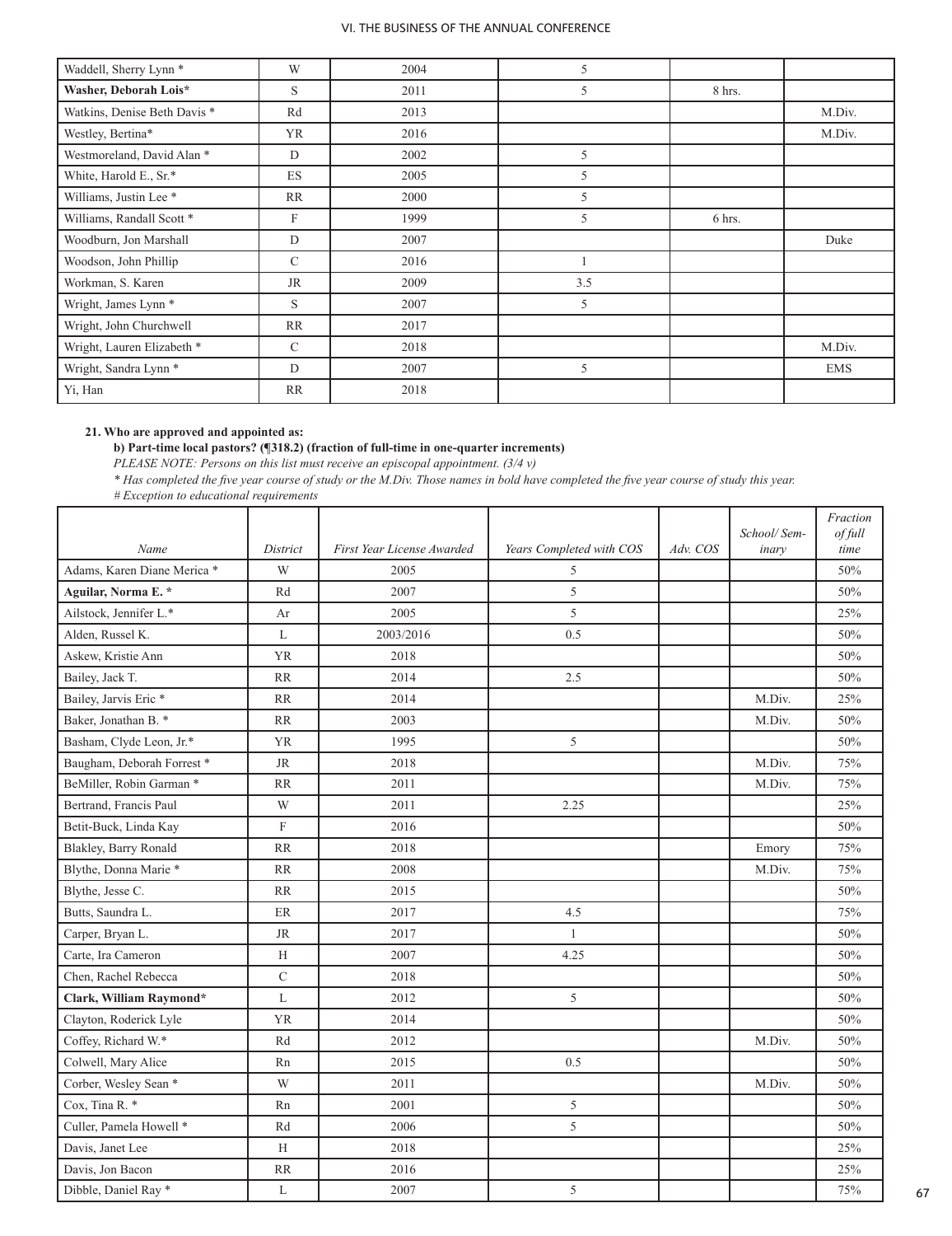| | | | | | |
|---|---|---|---|---|---|
| Waddell, Sherry Lynn * | W | 2004 | 5 | | |
| **Washer, Deborah Lois*** | S | 2011 | 5 | 8 hrs. | |
| Watkins, Denise Beth Davis * | Rd | 2013 | | | M.Div. |
| Westley, Bertina* | YR | 2016 | | | M.Div. |
| Westmoreland, David Alan * | D | 2002 | 5 | | |
| White, Harold E., Sr.* | ES | 2005 | 5 | | |
| Williams, Justin Lee * | RR | 2000 | 5 | | |
| Williams, Randall Scott * | F | 1999 | 5 | 6 hrs. | |
| Woodburn, Jon Marshall | D | 2007 | | | Duke |
| Woodson, John Phillip | C | 2016 | 1 | | |
| Workman, S. Karen | JR | 2009 | 3.5 | | |
| Wright, James Lynn * | S | 2007 | 5 | | |
| Wright, John Churchwell | RR | 2017 | | | |
| Wright, Lauren Elizabeth * | C | 2018 | | | M.Div. |
| Wright, Sandra Lynn * | D | 2007 | 5 | | EMS |
| Yi, Han | RR | 2018 | | | |

**21. Who are approved and appointed as:**

**b) Part-time local pastors? (¶318.2) (fraction of full-time in one-quarter increments)**

*PLEASE NOTE: Persons on this list must receive an episcopal appointment. (3/4 v)*

*\* Has completed the five year course of study or the M.Div. Those names in bold have completed the five year course of study this year.*

*# Exception to educational requirements*

| *Name* | *District* | *First Year License Awarded* | *Years Completed with COS* | *Adv. COS* | *School/ Seminary* | *Fraction of full time* |
|---|---|---|---|---|---|---|
| Adams, Karen Diane Merica * | W | 2005 | 5 | | | 50% |
| **Aguilar, Norma E. *** | Rd | 2007 | 5 | | | 50% |
| Ailstock, Jennifer L.* | Ar | 2005 | 5 | | | 25% |
| Alden, Russel K. | L | 2003/2016 | 0.5 | | | 50% |
| Askew, Kristie Ann | YR | 2018 | | | | 50% |
| Bailey, Jack T. | RR | 2014 | 2.5 | | | 50% |
| Bailey, Jarvis Eric * | RR | 2014 | | | M.Div. | 25% |
| Baker, Jonathan B. * | RR | 2003 | | | M.Div. | 50% |
| Basham, Clyde Leon, Jr.* | YR | 1995 | 5 | | | 50% |
| Baugham, Deborah Forrest * | JR | 2018 | | | M.Div. | 75% |
| BeMiller, Robin Garman * | RR | 2011 | | | M.Div. | 75% |
| Bertrand, Francis Paul | W | 2011 | 2.25 | | | 25% |
| Betit-Buck, Linda Kay | F | 2016 | | | | 50% |
| Blakley, Barry Ronald | RR | 2018 | | | Emory | 75% |
| Blythe, Donna Marie * | RR | 2008 | | | M.Div. | 75% |
| Blythe, Jesse C. | RR | 2015 | | | | 50% |
| Butts, Saundra L. | ER | 2017 | 4.5 | | | 75% |
| Carper, Bryan L. | JR | 2017 | 1 | | | 50% |
| Carte, Ira Cameron | H | 2007 | 4.25 | | | 50% |
| Chen, Rachel Rebecca | C | 2018 | | | | 50% |
| **Clark, William Raymond*** | L | 2012 | 5 | | | 50% |
| Clayton, Roderick Lyle | YR | 2014 | | | | 50% |
| Coffey, Richard W.* | Rd | 2012 | | | M.Div. | 50% |
| Colwell, Mary Alice | Rn | 2015 | 0.5 | | | 50% |
| Corber, Wesley Sean * | W | 2011 | | | M.Div. | 50% |
| Cox, Tina R. * | Rn | 2001 | 5 | | | 50% |
| Culler, Pamela Howell * | Rd | 2006 | 5 | | | 50% |
| Davis, Janet Lee | H | 2018 | | | | 25% |
| Davis, Jon Bacon | RR | 2016 | | | | 25% |
| Dibble, Daniel Ray * | L | 2007 | 5 | | | 75% |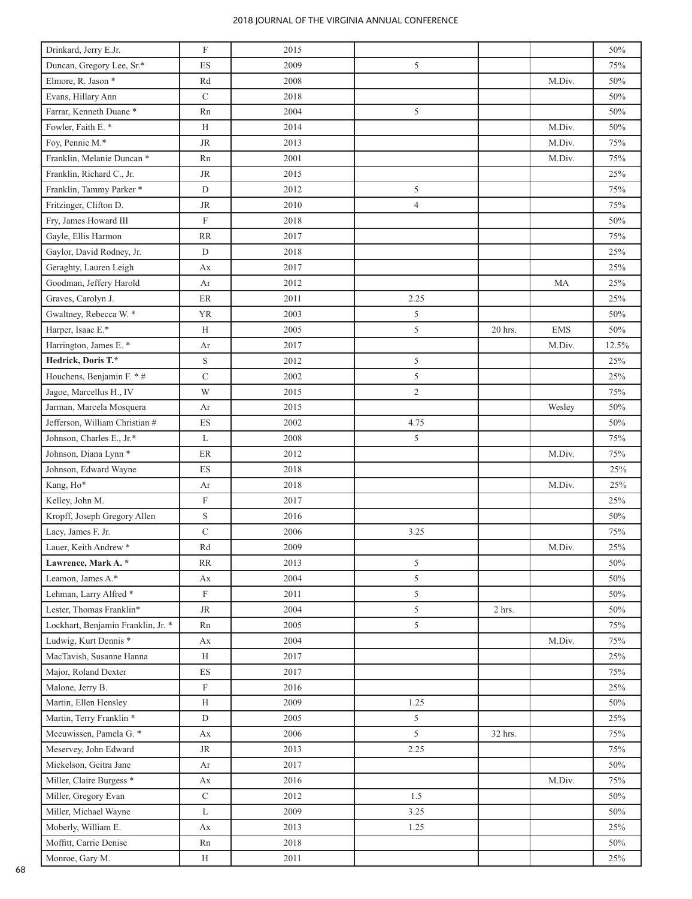| | | | | | | |
|---|---|---|---|---|---|---|
| Drinkard, Jerry E.Jr. | F | 2015 | | | | 50% |
| Duncan, Gregory Lee, Sr.* | ES | 2009 | 5 | | | 75% |
| Elmore, R. Jason * | Rd | 2008 | | | M.Div. | 50% |
| Evans, Hillary Ann | C | 2018 | | | | 50% |
| Farrar, Kenneth Duane * | Rn | 2004 | 5 | | | 50% |
| Fowler, Faith E. * | H | 2014 | | | M.Div. | 50% |
| Foy, Pennie M.* | JR | 2013 | | | M.Div. | 75% |
| Franklin, Melanie Duncan * | Rn | 2001 | | | M.Div. | 75% |
| Franklin, Richard C., Jr. | JR | 2015 | | | | 25% |
| Franklin, Tammy Parker * | D | 2012 | 5 | | | 75% |
| Fritzinger, Clifton D. | JR | 2010 | 4 | | | 75% |
| Fry, James Howard III | F | 2018 | | | | 50% |
| Gayle, Ellis Harmon | RR | 2017 | | | | 75% |
| Gaylor, David Rodney, Jr. | D | 2018 | | | | 25% |
| Geraghty, Lauren Leigh | Ax | 2017 | | | | 25% |
| Goodman, Jeffery Harold | Ar | 2012 | | | MA | 25% |
| Graves, Carolyn J. | ER | 2011 | 2.25 | | | 25% |
| Gwaltney, Rebecca W. * | YR | 2003 | 5 | | | 50% |
| Harper, Isaac E.* | H | 2005 | 5 | 20 hrs. | EMS | 50% |
| Harrington, James E. * | Ar | 2017 | | | M.Div. | 12.5% |
| **Hedrick, Doris T.*** | S | 2012 | 5 | | | 25% |
| Houchens, Benjamin F. * # | C | 2002 | 5 | | | 25% |
| Jagoe, Marcellus H., IV | W | 2015 | 2 | | | 75% |
| Jarman, Marcela Mosquera | Ar | 2015 | | | Wesley | 50% |
| Jefferson, William Christian # | ES | 2002 | 4.75 | | | 50% |
| Johnson, Charles E., Jr.* | L | 2008 | 5 | | | 75% |
| Johnson, Diana Lynn * | ER | 2012 | | | M.Div. | 75% |
| Johnson, Edward Wayne | ES | 2018 | | | | 25% |
| Kang, Ho* | Ar | 2018 | | | M.Div. | 25% |
| Kelley, John M. | F | 2017 | | | | 25% |
| Kropff, Joseph Gregory Allen | S | 2016 | | | | 50% |
| Lacy, James F. Jr. | C | 2006 | 3.25 | | | 75% |
| Lauer, Keith Andrew * | Rd | 2009 | | | M.Div. | 25% |
| **Lawrence, Mark A. *** | RR | 2013 | 5 | | | 50% |
| Leamon, James A.* | Ax | 2004 | 5 | | | 50% |
| Lehman, Larry Alfred * | F | 2011 | 5 | | | 50% |
| Lester, Thomas Franklin* | JR | 2004 | 5 | 2 hrs. | | 50% |
| Lockhart, Benjamin Franklin, Jr. * | Rn | 2005 | 5 | | | 75% |
| Ludwig, Kurt Dennis * | Ax | 2004 | | | M.Div. | 75% |
| MacTavish, Susanne Hanna | H | 2017 | | | | 25% |
| Major, Roland Dexter | ES | 2017 | | | | 75% |
| Malone, Jerry B. | F | 2016 | | | | 25% |
| Martin, Ellen Hensley | H | 2009 | 1.25 | | | 50% |
| Martin, Terry Franklin * | D | 2005 | 5 | | | 25% |
| Meeuwissen, Pamela G. * | Ax | 2006 | 5 | 32 hrs. | | 75% |
| Meservey, John Edward | JR | 2013 | 2.25 | | | 75% |
| Mickelson, Geitra Jane | Ar | 2017 | | | | 50% |
| Miller, Claire Burgess * | Ax | 2016 | | | M.Div. | 75% |
| Miller, Gregory Evan | C | 2012 | 1.5 | | | 50% |
| Miller, Michael Wayne | L | 2009 | 3.25 | | | 50% |
| Moberly, William E. | Ax | 2013 | 1.25 | | | 25% |
| Moffitt, Carrie Denise | Rn | 2018 | | | | 50% |
| Monroe, Gary M. | H | 2011 | | | | 25% |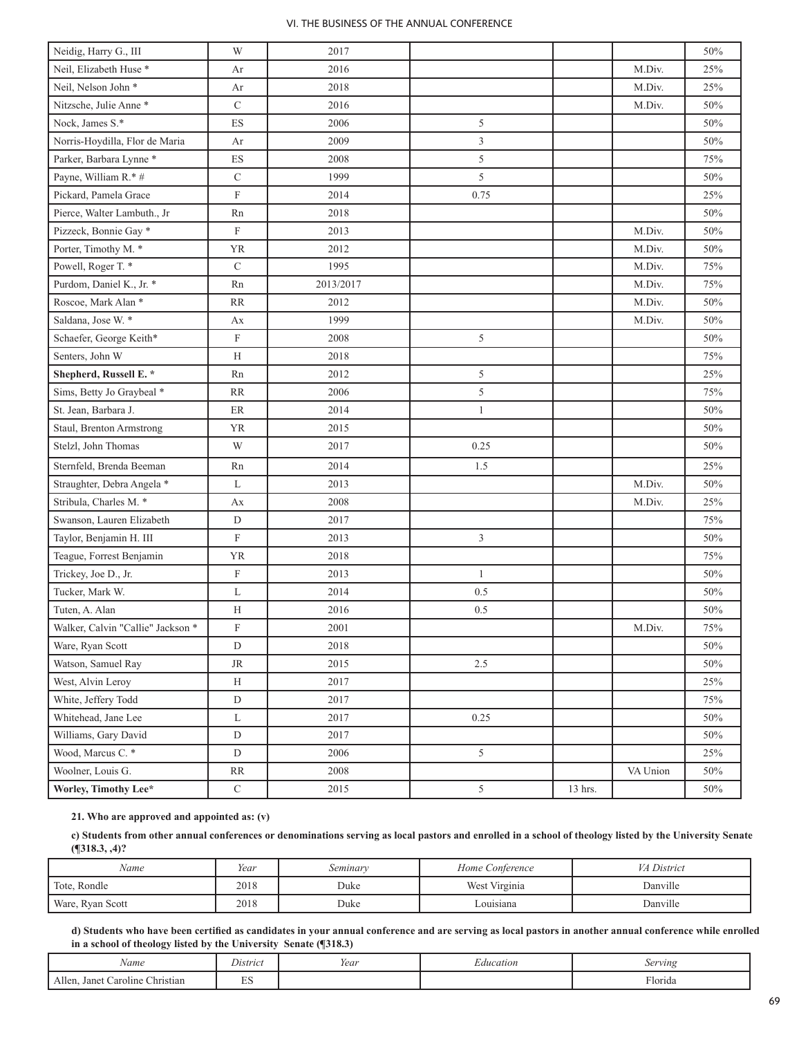| | | | | | | |
|---|---|---|---|---|---|---|
| Neidig, Harry G., III | W | 2017 | | | | 50% |
| Neil, Elizabeth Huse * | Ar | 2016 | | | M.Div. | 25% |
| Neil, Nelson John * | Ar | 2018 | | | M.Div. | 25% |
| Nitzsche, Julie Anne * | C | 2016 | | | M.Div. | 50% |
| Nock, James S.* | ES | 2006 | 5 | | | 50% |
| Norris-Hoydilla, Flor de Maria | Ar | 2009 | 3 | | | 50% |
| Parker, Barbara Lynne * | ES | 2008 | 5 | | | 75% |
| Payne, William R.* # | C | 1999 | 5 | | | 50% |
| Pickard, Pamela Grace | F | 2014 | 0.75 | | | 25% |
| Pierce, Walter Lambuth., Jr | Rn | 2018 | | | | 50% |
| Pizzeck, Bonnie Gay * | F | 2013 | | | M.Div. | 50% |
| Porter, Timothy M. * | YR | 2012 | | | M.Div. | 50% |
| Powell, Roger T. * | C | 1995 | | | M.Div. | 75% |
| Purdom, Daniel K., Jr. * | Rn | 2013/2017 | | | M.Div. | 75% |
| Roscoe, Mark Alan * | RR | 2012 | | | M.Div. | 50% |
| Saldana, Jose W. * | Ax | 1999 | | | M.Div. | 50% |
| Schaefer, George Keith* | F | 2008 | 5 | | | 50% |
| Senters, John W | H | 2018 | | | | 75% |
| **Shepherd, Russell E. *** | Rn | 2012 | 5 | | | 25% |
| Sims, Betty Jo Graybeal * | RR | 2006 | 5 | | | 75% |
| St. Jean, Barbara J. | ER | 2014 | 1 | | | 50% |
| Staul, Brenton Armstrong | YR | 2015 | | | | 50% |
| Stelzl, John Thomas | W | 2017 | 0.25 | | | 50% |
| Sternfeld, Brenda Beeman | Rn | 2014 | 1.5 | | | 25% |
| Straughter, Debra Angela * | L | 2013 | | | M.Div. | 50% |
| Stribula, Charles M. * | Ax | 2008 | | | M.Div. | 25% |
| Swanson, Lauren Elizabeth | D | 2017 | | | | 75% |
| Taylor, Benjamin H. III | F | 2013 | 3 | | | 50% |
| Teague, Forrest Benjamin | YR | 2018 | | | | 75% |
| Trickey, Joe D., Jr. | F | 2013 | 1 | | | 50% |
| Tucker, Mark W. | L | 2014 | 0.5 | | | 50% |
| Tuten, A. Alan | H | 2016 | 0.5 | | | 50% |
| Walker, Calvin "Callie" Jackson * | F | 2001 | | | M.Div. | 75% |
| Ware, Ryan Scott | D | 2018 | | | | 50% |
| Watson, Samuel Ray | JR | 2015 | 2.5 | | | 50% |
| West, Alvin Leroy | H | 2017 | | | | 25% |
| White, Jeffery Todd | D | 2017 | | | | 75% |
| Whitehead, Jane Lee | L | 2017 | 0.25 | | | 50% |
| Williams, Gary David | D | 2017 | | | | 50% |
| Wood, Marcus C. * | D | 2006 | 5 | | | 25% |
| Woolner, Louis G. | RR | 2008 | | | VA Union | 50% |
| **Worley, Timothy Lee*** | C | 2015 | 5 | 13 hrs. | | 50% |

**21. Who are approved and appointed as: (v)**

**c) Students from other annual conferences or denominations serving as local pastors and enrolled in a school of theology listed by the University Senate (¶318.3, ,4)?**

| *Name* | *Year* | *Seminary* | *Home Conference* | *VA District* |
|---|---|---|---|---|
| Tote, Rondle | 2018 | Duke | West Virginia | Danville |
| Ware, Ryan Scott | 2018 | Duke | Louisiana | Danville |

**d) Students who have been certified as candidates in your annual conference and are serving as local pastors in another annual conference while enrolled in a school of theology listed by the University Senate (¶318.3)**

| *Name* | *District* | *Year* | *Education* | *Serving* |
|---|---|---|---|---|
| Allen, Janet Caroline Christian | ES | | | Florida |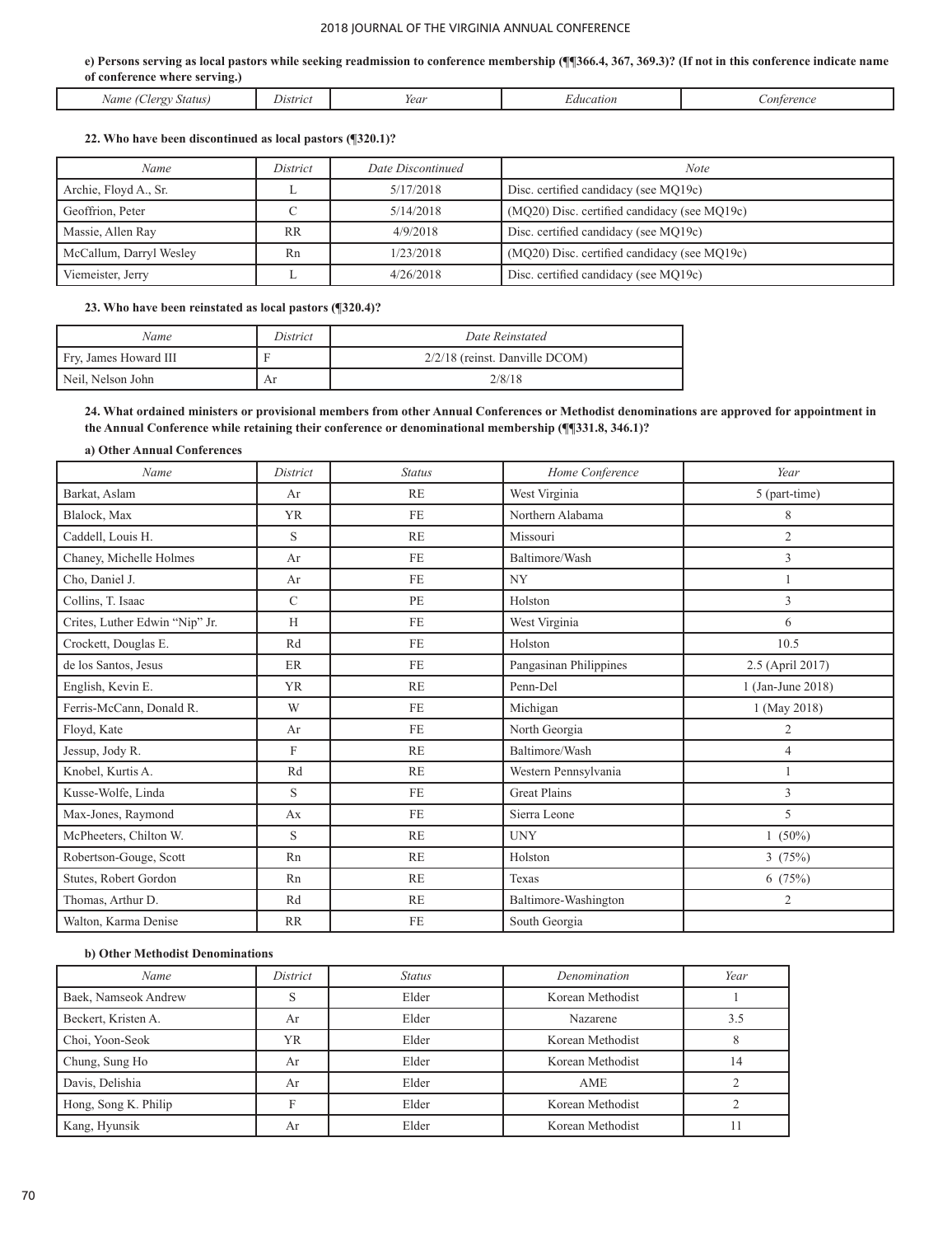**e) Persons serving as local pastors while seeking readmission to conference membership (¶¶366.4, 367, 369.3)? (If not in this conference indicate name of conference where serving.)**

| *Name (Clergy Status)* | *District* | *Year* | *Education* | *Conference* |
|---|---|---|---|---|

### 22. Who have been discontinued as local pastors (¶320.1)?

| *Name* | *District* | *Date Discontinued* | *Note* |
|---|---|---|---|
| Archie, Floyd A., Sr. | L | 5/17/2018 | Disc. certified candidacy (see MQ19c) |
| Geoffrion, Peter | C | 5/14/2018 | (MQ20) Disc. certified candidacy (see MQ19c) |
| Massie, Allen Ray | RR | 4/9/2018 | Disc. certified candidacy (see MQ19c) |
| McCallum, Darryl Wesley | Rn | 1/23/2018 | (MQ20) Disc. certified candidacy (see MQ19c) |
| Viemeister, Jerry | L | 4/26/2018 | Disc. certified candidacy (see MQ19c) |

### 23. Who have been reinstated as local pastors (¶320.4)?

| *Name* | *District* | *Date Reinstated* |
|---|---|---|
| Fry, James Howard III | F | 2/2/18 (reinst. Danville DCOM) |
| Neil, Nelson John | Ar | 2/8/18 |

### 24. What ordained ministers or provisional members from other Annual Conferences or Methodist denominations are approved for appointment in the Annual Conference while retaining their conference or denominational membership (¶¶331.8, 346.1)?

**a) Other Annual Conferences**

| *Name* | *District* | *Status* | *Home Conference* | *Year* |
|---|---|---|---|---|
| Barkat, Aslam | Ar | RE | West Virginia | 5 (part-time) |
| Blalock, Max | YR | FE | Northern Alabama | 8 |
| Caddell, Louis H. | S | RE | Missouri | 2 |
| Chaney, Michelle Holmes | Ar | FE | Baltimore/Wash | 3 |
| Cho, Daniel J. | Ar | FE | NY | 1 |
| Collins, T. Isaac | C | PE | Holston | 3 |
| Crites, Luther Edwin "Nip" Jr. | H | FE | West Virginia | 6 |
| Crockett, Douglas E. | Rd | FE | Holston | 10.5 |
| de los Santos, Jesus | ER | FE | Pangasinan Philippines | 2.5 (April 2017) |
| English, Kevin E. | YR | RE | Penn-Del | 1 (Jan-June 2018) |
| Ferris-McCann, Donald R. | W | FE | Michigan | 1 (May 2018) |
| Floyd, Kate | Ar | FE | North Georgia | 2 |
| Jessup, Jody R. | F | RE | Baltimore/Wash | 4 |
| Knobel, Kurtis A. | Rd | RE | Western Pennsylvania | 1 |
| Kusse-Wolfe, Linda | S | FE | Great Plains | 3 |
| Max-Jones, Raymond | Ax | FE | Sierra Leone | 5 |
| McPheeters, Chilton W. | S | RE | UNY | 1 (50%) |
| Robertson-Gouge, Scott | Rn | RE | Holston | 3 (75%) |
| Stutes, Robert Gordon | Rn | RE | Texas | 6 (75%) |
| Thomas, Arthur D. | Rd | RE | Baltimore-Washington | 2 |
| Walton, Karma Denise | RR | FE | South Georgia | |

**b) Other Methodist Denominations**

| *Name* | *District* | *Status* | *Denomination* | *Year* |
|---|---|---|---|---|
| Baek, Namseok Andrew | S | Elder | Korean Methodist | 1 |
| Beckert, Kristen A. | Ar | Elder | Nazarene | 3.5 |
| Choi, Yoon-Seok | YR | Elder | Korean Methodist | 8 |
| Chung, Sung Ho | Ar | Elder | Korean Methodist | 14 |
| Davis, Delishia | Ar | Elder | AME | 2 |
| Hong, Song K. Philip | F | Elder | Korean Methodist | 2 |
| Kang, Hyunsik | Ar | Elder | Korean Methodist | 11 |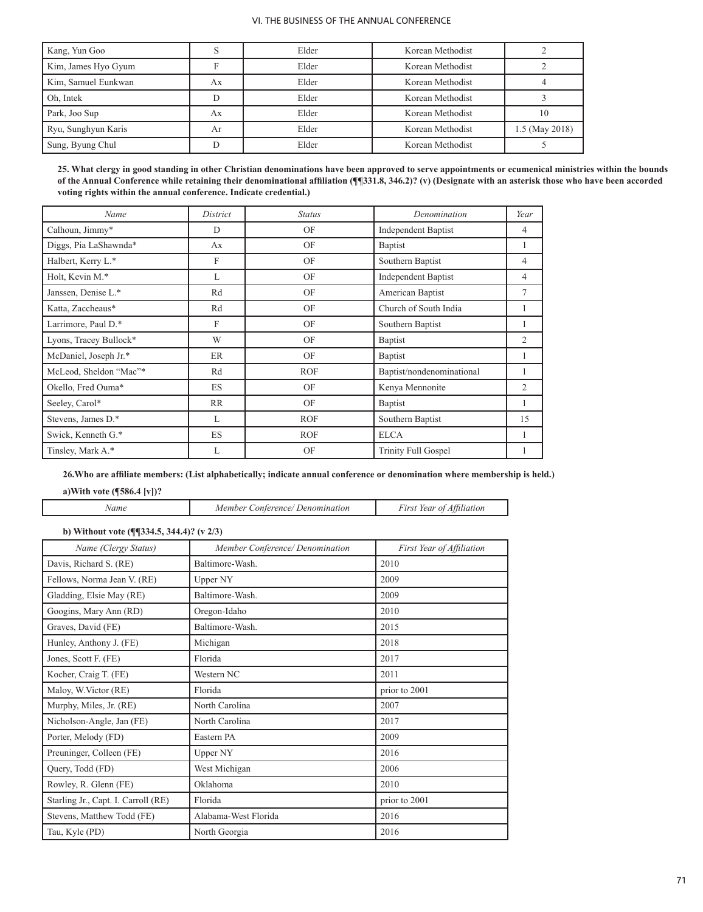| | | | | |
|---|---|---|---|---|
| Kang, Yun Goo | S | Elder | Korean Methodist | 2 |
| Kim, James Hyo Gyum | F | Elder | Korean Methodist | 2 |
| Kim, Samuel Eunkwan | Ax | Elder | Korean Methodist | 4 |
| Oh, Intek | D | Elder | Korean Methodist | 3 |
| Park, Joo Sup | Ax | Elder | Korean Methodist | 10 |
| Ryu, Sunghyun Karis | Ar | Elder | Korean Methodist | 1.5 (May 2018) |
| Sung, Byung Chul | D | Elder | Korean Methodist | 5 |

**25. What clergy in good standing in other Christian denominations have been approved to serve appointments or ecumenical ministries within the bounds of the Annual Conference while retaining their denominational affiliation (¶¶331.8, 346.2)? (v) (Designate with an asterisk those who have been accorded voting rights within the annual conference. Indicate credential.)**

| *Name* | *District* | *Status* | *Denomination* | *Year* |
|---|---|---|---|---|
| Calhoun, Jimmy* | D | OF | Independent Baptist | 4 |
| Diggs, Pia LaShawnda* | Ax | OF | Baptist | 1 |
| Halbert, Kerry L.* | F | OF | Southern Baptist | 4 |
| Holt, Kevin M.* | L | OF | Independent Baptist | 4 |
| Janssen, Denise L.* | Rd | OF | American Baptist | 7 |
| Katta, Zaccheaus* | Rd | OF | Church of South India | 1 |
| Larrimore, Paul D.* | F | OF | Southern Baptist | 1 |
| Lyons, Tracey Bullock* | W | OF | Baptist | 2 |
| McDaniel, Joseph Jr.* | ER | OF | Baptist | 1 |
| McLeod, Sheldon “Mac”* | Rd | ROF | Baptist/nondenominational | 1 |
| Okello, Fred Ouma* | ES | OF | Kenya Mennonite | 2 |
| Seeley, Carol* | RR | OF | Baptist | 1 |
| Stevens, James D.* | L | ROF | Southern Baptist | 15 |
| Swick, Kenneth G.* | ES | ROF | ELCA | 1 |
| Tinsley, Mark A.* | L | OF | Trinity Full Gospel | 1 |

**26.Who are affiliate members: (List alphabetically; indicate annual conference or denomination where membership is held.)**

**a)With vote (¶586.4 [v])?**

| *Name* | *Member Conference/ Denomination* | *First Year of Affiliation* |
|---|---|---|

**b) Without vote (¶¶334.5, 344.4)? (v 2/3)**

| *Name (Clergy Status)* | *Member Conference/ Denomination* | *First Year of Affiliation* |
|---|---|---|
| Davis, Richard S. (RE) | Baltimore-Wash. | 2010 |
| Fellows, Norma Jean V. (RE) | Upper NY | 2009 |
| Gladding, Elsie May (RE) | Baltimore-Wash. | 2009 |
| Googins, Mary Ann (RD) | Oregon-Idaho | 2010 |
| Graves, David (FE) | Baltimore-Wash. | 2015 |
| Hunley, Anthony J. (FE) | Michigan | 2018 |
| Jones, Scott F. (FE) | Florida | 2017 |
| Kocher, Craig T. (FE) | Western NC | 2011 |
| Maloy, W.Victor (RE) | Florida | prior to 2001 |
| Murphy, Miles, Jr. (RE) | North Carolina | 2007 |
| Nicholson-Angle, Jan (FE) | North Carolina | 2017 |
| Porter, Melody (FD) | Eastern PA | 2009 |
| Preuninger, Colleen (FE) | Upper NY | 2016 |
| Query, Todd (FD) | West Michigan | 2006 |
| Rowley, R. Glenn (FE) | Oklahoma | 2010 |
| Starling Jr., Capt. I. Carroll (RE) | Florida | prior to 2001 |
| Stevens, Matthew Todd (FE) | Alabama-West Florida | 2016 |
| Tau, Kyle (PD) | North Georgia | 2016 |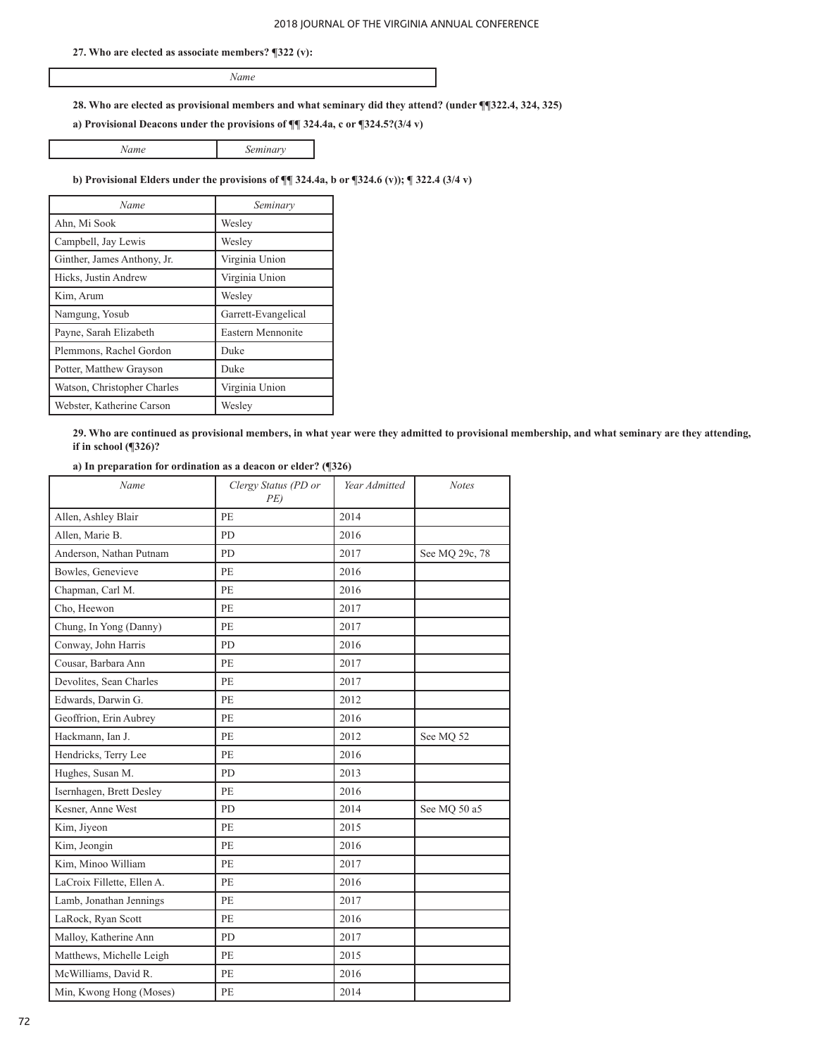**27. Who are elected as associate members? ¶322 (v):**

| *Name* |
|---|

**28. Who are elected as provisional members and what seminary did they attend? (under ¶¶322.4, 324, 325)**

**a) Provisional Deacons under the provisions of ¶¶ 324.4a, c or ¶324.5?(3/4 v)**

| *Name* | *Seminary* |
|---|---|

**b) Provisional Elders under the provisions of ¶¶ 324.4a, b or ¶324.6 (v)); ¶ 322.4 (3/4 v)**

| *Name* | *Seminary* |
|---|---|
| Ahn, Mi Sook | Wesley |
| Campbell, Jay Lewis | Wesley |
| Ginther, James Anthony, Jr. | Virginia Union |
| Hicks, Justin Andrew | Virginia Union |
| Kim, Arum | Wesley |
| Namgung, Yosub | Garrett-Evangelical |
| Payne, Sarah Elizabeth | Eastern Mennonite |
| Plemmons, Rachel Gordon | Duke |
| Potter, Matthew Grayson | Duke |
| Watson, Christopher Charles | Virginia Union |
| Webster, Katherine Carson | Wesley |

**29. Who are continued as provisional members, in what year were they admitted to provisional membership, and what seminary are they attending, if in school (¶326)?**

**a) In preparation for ordination as a deacon or elder? (¶326)**

| *Name* | *Clergy Status (PD or PE)* | *Year Admitted* | *Notes* |
|---|---|---|---|
| Allen, Ashley Blair | PE | 2014 | |
| Allen, Marie B. | PD | 2016 | |
| Anderson, Nathan Putnam | PD | 2017 | See MQ 29c, 78 |
| Bowles, Genevieve | PE | 2016 | |
| Chapman, Carl M. | PE | 2016 | |
| Cho, Heewon | PE | 2017 | |
| Chung, In Yong (Danny) | PE | 2017 | |
| Conway, John Harris | PD | 2016 | |
| Cousar, Barbara Ann | PE | 2017 | |
| Devolites, Sean Charles | PE | 2017 | |
| Edwards, Darwin G. | PE | 2012 | |
| Geoffrion, Erin Aubrey | PE | 2016 | |
| Hackmann, Ian J. | PE | 2012 | See MQ 52 |
| Hendricks, Terry Lee | PE | 2016 | |
| Hughes, Susan M. | PD | 2013 | |
| Isernhagen, Brett Desley | PE | 2016 | |
| Kesner, Anne West | PD | 2014 | See MQ 50 a5 |
| Kim, Jiyeon | PE | 2015 | |
| Kim, Jeongin | PE | 2016 | |
| Kim, Minoo William | PE | 2017 | |
| LaCroix Fillette, Ellen A. | PE | 2016 | |
| Lamb, Jonathan Jennings | PE | 2017 | |
| LaRock, Ryan Scott | PE | 2016 | |
| Malloy, Katherine Ann | PD | 2017 | |
| Matthews, Michelle Leigh | PE | 2015 | |
| McWilliams, David R. | PE | 2016 | |
| Min, Kwong Hong (Moses) | PE | 2014 | |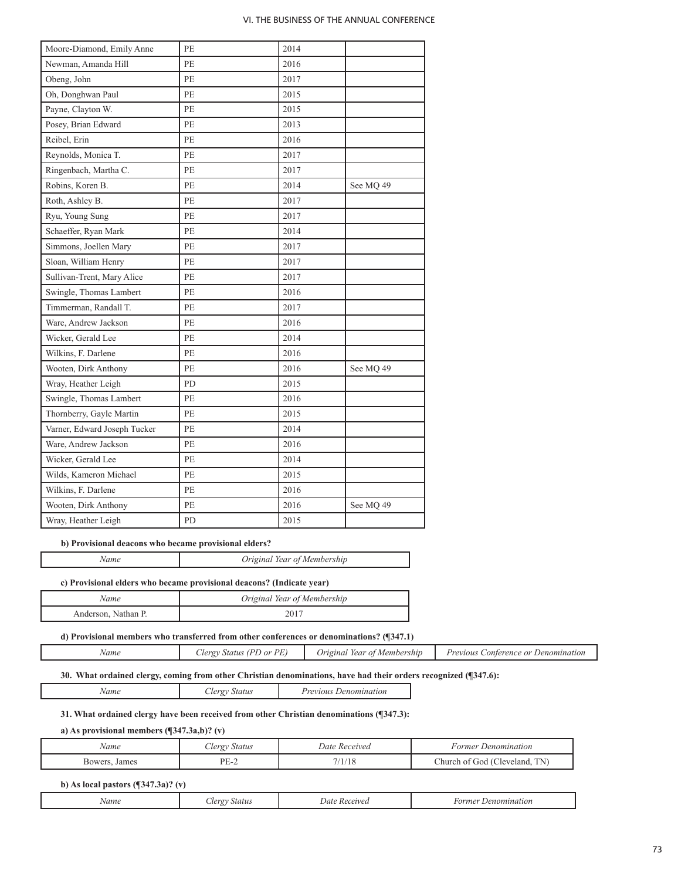| | | | |
|---|---|---|---|
| Moore-Diamond, Emily Anne | PE | 2014 | |
| Newman, Amanda Hill | PE | 2016 | |
| Obeng, John | PE | 2017 | |
| Oh, Donghwan Paul | PE | 2015 | |
| Payne, Clayton W. | PE | 2015 | |
| Posey, Brian Edward | PE | 2013 | |
| Reibel, Erin | PE | 2016 | |
| Reynolds, Monica T. | PE | 2017 | |
| Ringenbach, Martha C. | PE | 2017 | |
| Robins, Koren B. | PE | 2014 | See MQ 49 |
| Roth, Ashley B. | PE | 2017 | |
| Ryu, Young Sung | PE | 2017 | |
| Schaeffer, Ryan Mark | PE | 2014 | |
| Simmons, Joellen Mary | PE | 2017 | |
| Sloan, William Henry | PE | 2017 | |
| Sullivan-Trent, Mary Alice | PE | 2017 | |
| Swingle, Thomas Lambert | PE | 2016 | |
| Timmerman, Randall T. | PE | 2017 | |
| Ware, Andrew Jackson | PE | 2016 | |
| Wicker, Gerald Lee | PE | 2014 | |
| Wilkins, F. Darlene | PE | 2016 | |
| Wooten, Dirk Anthony | PE | 2016 | See MQ 49 |
| Wray, Heather Leigh | PD | 2015 | |
| Swingle, Thomas Lambert | PE | 2016 | |
| Thornberry, Gayle Martin | PE | 2015 | |
| Varner, Edward Joseph Tucker | PE | 2014 | |
| Ware, Andrew Jackson | PE | 2016 | |
| Wicker, Gerald Lee | PE | 2014 | |
| Wilds, Kameron Michael | PE | 2015 | |
| Wilkins, F. Darlene | PE | 2016 | |
| Wooten, Dirk Anthony | PE | 2016 | See MQ 49 |
| Wray, Heather Leigh | PD | 2015 | |

**b) Provisional deacons who became provisional elders?**

| *Name* | *Original Year of Membership* |
|---|---|

**c) Provisional elders who became provisional deacons? (Indicate year)**

| *Name* | *Original Year of Membership* |
|---|---|
| Anderson, Nathan P. | 2017 |

**d) Provisional members who transferred from other conferences or denominations? (¶347.1)**

| *Name* | *Clergy Status (PD or PE)* | *Original Year of Membership* | *Previous Conference or Denomination* |
|---|---|---|---|

**30. What ordained clergy, coming from other Christian denominations, have had their orders recognized (¶347.6):**

| *Name* | *Clergy Status* | *Previous Denomination* |
|---|---|---|

**31. What ordained clergy have been received from other Christian denominations (¶347.3):**

**a) As provisional members (¶347.3a,b)? (v)**

| *Name* | *Clergy Status* | *Date Received* | *Former Denomination* |
|---|---|---|---|
| Bowers, James | PE-2 | 7/1/18 | Church of God (Cleveland, TN) |

**b) As local pastors (¶347.3a)? (v)**

| *Name* | *Clergy Status* | *Date Received* | *Former Denomination* |
|---|---|---|---|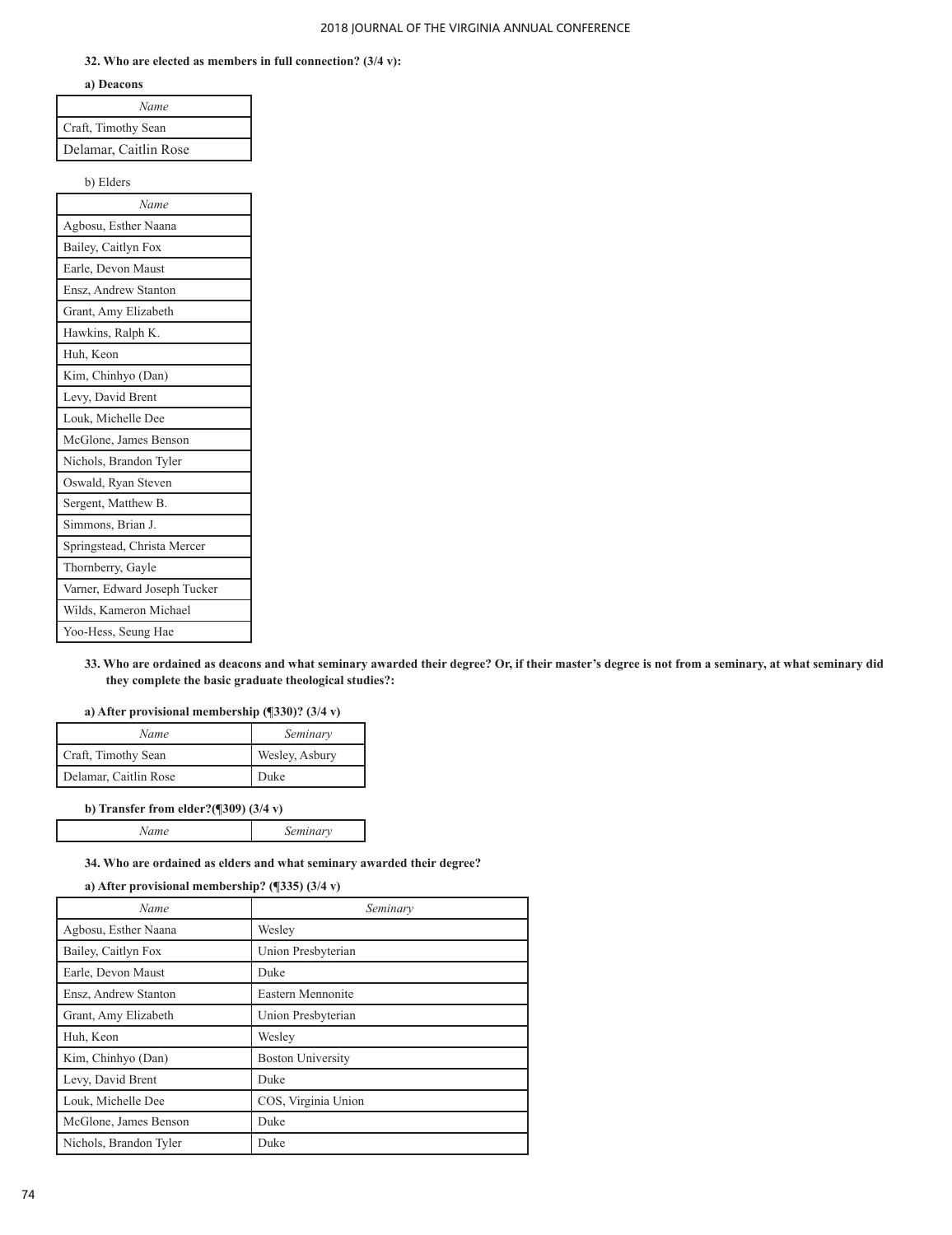**32. Who are elected as members in full connection? (3/4 v):**

**a) Deacons**

| Name |
|---|
| Craft, Timothy Sean |
| Delamar, Caitlin Rose |

b) Elders

| Name |
|---|
| Agbosu, Esther Naana |
| Bailey, Caitlyn Fox |
| Earle, Devon Maust |
| Ensz, Andrew Stanton |
| Grant, Amy Elizabeth |
| Hawkins, Ralph K. |
| Huh, Keon |
| Kim, Chinhyo (Dan) |
| Levy, David Brent |
| Louk, Michelle Dee |
| McGlone, James Benson |
| Nichols, Brandon Tyler |
| Oswald, Ryan Steven |
| Sergent, Matthew B. |
| Simmons, Brian J. |
| Springstead, Christa Mercer |
| Thornberry, Gayle |
| Varner, Edward Joseph Tucker |
| Wilds, Kameron Michael |
| Yoo-Hess, Seung Hae |

**33. Who are ordained as deacons and what seminary awarded their degree? Or, if their master's degree is not from a seminary, at what seminary did they complete the basic graduate theological studies?:**

**a) After provisional membership (¶330)? (3/4 v)**

| Name | Seminary |
|---|---|
| Craft, Timothy Sean | Wesley, Asbury |
| Delamar, Caitlin Rose | Duke |

**b) Transfer from elder?(¶309) (3/4 v)**

| Name | Seminary |
|---|---|

**34. Who are ordained as elders and what seminary awarded their degree?**

**a) After provisional membership? (¶335) (3/4 v)**

| Name | Seminary |
|---|---|
| Agbosu, Esther Naana | Wesley |
| Bailey, Caitlyn Fox | Union Presbyterian |
| Earle, Devon Maust | Duke |
| Ensz, Andrew Stanton | Eastern Mennonite |
| Grant, Amy Elizabeth | Union Presbyterian |
| Huh, Keon | Wesley |
| Kim, Chinhyo (Dan) | Boston University |
| Levy, David Brent | Duke |
| Louk, Michelle Dee | COS, Virginia Union |
| McGlone, James Benson | Duke |
| Nichols, Brandon Tyler | Duke |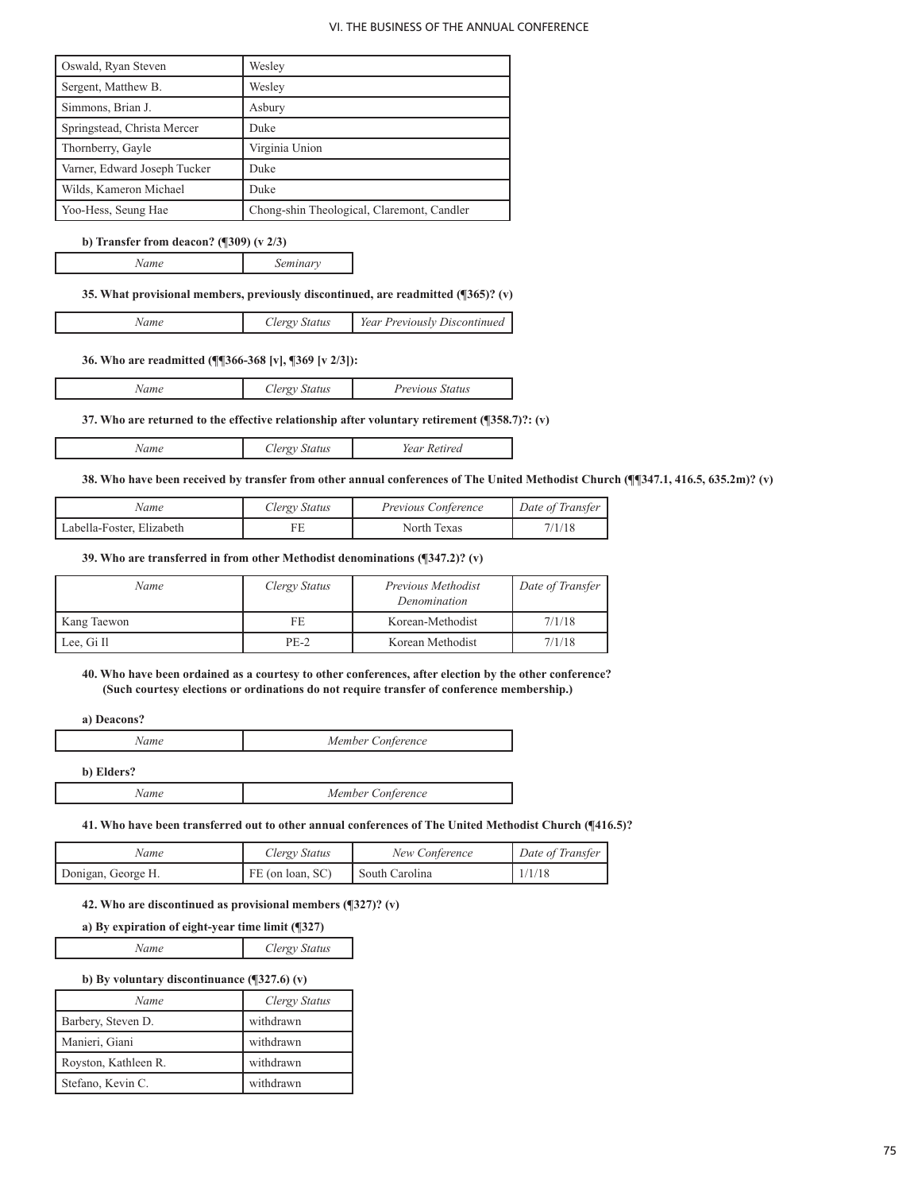| | |
|---|---|
| Oswald, Ryan Steven | Wesley |
| Sergent, Matthew B. | Wesley |
| Simmons, Brian J. | Asbury |
| Springstead, Christa Mercer | Duke |
| Thornberry, Gayle | Virginia Union |
| Varner, Edward Joseph Tucker | Duke |
| Wilds, Kameron Michael | Duke |
| Yoo-Hess, Seung Hae | Chong-shin Theological, Claremont, Candler |

**b) Transfer from deacon? (¶309) (v 2/3)**

| *Name* | *Seminary* |
|---|---|

**35. What provisional members, previously discontinued, are readmitted (¶365)? (v)**

| *Name* | *Clergy Status* | *Year Previously Discontinued* |
|---|---|---|

**36. Who are readmitted (¶¶366-368 [v], ¶369 [v 2/3]):**

| *Name* | *Clergy Status* | *Previous Status* |
|---|---|---|

**37. Who are returned to the effective relationship after voluntary retirement (¶358.7)?: (v)**

| *Name* | *Clergy Status* | *Year Retired* |
|---|---|---|

**38. Who have been received by transfer from other annual conferences of The United Methodist Church (¶¶347.1, 416.5, 635.2m)? (v)**

| *Name* | *Clergy Status* | *Previous Conference* | *Date of Transfer* |
|---|---|---|---|
| Labella-Foster, Elizabeth | FE | North Texas | 7/1/18 |

**39. Who are transferred in from other Methodist denominations (¶347.2)? (v)**

| *Name* | *Clergy Status* | *Previous Methodist Denomination* | *Date of Transfer* |
|---|---|---|---|
| Kang Taewon | FE | Korean-Methodist | 7/1/18 |
| Lee, Gi Il | PE-2 | Korean Methodist | 7/1/18 |

**40. Who have been ordained as a courtesy to other conferences, after election by the other conference? (Such courtesy elections or ordinations do not require transfer of conference membership.)**

**a) Deacons?**

| *Name* | *Member Conference* |
|---|---|

**b) Elders?**

| *Name* | *Member Conference* |
|---|---|

**41. Who have been transferred out to other annual conferences of The United Methodist Church (¶416.5)?**

| *Name* | *Clergy Status* | *New Conference* | *Date of Transfer* |
|---|---|---|---|
| Donigan, George H. | FE (on loan, SC) | South Carolina | 1/1/18 |

**42. Who are discontinued as provisional members (¶327)? (v)**

**a) By expiration of eight-year time limit (¶327)**

| *Name* | *Clergy Status* |
|---|---|

**b) By voluntary discontinuance (¶327.6) (v)**

| *Name* | *Clergy Status* |
|---|---|
| Barbery, Steven D. | withdrawn |
| Manieri, Giani | withdrawn |
| Royston, Kathleen R. | withdrawn |
| Stefano, Kevin C. | withdrawn |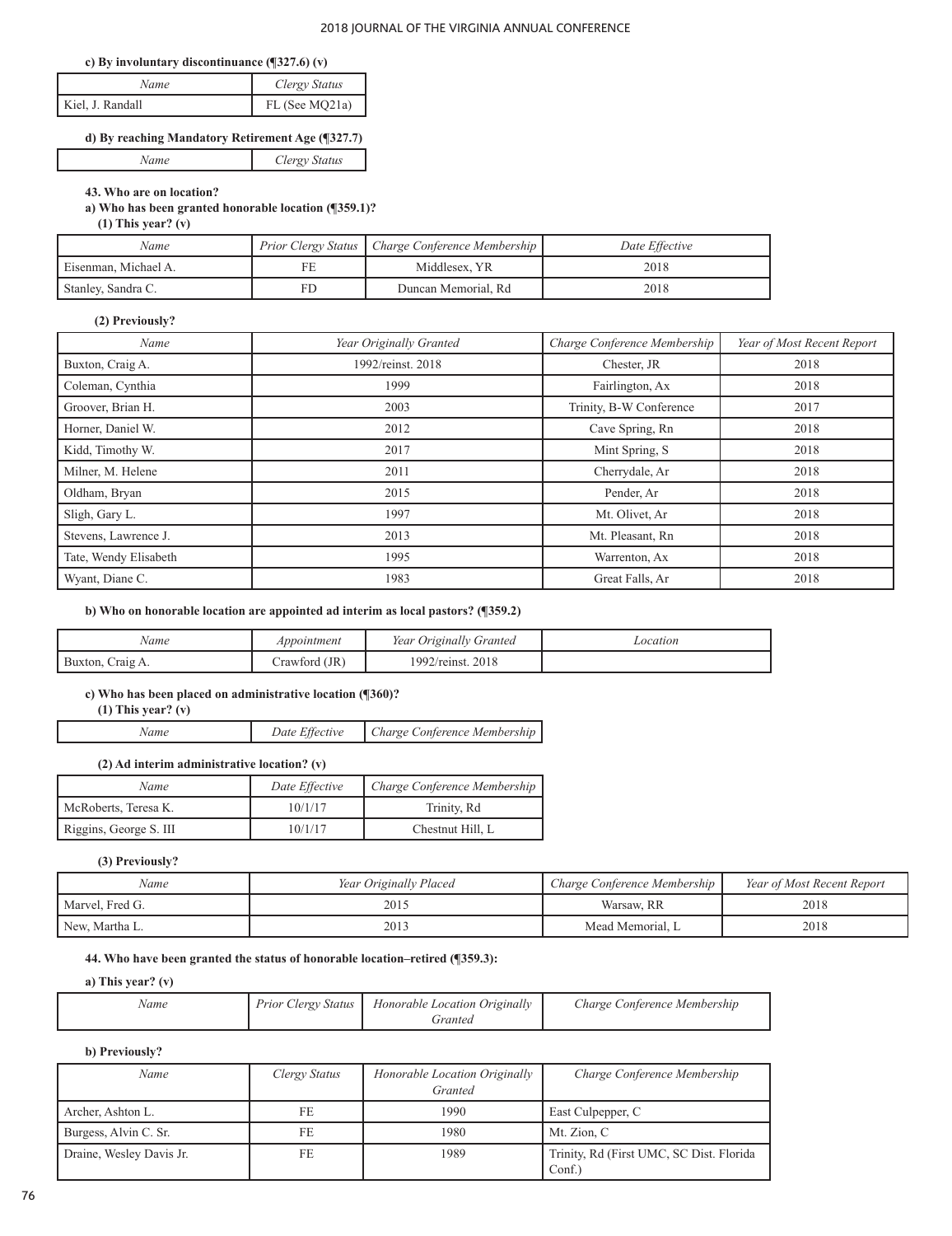**c) By involuntary discontinuance (¶327.6) (v)**

| *Name* | *Clergy Status* |
|---|---|
| Kiel, J. Randall | FL (See MQ21a) |

**d) By reaching Mandatory Retirement Age (¶327.7)**

| *Name* | *Clergy Status* |
|---|---|

**43. Who are on location?**

**a) Who has been granted honorable location (¶359.1)?**

**(1) This year? (v)**

| *Name* | *Prior Clergy Status* | *Charge Conference Membership* | *Date Effective* |
|---|---|---|---|
| Eisenman, Michael A. | FE | Middlesex, YR | 2018 |
| Stanley, Sandra C. | FD | Duncan Memorial, Rd | 2018 |

**(2) Previously?**

| *Name* | *Year Originally Granted* | *Charge Conference Membership* | *Year of Most Recent Report* |
|---|---|---|---|
| Buxton, Craig A. | 1992/reinst. 2018 | Chester, JR | 2018 |
| Coleman, Cynthia | 1999 | Fairlington, Ax | 2018 |
| Groover, Brian H. | 2003 | Trinity, B-W Conference | 2017 |
| Horner, Daniel W. | 2012 | Cave Spring, Rn | 2018 |
| Kidd, Timothy W. | 2017 | Mint Spring, S | 2018 |
| Milner, M. Helene | 2011 | Cherrydale, Ar | 2018 |
| Oldham, Bryan | 2015 | Pender, Ar | 2018 |
| Sligh, Gary L. | 1997 | Mt. Olivet, Ar | 2018 |
| Stevens, Lawrence J. | 2013 | Mt. Pleasant, Rn | 2018 |
| Tate, Wendy Elisabeth | 1995 | Warrenton, Ax | 2018 |
| Wyant, Diane C. | 1983 | Great Falls, Ar | 2018 |

**b) Who on honorable location are appointed ad interim as local pastors? (¶359.2)**

| *Name* | *Appointment* | *Year Originally Granted* | *Location* |
|---|---|---|---|
| Buxton, Craig A. | Crawford (JR) | 1992/reinst. 2018 | |

**c) Who has been placed on administrative location (¶360)?**

**(1) This year? (v)**

| *Name* | *Date Effective* | *Charge Conference Membership* |
|---|---|---|

**(2) Ad interim administrative location? (v)**

| *Name* | *Date Effective* | *Charge Conference Membership* |
|---|---|---|
| McRoberts, Teresa K. | 10/1/17 | Trinity, Rd |
| Riggins, George S. III | 10/1/17 | Chestnut Hill, L |

**(3) Previously?**

| *Name* | *Year Originally Placed* | *Charge Conference Membership* | *Year of Most Recent Report* |
|---|---|---|---|
| Marvel, Fred G. | 2015 | Warsaw, RR | 2018 |
| New, Martha L. | 2013 | Mead Memorial, L | 2018 |

**44. Who have been granted the status of honorable location–retired (¶359.3):**

**a) This year? (v)**

| *Name* | *Prior Clergy Status* | *Honorable Location Originally Granted* | *Charge Conference Membership* |
|---|---|---|---|

**b) Previously?**

| *Name* | *Clergy Status* | *Honorable Location Originally Granted* | *Charge Conference Membership* |
|---|---|---|---|
| Archer, Ashton L. | FE | 1990 | East Culpepper, C |
| Burgess, Alvin C. Sr. | FE | 1980 | Mt. Zion, C |
| Draine, Wesley Davis Jr. | FE | 1989 | Trinity, Rd (First UMC, SC Dist. Florida Conf.) |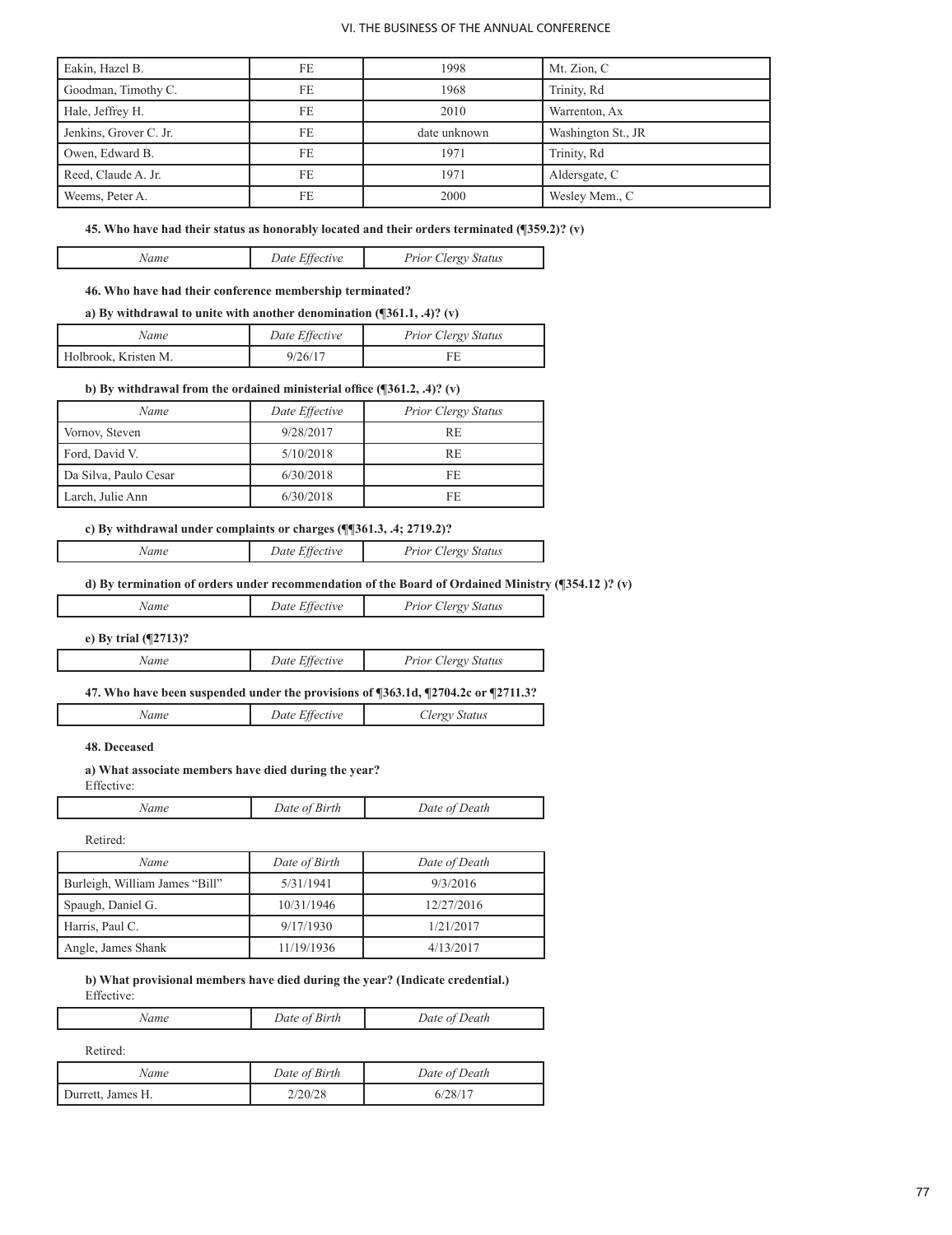| | | | |
|---|---|---|---|
| Eakin, Hazel B. | FE | 1998 | Mt. Zion, C |
| Goodman, Timothy C. | FE | 1968 | Trinity, Rd |
| Hale, Jeffrey H. | FE | 2010 | Warrenton, Ax |
| Jenkins, Grover C. Jr. | FE | date unknown | Washington St., JR |
| Owen, Edward B. | FE | 1971 | Trinity, Rd |
| Reed, Claude A. Jr. | FE | 1971 | Aldersgate, C |
| Weems, Peter A. | FE | 2000 | Wesley Mem., C |

**45. Who have had their status as honorably located and their orders terminated (¶359.2)? (v)**

| *Name* | *Date Effective* | *Prior Clergy Status* |
|---|---|---|

**46. Who have had their conference membership terminated?**

**a) By withdrawal to unite with another denomination (¶361.1, .4)? (v)**

| *Name* | *Date Effective* | *Prior Clergy Status* |
|---|---|---|
| Holbrook, Kristen M. | 9/26/17 | FE |

**b) By withdrawal from the ordained ministerial office (¶361.2, .4)? (v)**

| *Name* | *Date Effective* | *Prior Clergy Status* |
|---|---|---|
| Vornov, Steven | 9/28/2017 | RE |
| Ford, David V. | 5/10/2018 | RE |
| Da Silva, Paulo Cesar | 6/30/2018 | FE |
| Larch, Julie Ann | 6/30/2018 | FE |

**c) By withdrawal under complaints or charges (¶¶361.3, .4; 2719.2)?**

| *Name* | *Date Effective* | *Prior Clergy Status* |
|---|---|---|

**d) By termination of orders under recommendation of the Board of Ordained Ministry (¶354.12 )? (v)**

| *Name* | *Date Effective* | *Prior Clergy Status* |
|---|---|---|

**e) By trial (¶2713)?**

| *Name* | *Date Effective* | *Prior Clergy Status* |
|---|---|---|

**47. Who have been suspended under the provisions of ¶363.1d, ¶2704.2c or ¶2711.3?**

| *Name* | *Date Effective* | *Clergy Status* |
|---|---|---|

**48. Deceased**

**a) What associate members have died during the year?**

Effective:

| *Name* | *Date of Birth* | *Date of Death* |
|---|---|---|

Retired:

| *Name* | *Date of Birth* | *Date of Death* |
|---|---|---|
| Burleigh, William James "Bill" | 5/31/1941 | 9/3/2016 |
| Spaugh, Daniel G. | 10/31/1946 | 12/27/2016 |
| Harris, Paul C. | 9/17/1930 | 1/21/2017 |
| Angle, James Shank | 11/19/1936 | 4/13/2017 |

**b) What provisional members have died during the year? (Indicate credential.)**

Effective:

| *Name* | *Date of Birth* | *Date of Death* |
|---|---|---|

Retired:

| *Name* | *Date of Birth* | *Date of Death* |
|---|---|---|
| Durrett, James H. | 2/20/28 | 6/28/17 |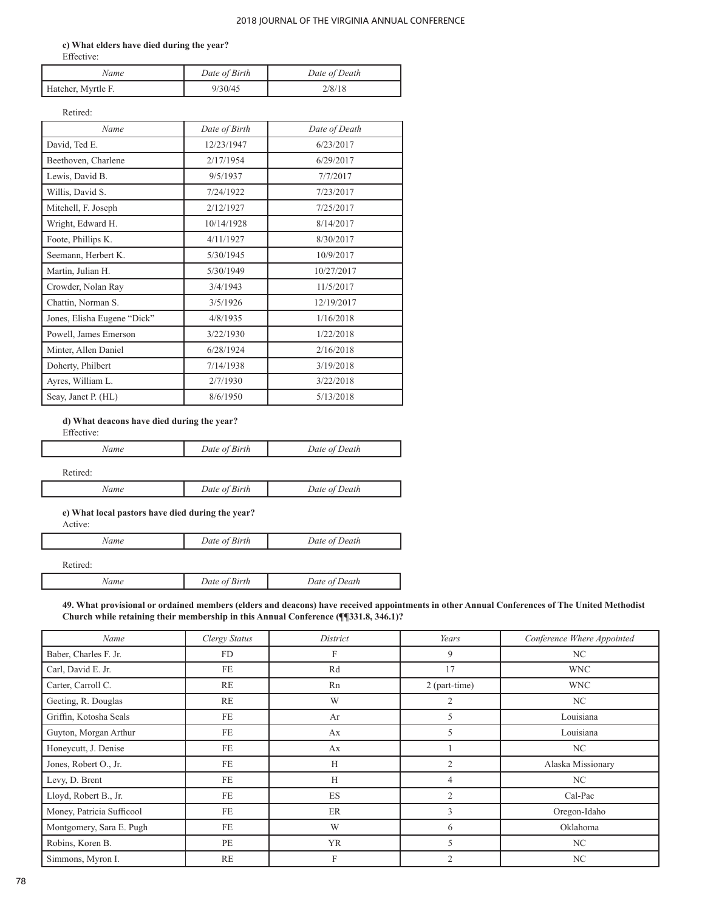**c) What elders have died during the year?**

Effective:

| *Name* | *Date of Birth* | *Date of Death* |
|---|---|---|
| Hatcher, Myrtle F. | 9/30/45 | 2/8/18 |

Retired:

| *Name* | *Date of Birth* | *Date of Death* |
|---|---|---|
| David, Ted E. | 12/23/1947 | 6/23/2017 |
| Beethoven, Charlene | 2/17/1954 | 6/29/2017 |
| Lewis, David B. | 9/5/1937 | 7/7/2017 |
| Willis, David S. | 7/24/1922 | 7/23/2017 |
| Mitchell, F. Joseph | 2/12/1927 | 7/25/2017 |
| Wright, Edward H. | 10/14/1928 | 8/14/2017 |
| Foote, Phillips K. | 4/11/1927 | 8/30/2017 |
| Seemann, Herbert K. | 5/30/1945 | 10/9/2017 |
| Martin, Julian H. | 5/30/1949 | 10/27/2017 |
| Crowder, Nolan Ray | 3/4/1943 | 11/5/2017 |
| Chattin, Norman S. | 3/5/1926 | 12/19/2017 |
| Jones, Elisha Eugene "Dick" | 4/8/1935 | 1/16/2018 |
| Powell, James Emerson | 3/22/1930 | 1/22/2018 |
| Minter, Allen Daniel | 6/28/1924 | 2/16/2018 |
| Doherty, Philbert | 7/14/1938 | 3/19/2018 |
| Ayres, William L. | 2/7/1930 | 3/22/2018 |
| Seay, Janet P. (HL) | 8/6/1950 | 5/13/2018 |

**d) What deacons have died during the year?**

Effective:

| *Name* | *Date of Birth* | *Date of Death* |
|---|---|---|

Retired:

| *Name* | *Date of Birth* | *Date of Death* |
|---|---|---|

**e) What local pastors have died during the year?**

Active:

| *Name* | *Date of Birth* | *Date of Death* |
|---|---|---|

Retired:

| *Name* | *Date of Birth* | *Date of Death* |
|---|---|---|

**49. What provisional or ordained members (elders and deacons) have received appointments in other Annual Conferences of The United Methodist Church while retaining their membership in this Annual Conference (¶¶331.8, 346.1)?**

| *Name* | *Clergy Status* | *District* | *Years* | *Conference Where Appointed* |
|---|---|---|---|---|
| Baber, Charles F. Jr. | FD | F | 9 | NC |
| Carl, David E. Jr. | FE | Rd | 17 | WNC |
| Carter, Carroll C. | RE | Rn | 2 (part-time) | WNC |
| Geeting, R. Douglas | RE | W | 2 | NC |
| Griffin, Kotosha Seals | FE | Ar | 5 | Louisiana |
| Guyton, Morgan Arthur | FE | Ax | 5 | Louisiana |
| Honeycutt, J. Denise | FE | Ax | 1 | NC |
| Jones, Robert O., Jr. | FE | H | 2 | Alaska Missionary |
| Levy, D. Brent | FE | H | 4 | NC |
| Lloyd, Robert B., Jr. | FE | ES | 2 | Cal-Pac |
| Money, Patricia Sufficool | FE | ER | 3 | Oregon-Idaho |
| Montgomery, Sara E. Pugh | FE | W | 6 | Oklahoma |
| Robins, Koren B. | PE | YR | 5 | NC |
| Simmons, Myron I. | RE | F | 2 | NC |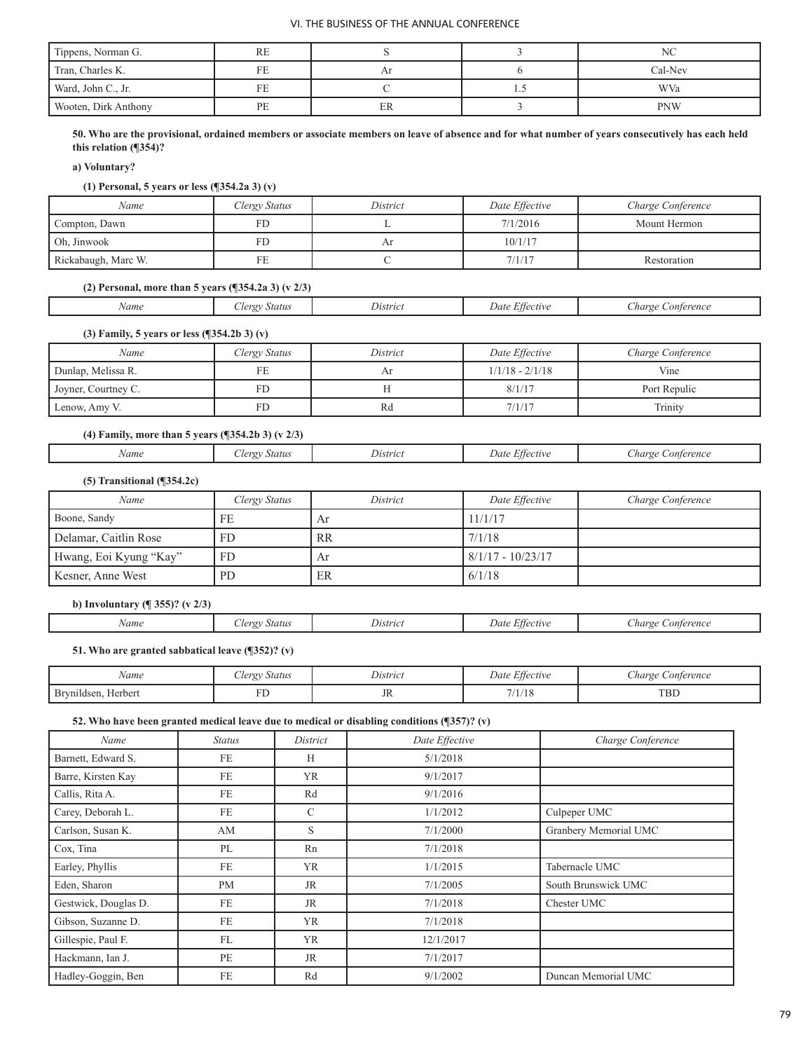| | | | | |
|---|---|---|---|---|
| Tippens, Norman G. | RE | S | 3 | NC |
| Tran, Charles K. | FE | Ar | 6 | Cal-Nev |
| Ward, John C., Jr. | FE | C | 1.5 | WVa |
| Wooten, Dirk Anthony | PE | ER | 3 | PNW |

**50. Who are the provisional, ordained members or associate members on leave of absence and for what number of years consecutively has each held this relation (¶354)?**

**a) Voluntary?**

**(1) Personal, 5 years or less (¶354.2a 3) (v)**

| *Name* | *Clergy Status* | *District* | *Date Effective* | *Charge Conference* |
|---|---|---|---|---|
| Compton, Dawn | FD | L | 7/1/2016 | Mount Hermon |
| Oh, Jinwook | FD | Ar | 10/1/17 | |
| Rickabaugh, Marc W. | FE | C | 7/1/17 | Restoration |

**(2) Personal, more than 5 years (¶354.2a 3) (v 2/3)**

| *Name* | *Clergy Status* | *District* | *Date Effective* | *Charge Conference* |
|---|---|---|---|---|

**(3) Family, 5 years or less (¶354.2b 3) (v)**

| *Name* | *Clergy Status* | *District* | *Date Effective* | *Charge Conference* |
|---|---|---|---|---|
| Dunlap, Melissa R. | FE | Ar | 1/1/18 - 2/1/18 | Vine |
| Joyner, Courtney C. | FD | H | 8/1/17 | Port Repulic |
| Lenow, Amy V. | FD | Rd | 7/1/17 | Trinity |

**(4) Family, more than 5 years (¶354.2b 3) (v 2/3)**

| *Name* | *Clergy Status* | *District* | *Date Effective* | *Charge Conference* |
|---|---|---|---|---|

**(5) Transitional (¶354.2c)**

| *Name* | *Clergy Status* | *District* | *Date Effective* | *Charge Conference* |
|---|---|---|---|---|
| Boone, Sandy | FE | Ar | 11/1/17 | |
| Delamar, Caitlin Rose | FD | RR | 7/1/18 | |
| Hwang, Eoi Kyung "Kay" | FD | Ar | 8/1/17 - 10/23/17 | |
| Kesner, Anne West | PD | ER | 6/1/18 | |

**b) Involuntary (¶ 355)? (v 2/3)**

| *Name* | *Clergy Status* | *District* | *Date Effective* | *Charge Conference* |
|---|---|---|---|---|

**51. Who are granted sabbatical leave (¶352)? (v)**

| *Name* | *Clergy Status* | *District* | *Date Effective* | *Charge Conference* |
|---|---|---|---|---|
| Brynildsen, Herbert | FD | JR | 7/1/18 | TBD |

**52. Who have been granted medical leave due to medical or disabling conditions (¶357)? (v)**

| *Name* | *Status* | *District* | *Date Effective* | *Charge Conference* |
|---|---|---|---|---|
| Barnett, Edward S. | FE | H | 5/1/2018 | |
| Barre, Kirsten Kay | FE | YR | 9/1/2017 | |
| Callis, Rita A. | FE | Rd | 9/1/2016 | |
| Carey, Deborah L. | FE | C | 1/1/2012 | Culpeper UMC |
| Carlson, Susan K. | AM | S | 7/1/2000 | Granbery Memorial UMC |
| Cox, Tina | PL | Rn | 7/1/2018 | |
| Earley, Phyllis | FE | YR | 1/1/2015 | Tabernacle UMC |
| Eden, Sharon | PM | JR | 7/1/2005 | South Brunswick UMC |
| Gestwick, Douglas D. | FE | JR | 7/1/2018 | Chester UMC |
| Gibson, Suzanne D. | FE | YR | 7/1/2018 | |
| Gillespie, Paul F. | FL | YR | 12/1/2017 | |
| Hackmann, Ian J. | PE | JR | 7/1/2017 | |
| Hadley-Goggin, Ben | FE | Rd | 9/1/2002 | Duncan Memorial UMC |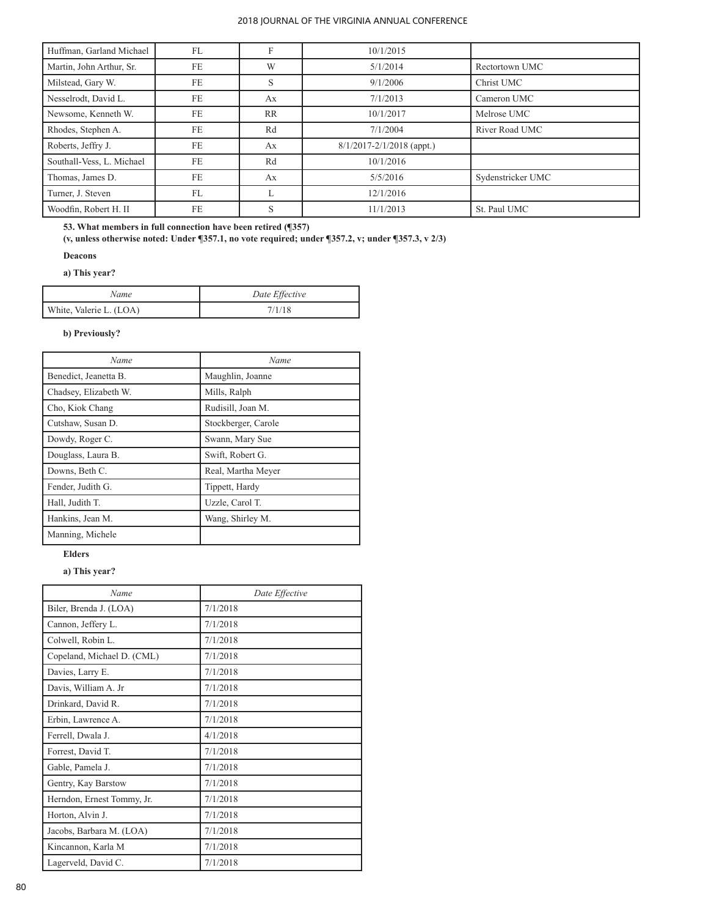| | | | | |
|---|---|---|---|---|
| Huffman, Garland Michael | FL | F | 10/1/2015 | |
| Martin, John Arthur, Sr. | FE | W | 5/1/2014 | Rectortown UMC |
| Milstead, Gary W. | FE | S | 9/1/2006 | Christ UMC |
| Nesselrodt, David L. | FE | Ax | 7/1/2013 | Cameron UMC |
| Newsome, Kenneth W. | FE | RR | 10/1/2017 | Melrose UMC |
| Rhodes, Stephen A. | FE | Rd | 7/1/2004 | River Road UMC |
| Roberts, Jeffry J. | FE | Ax | 8/1/2017-2/1/2018 (appt.) | |
| Southall-Vess, L. Michael | FE | Rd | 10/1/2016 | |
| Thomas, James D. | FE | Ax | 5/5/2016 | Sydenstricker UMC |
| Turner, J. Steven | FL | L | 12/1/2016 | |
| Woodfin, Robert H. II | FE | S | 11/1/2013 | St. Paul UMC |

**53. What members in full connection have been retired (¶357)**
**(v, unless otherwise noted: Under ¶357.1, no vote required; under ¶357.2, v; under ¶357.3, v 2/3)**

**Deacons**

**a) This year?**

| *Name* | *Date Effective* |
|---|---|
| White, Valerie L. (LOA) | 7/1/18 |

**b) Previously?**

| *Name* | *Name* |
|---|---|
| Benedict, Jeanetta B. | Maughlin, Joanne |
| Chadsey, Elizabeth W. | Mills, Ralph |
| Cho, Kiok Chang | Rudisill, Joan M. |
| Cutshaw, Susan D. | Stockberger, Carole |
| Dowdy, Roger C. | Swann, Mary Sue |
| Douglass, Laura B. | Swift, Robert G. |
| Downs, Beth C. | Real, Martha Meyer |
| Fender, Judith G. | Tippett, Hardy |
| Hall, Judith T. | Uzzle, Carol T. |
| Hankins, Jean M. | Wang, Shirley M. |
| Manning, Michele | |

**Elders**

**a) This year?**

| *Name* | *Date Effective* |
|---|---|
| Biler, Brenda J. (LOA) | 7/1/2018 |
| Cannon, Jeffery L. | 7/1/2018 |
| Colwell, Robin L. | 7/1/2018 |
| Copeland, Michael D. (CML) | 7/1/2018 |
| Davies, Larry E. | 7/1/2018 |
| Davis, William A. Jr | 7/1/2018 |
| Drinkard, David R. | 7/1/2018 |
| Erbin, Lawrence A. | 7/1/2018 |
| Ferrell, Dwala J. | 4/1/2018 |
| Forrest, David T. | 7/1/2018 |
| Gable, Pamela J. | 7/1/2018 |
| Gentry, Kay Barstow | 7/1/2018 |
| Herndon, Ernest Tommy, Jr. | 7/1/2018 |
| Horton, Alvin J. | 7/1/2018 |
| Jacobs, Barbara M. (LOA) | 7/1/2018 |
| Kincannon, Karla M | 7/1/2018 |
| Lagerveld, David C. | 7/1/2018 |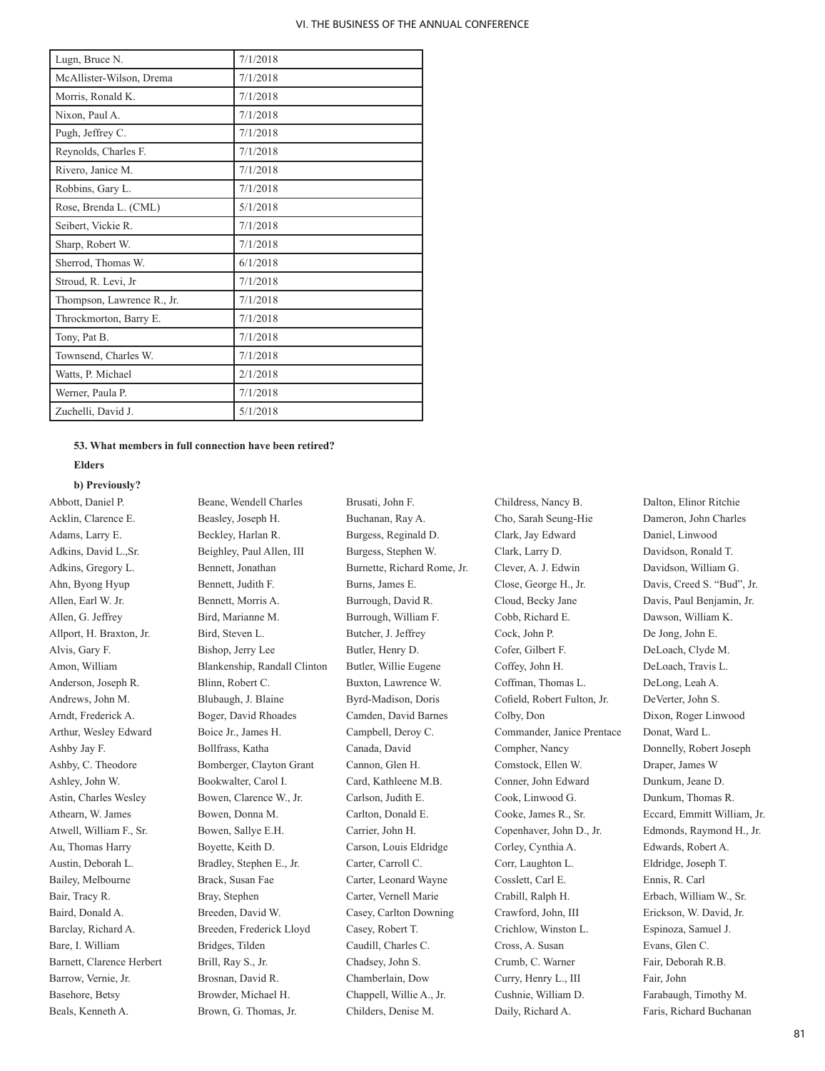| | |
|---|---|
| Lugn, Bruce N. | 7/1/2018 |
| McAllister-Wilson, Drema | 7/1/2018 |
| Morris, Ronald K. | 7/1/2018 |
| Nixon, Paul A. | 7/1/2018 |
| Pugh, Jeffrey C. | 7/1/2018 |
| Reynolds, Charles F. | 7/1/2018 |
| Rivero, Janice M. | 7/1/2018 |
| Robbins, Gary L. | 7/1/2018 |
| Rose, Brenda L. (CML) | 5/1/2018 |
| Seibert, Vickie R. | 7/1/2018 |
| Sharp, Robert W. | 7/1/2018 |
| Sherrod, Thomas W. | 6/1/2018 |
| Stroud, R. Levi, Jr | 7/1/2018 |
| Thompson, Lawrence R., Jr. | 7/1/2018 |
| Throckmorton, Barry E. | 7/1/2018 |
| Tony, Pat B. | 7/1/2018 |
| Townsend, Charles W. | 7/1/2018 |
| Watts, P. Michael | 2/1/2018 |
| Werner, Paula P. | 7/1/2018 |
| Zuchelli, David J. | 5/1/2018 |

**53. What members in full connection have been retired?**

**Elders**

**b) Previously?**

Abbott, Daniel P.
Acklin, Clarence E.
Adams, Larry E.
Adkins, David L.,Sr.
Adkins, Gregory L.
Ahn, Byong Hyup
Allen, Earl W. Jr.
Allen, G. Jeffrey
Allport, H. Braxton, Jr.
Alvis, Gary F.
Amon, William
Anderson, Joseph R.
Andrews, John M.
Arndt, Frederick A.
Arthur, Wesley Edward
Ashby Jay F.
Ashby, C. Theodore
Ashley, John W.
Astin, Charles Wesley
Athearn, W. James
Atwell, William F., Sr.
Au, Thomas Harry
Austin, Deborah L.
Bailey, Melbourne
Bair, Tracy R.
Baird, Donald A.
Barclay, Richard A.
Bare, I. William
Barnett, Clarence Herbert
Barrow, Vernie, Jr.
Basehore, Betsy
Beals, Kenneth A.
Beane, Wendell Charles
Beasley, Joseph H.
Beckley, Harlan R.
Beighley, Paul Allen, III
Bennett, Jonathan
Bennett, Judith F.
Bennett, Morris A.
Bird, Marianne M.
Bird, Steven L.
Bishop, Jerry Lee
Blankenship, Randall Clinton
Blinn, Robert C.
Blubaugh, J. Blaine
Boger, David Rhoades
Boice Jr., James H.
Bollfrass, Katha
Bomberger, Clayton Grant
Bookwalter, Carol I.
Bowen, Clarence W., Jr.
Bowen, Donna M.
Bowen, Sallye E.H.
Boyette, Keith D.
Bradley, Stephen E., Jr.
Brack, Susan Fae
Bray, Stephen
Breeden, David W.
Breeden, Frederick Lloyd
Bridges, Tilden
Brill, Ray S., Jr.
Brosnan, David R.
Browder, Michael H.
Brown, G. Thomas, Jr.
Brusati, John F.
Buchanan, Ray A.
Burgess, Reginald D.
Burgess, Stephen W.
Burnette, Richard Rome, Jr.
Burns, James E.
Burrough, David R.
Burrough, William F.
Butcher, J. Jeffrey
Butler, Henry D.
Butler, Willie Eugene
Buxton, Lawrence W.
Byrd-Madison, Doris
Camden, David Barnes
Campbell, Deroy C.
Canada, David
Cannon, Glen H.
Card, Kathleene M.B.
Carlson, Judith E.
Carlton, Donald E.
Carrier, John H.
Carson, Louis Eldridge
Carter, Carroll C.
Carter, Leonard Wayne
Carter, Vernell Marie
Casey, Carlton Downing
Casey, Robert T.
Caudill, Charles C.
Chadsey, John S.
Chamberlain, Dow
Chappell, Willie A., Jr.
Childers, Denise M.
Childress, Nancy B.
Cho, Sarah Seung-Hie
Clark, Jay Edward
Clark, Larry D.
Clever, A. J. Edwin
Close, George H., Jr.
Cloud, Becky Jane
Cobb, Richard E.
Cock, John P.
Cofer, Gilbert F.
Coffey, John H.
Coffman, Thomas L.
Cofield, Robert Fulton, Jr.
Colby, Don
Commander, Janice Prentace
Compher, Nancy
Comstock, Ellen W.
Conner, John Edward
Cook, Linwood G.
Cooke, James R., Sr.
Copenhaver, John D., Jr.
Corley, Cynthia A.
Corr, Laughton L.
Cosslett, Carl E.
Crabill, Ralph H.
Crawford, John, III
Crichlow, Winston L.
Cross, A. Susan
Crumb, C. Warner
Curry, Henry L., III
Cushnie, William D.
Daily, Richard A.
Dalton, Elinor Ritchie
Dameron, John Charles
Daniel, Linwood
Davidson, Ronald T.
Davidson, William G.
Davis, Creed S. "Bud", Jr.
Davis, Paul Benjamin, Jr.
Dawson, William K.
De Jong, John E.
DeLoach, Clyde M.
DeLoach, Travis L.
DeLong, Leah A.
DeVerter, John S.
Dixon, Roger Linwood
Donat, Ward L.
Donnelly, Robert Joseph
Draper, James W
Dunkum, Jeane D.
Dunkum, Thomas R.
Eccard, Emmitt William, Jr.
Edmonds, Raymond H., Jr.
Edwards, Robert A.
Eldridge, Joseph T.
Ennis, R. Carl
Erbach, William W., Sr.
Erickson, W. David, Jr.
Espinoza, Samuel J.
Evans, Glen C.
Fair, Deborah R.B.
Fair, John
Farabaugh, Timothy M.
Faris, Richard Buchanan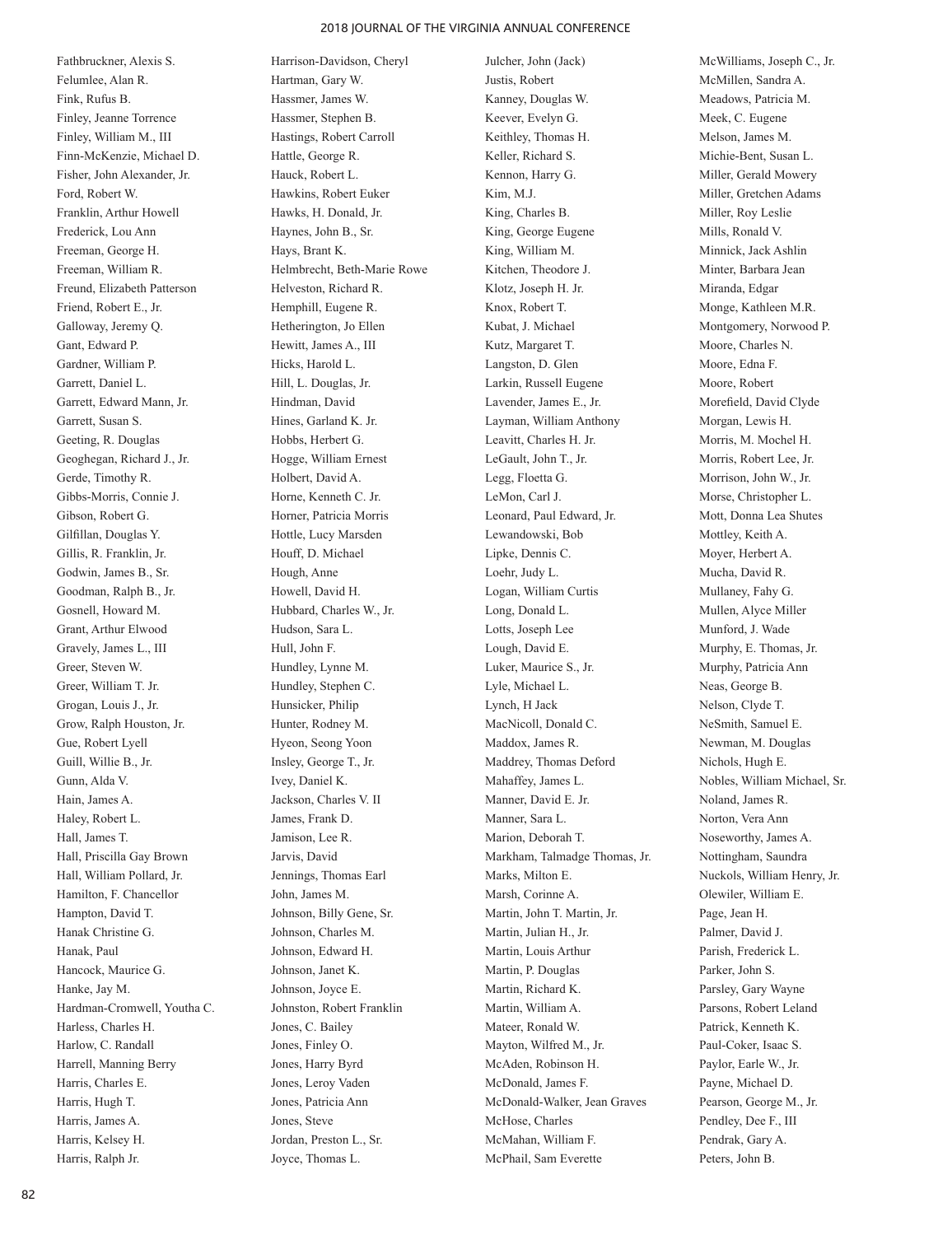Fathbruckner, Alexis S.
Felumlee, Alan R.
Fink, Rufus B.
Finley, Jeanne Torrence
Finley, William M., III
Finn-McKenzie, Michael D.
Fisher, John Alexander, Jr.
Ford, Robert W.
Franklin, Arthur Howell
Frederick, Lou Ann
Freeman, George H.
Freeman, William R.
Freund, Elizabeth Patterson
Friend, Robert E., Jr.
Galloway, Jeremy Q.
Gant, Edward P.
Gardner, William P.
Garrett, Daniel L.
Garrett, Edward Mann, Jr.
Garrett, Susan S.
Geeting, R. Douglas
Geoghegan, Richard J., Jr.
Gerde, Timothy R.
Gibbs-Morris, Connie J.
Gibson, Robert G.
Gilfillan, Douglas Y.
Gillis, R. Franklin, Jr.
Godwin, James B., Sr.
Goodman, Ralph B., Jr.
Gosnell, Howard M.
Grant, Arthur Elwood
Gravely, James L., III
Greer, Steven W.
Greer, William T. Jr.
Grogan, Louis J., Jr.
Grow, Ralph Houston, Jr.
Gue, Robert Lyell
Guill, Willie B., Jr.
Gunn, Alda V.
Hain, James A.
Haley, Robert L.
Hall, James T.
Hall, Priscilla Gay Brown
Hall, William Pollard, Jr.
Hamilton, F. Chancellor
Hampton, David T.
Hanak Christine G.
Hanak, Paul
Hancock, Maurice G.
Hanke, Jay M.
Hardman-Cromwell, Youtha C.
Harless, Charles H.
Harlow, C. Randall
Harrell, Manning Berry
Harris, Charles E.
Harris, Hugh T.
Harris, James A.
Harris, Kelsey H.
Harris, Ralph Jr.
Harrison-Davidson, Cheryl
Hartman, Gary W.
Hassmer, James W.
Hassmer, Stephen B.
Hastings, Robert Carroll
Hattle, George R.
Hauck, Robert L.
Hawkins, Robert Euker
Hawks, H. Donald, Jr.
Haynes, John B., Sr.
Hays, Brant K.
Helmbrecht, Beth-Marie Rowe
Helveston, Richard R.
Hemphill, Eugene R.
Hetherington, Jo Ellen
Hewitt, James A., III
Hicks, Harold L.
Hill, L. Douglas, Jr.
Hindman, David
Hines, Garland K. Jr.
Hobbs, Herbert G.
Hogge, William Ernest
Holbert, David A.
Horne, Kenneth C. Jr.
Horner, Patricia Morris
Hottle, Lucy Marsden
Houff, D. Michael
Hough, Anne
Howell, David H.
Hubbard, Charles W., Jr.
Hudson, Sara L.
Hull, John F.
Hundley, Lynne M.
Hundley, Stephen C.
Hunsicker, Philip
Hunter, Rodney M.
Hyeon, Seong Yoon
Insley, George T., Jr.
Ivey, Daniel K.
Jackson, Charles V. II
James, Frank D.
Jamison, Lee R.
Jarvis, David
Jennings, Thomas Earl
John, James M.
Johnson, Billy Gene, Sr.
Johnson, Charles M.
Johnson, Edward H.
Johnson, Janet K.
Johnson, Joyce E.
Johnston, Robert Franklin
Jones, C. Bailey
Jones, Finley O.
Jones, Harry Byrd
Jones, Leroy Vaden
Jones, Patricia Ann
Jones, Steve
Jordan, Preston L., Sr.
Joyce, Thomas L.
Julcher, John (Jack)
Justis, Robert
Kanney, Douglas W.
Keever, Evelyn G.
Keithley, Thomas H.
Keller, Richard S.
Kennon, Harry G.
Kim, M.J.
King, Charles B.
King, George Eugene
King, William M.
Kitchen, Theodore J.
Klotz, Joseph H. Jr.
Knox, Robert T.
Kubat, J. Michael
Kutz, Margaret T.
Langston, D. Glen
Larkin, Russell Eugene
Lavender, James E., Jr.
Layman, William Anthony
Leavitt, Charles H. Jr.
LeGault, John T., Jr.
Legg, Floetta G.
LeMon, Carl J.
Leonard, Paul Edward, Jr.
Lewandowski, Bob
Lipke, Dennis C.
Loehr, Judy L.
Logan, William Curtis
Long, Donald L.
Lotts, Joseph Lee
Lough, David E.
Luker, Maurice S., Jr.
Lyle, Michael L.
Lynch, H Jack
MacNicoll, Donald C.
Maddox, James R.
Maddrey, Thomas Deford
Mahaffey, James L.
Manner, David E. Jr.
Manner, Sara L.
Marion, Deborah T.
Markham, Talmadge Thomas, Jr.
Marks, Milton E.
Marsh, Corinne A.
Martin, John T. Martin, Jr.
Martin, Julian H., Jr.
Martin, Louis Arthur
Martin, P. Douglas
Martin, Richard K.
Martin, William A.
Mateer, Ronald W.
Mayton, Wilfred M., Jr.
McAden, Robinson H.
McDonald, James F.
McDonald-Walker, Jean Graves
McHose, Charles
McMahan, William F.
McPhail, Sam Everette
McWilliams, Joseph C., Jr.
McMillen, Sandra A.
Meadows, Patricia M.
Meek, C. Eugene
Melson, James M.
Michie-Bent, Susan L.
Miller, Gerald Mowery
Miller, Gretchen Adams
Miller, Roy Leslie
Mills, Ronald V.
Minnick, Jack Ashlin
Minter, Barbara Jean
Miranda, Edgar
Monge, Kathleen M.R.
Montgomery, Norwood P.
Moore, Charles N.
Moore, Edna F.
Moore, Robert
Morefield, David Clyde
Morgan, Lewis H.
Morris, M. Mochel H.
Morris, Robert Lee, Jr.
Morrison, John W., Jr.
Morse, Christopher L.
Mott, Donna Lea Shutes
Mottley, Keith A.
Moyer, Herbert A.
Mucha, David R.
Mullaney, Fahy G.
Mullen, Alyce Miller
Munford, J. Wade
Murphy, E. Thomas, Jr.
Murphy, Patricia Ann
Neas, George B.
Nelson, Clyde T.
NeSmith, Samuel E.
Newman, M. Douglas
Nichols, Hugh E.
Nobles, William Michael, Sr.
Noland, James R.
Norton, Vera Ann
Noseworthy, James A.
Nottingham, Saundra
Nuckols, William Henry, Jr.
Olewiler, William E.
Page, Jean H.
Palmer, David J.
Parish, Frederick L.
Parker, John S.
Parsley, Gary Wayne
Parsons, Robert Leland
Patrick, Kenneth K.
Paul-Coker, Isaac S.
Paylor, Earle W., Jr.
Payne, Michael D.
Pearson, George M., Jr.
Pendley, Dee F., III
Pendrak, Gary A.
Peters, John B.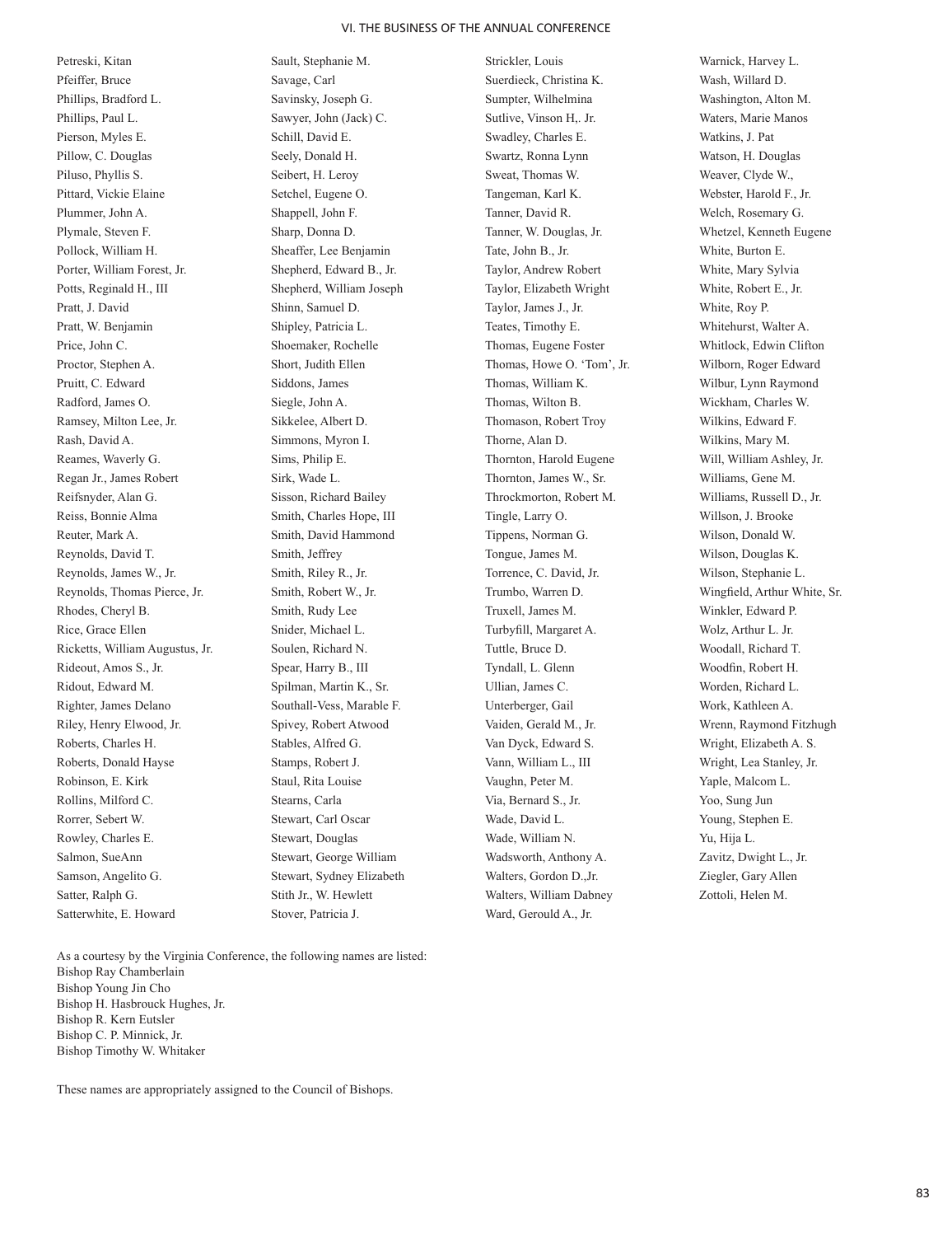Petreski, Kitan
Pfeiffer, Bruce
Phillips, Bradford L.
Phillips, Paul L.
Pierson, Myles E.
Pillow, C. Douglas
Piluso, Phyllis S.
Pittard, Vickie Elaine
Plummer, John A.
Plymale, Steven F.
Pollock, William H.
Porter, William Forest, Jr.
Potts, Reginald H., III
Pratt, J. David
Pratt, W. Benjamin
Price, John C.
Proctor, Stephen A.
Pruitt, C. Edward
Radford, James O.
Ramsey, Milton Lee, Jr.
Rash, David A.
Reames, Waverly G.
Regan Jr., James Robert
Reifsnyder, Alan G.
Reiss, Bonnie Alma
Reuter, Mark A.
Reynolds, David T.
Reynolds, James W., Jr.
Reynolds, Thomas Pierce, Jr.
Rhodes, Cheryl B.
Rice, Grace Ellen
Ricketts, William Augustus, Jr.
Rideout, Amos S., Jr.
Ridout, Edward M.
Righter, James Delano
Riley, Henry Elwood, Jr.
Roberts, Charles H.
Roberts, Donald Hayse
Robinson, E. Kirk
Rollins, Milford C.
Rorrer, Sebert W.
Rowley, Charles E.
Salmon, SueAnn
Samson, Angelito G.
Satter, Ralph G.
Satterwhite, E. Howard
Sault, Stephanie M.
Savage, Carl
Savinsky, Joseph G.
Sawyer, John (Jack) C.
Schill, David E.
Seely, Donald H.
Seibert, H. Leroy
Setchel, Eugene O.
Shappell, John F.
Sharp, Donna D.
Sheaffer, Lee Benjamin
Shepherd, Edward B., Jr.
Shepherd, William Joseph
Shinn, Samuel D.
Shipley, Patricia L.
Shoemaker, Rochelle
Short, Judith Ellen
Siddons, James
Siegle, John A.
Sikkelee, Albert D.
Simmons, Myron I.
Sims, Philip E.
Sirk, Wade L.
Sisson, Richard Bailey
Smith, Charles Hope, III
Smith, David Hammond
Smith, Jeffrey
Smith, Riley R., Jr.
Smith, Robert W., Jr.
Smith, Rudy Lee
Snider, Michael L.
Soulen, Richard N.
Spear, Harry B., III
Spilman, Martin K., Sr.
Southall-Vess, Marable F.
Spivey, Robert Atwood
Stables, Alfred G.
Stamps, Robert J.
Staul, Rita Louise
Stearns, Carla
Stewart, Carl Oscar
Stewart, Douglas
Stewart, George William
Stewart, Sydney Elizabeth
Stith Jr., W. Hewlett
Stover, Patricia J.
Strickler, Louis
Suerdieck, Christina K.
Sumpter, Wilhelmina
Sutlive, Vinson H,. Jr.
Swadley, Charles E.
Swartz, Ronna Lynn
Sweat, Thomas W.
Tangeman, Karl K.
Tanner, David R.
Tanner, W. Douglas, Jr.
Tate, John B., Jr.
Taylor, Andrew Robert
Taylor, Elizabeth Wright
Taylor, James J., Jr.
Teates, Timothy E.
Thomas, Eugene Foster
Thomas, Howe O. 'Tom', Jr.
Thomas, William K.
Thomas, Wilton B.
Thomason, Robert Troy
Thorne, Alan D.
Thornton, Harold Eugene
Thornton, James W., Sr.
Throckmorton, Robert M.
Tingle, Larry O.
Tippens, Norman G.
Tongue, James M.
Torrence, C. David, Jr.
Trumbo, Warren D.
Truxell, James M.
Turbyfill, Margaret A.
Tuttle, Bruce D.
Tyndall, L. Glenn
Ullian, James C.
Unterberger, Gail
Vaiden, Gerald M., Jr.
Van Dyck, Edward S.
Vann, William L., III
Vaughn, Peter M.
Via, Bernard S., Jr.
Wade, David L.
Wade, William N.
Wadsworth, Anthony A.
Walters, Gordon D.,Jr.
Walters, William Dabney
Ward, Gerould A., Jr.
Warnick, Harvey L.
Wash, Willard D.
Washington, Alton M.
Waters, Marie Manos
Watkins, J. Pat
Watson, H. Douglas
Weaver, Clyde W.,
Webster, Harold F., Jr.
Welch, Rosemary G.
Whetzel, Kenneth Eugene
White, Burton E.
White, Mary Sylvia
White, Robert E., Jr.
White, Roy P.
Whitehurst, Walter A.
Whitlock, Edwin Clifton
Wilborn, Roger Edward
Wilbur, Lynn Raymond
Wickham, Charles W.
Wilkins, Edward F.
Wilkins, Mary M.
Will, William Ashley, Jr.
Williams, Gene M.
Williams, Russell D., Jr.
Willson, J. Brooke
Wilson, Donald W.
Wilson, Douglas K.
Wilson, Stephanie L.
Wingfield, Arthur White, Sr.
Winkler, Edward P.
Wolz, Arthur L. Jr.
Woodall, Richard T.
Woodfin, Robert H.
Worden, Richard L.
Work, Kathleen A.
Wrenn, Raymond Fitzhugh
Wright, Elizabeth A. S.
Wright, Lea Stanley, Jr.
Yaple, Malcom L.
Yoo, Sung Jun
Young, Stephen E.
Yu, Hija L.
Zavitz, Dwight L., Jr.
Ziegler, Gary Allen
Zottoli, Helen M.

As a courtesy by the Virginia Conference, the following names are listed:
Bishop Ray Chamberlain
Bishop Young Jin Cho
Bishop H. Hasbrouck Hughes, Jr.
Bishop R. Kern Eutsler
Bishop C. P. Minnick, Jr.
Bishop Timothy W. Whitaker

These names are appropriately assigned to the Council of Bishops.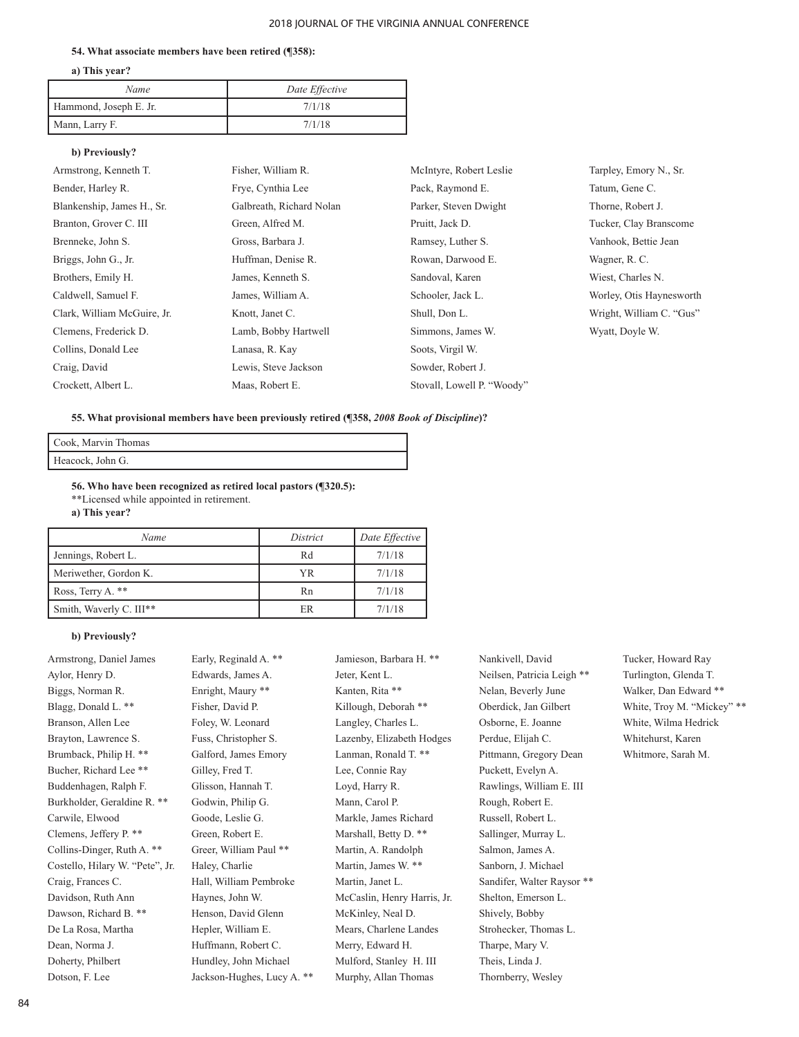**54. What associate members have been retired (¶358):**

**a) This year?**

| *Name* | *Date Effective* |
|---|---|
| Hammond, Joseph E. Jr. | 7/1/18 |
| Mann, Larry F. | 7/1/18 |

**b) Previously?**

Armstrong, Kenneth T.
Bender, Harley R.
Blankenship, James H., Sr.
Branton, Grover C. III
Brenneke, John S.
Briggs, John G., Jr.
Brothers, Emily H.
Caldwell, Samuel F.
Clark, William McGuire, Jr.
Clemens, Frederick D.
Collins, Donald Lee
Craig, David
Crockett, Albert L.
Fisher, William R.
Frye, Cynthia Lee
Galbreath, Richard Nolan
Green, Alfred M.
Gross, Barbara J.
Huffman, Denise R.
James, Kenneth S.
James, William A.
Knott, Janet C.
Lamb, Bobby Hartwell
Lanasa, R. Kay
Lewis, Steve Jackson
Maas, Robert E.
McIntyre, Robert Leslie
Pack, Raymond E.
Parker, Steven Dwight
Pruitt, Jack D.
Ramsey, Luther S.
Rowan, Darwood E.
Sandoval, Karen
Schooler, Jack L.
Shull, Don L.
Simmons, James W.
Soots, Virgil W.
Sowder, Robert J.
Stovall, Lowell P. "Woody"
Tarpley, Emory N., Sr.
Tatum, Gene C.
Thorne, Robert J.
Tucker, Clay Branscome
Vanhook, Bettie Jean
Wagner, R. C.
Wiest, Charles N.
Worley, Otis Haynesworth
Wright, William C. "Gus"
Wyatt, Doyle W.

**55. What provisional members have been previously retired (¶358, *2008 Book of Discipline*)?**

| |
|---|
| Cook, Marvin Thomas |
| Heacock, John G. |

**56. Who have been recognized as retired local pastors (¶320.5):**

**Licensed while appointed in retirement.

**a) This year?**

| *Name* | *District* | *Date Effective* |
|---|---|---|
| Jennings, Robert L. | Rd | 7/1/18 |
| Meriwether, Gordon K. | YR | 7/1/18 |
| Ross, Terry A. ** | Rn | 7/1/18 |
| Smith, Waverly C. III** | ER | 7/1/18 |

**b) Previously?**

Armstrong, Daniel James
Aylor, Henry D.
Biggs, Norman R.
Blagg, Donald L. **
Branson, Allen Lee
Brayton, Lawrence S.
Brumback, Philip H. **
Bucher, Richard Lee **
Buddenhagen, Ralph F.
Burkholder, Geraldine R. **
Carwile, Elwood
Clemens, Jeffery P. **
Collins-Dinger, Ruth A. **
Costello, Hilary W. "Pete", Jr.
Craig, Frances C.
Davidson, Ruth Ann
Dawson, Richard B. **
De La Rosa, Martha
Dean, Norma J.
Doherty, Philbert
Dotson, F. Lee
Early, Reginald A. **
Edwards, James A.
Enright, Maury **
Fisher, David P.
Foley, W. Leonard
Fuss, Christopher S.
Galford, James Emory
Gilley, Fred T.
Glisson, Hannah T.
Godwin, Philip G.
Goode, Leslie G.
Green, Robert E.
Greer, William Paul **
Haley, Charlie
Hall, William Pembroke
Haynes, John W.
Henson, David Glenn
Hepler, William E.
Huffmann, Robert C.
Hundley, John Michael
Jackson-Hughes, Lucy A. **
Jamieson, Barbara H. **
Jeter, Kent L.
Kanten, Rita **
Killough, Deborah **
Langley, Charles L.
Lazenby, Elizabeth Hodges
Lanman, Ronald T. **
Lee, Connie Ray
Loyd, Harry R.
Mann, Carol P.
Markle, James Richard
Marshall, Betty D. **
Martin, A. Randolph
Martin, James W. **
Martin, Janet L.
McCaslin, Henry Harris, Jr.
McKinley, Neal D.
Mears, Charlene Landes
Merry, Edward H.
Mulford, Stanley H. III
Murphy, Allan Thomas
Nankivell, David
Neilsen, Patricia Leigh **
Nelan, Beverly June
Oberdick, Jan Gilbert
Osborne, E. Joanne
Perdue, Elijah C.
Pittmann, Gregory Dean
Puckett, Evelyn A.
Rawlings, William E. III
Rough, Robert E.
Russell, Robert L.
Sallinger, Murray L.
Salmon, James A.
Sanborn, J. Michael
Sandifer, Walter Raysor **
Shelton, Emerson L.
Shively, Bobby
Strohecker, Thomas L.
Tharpe, Mary V.
Theis, Linda J.
Thornberry, Wesley
Tucker, Howard Ray
Turlington, Glenda T.
Walker, Dan Edward **
White, Troy M. "Mickey" **
White, Wilma Hedrick
Whitehurst, Karen
Whitmore, Sarah M.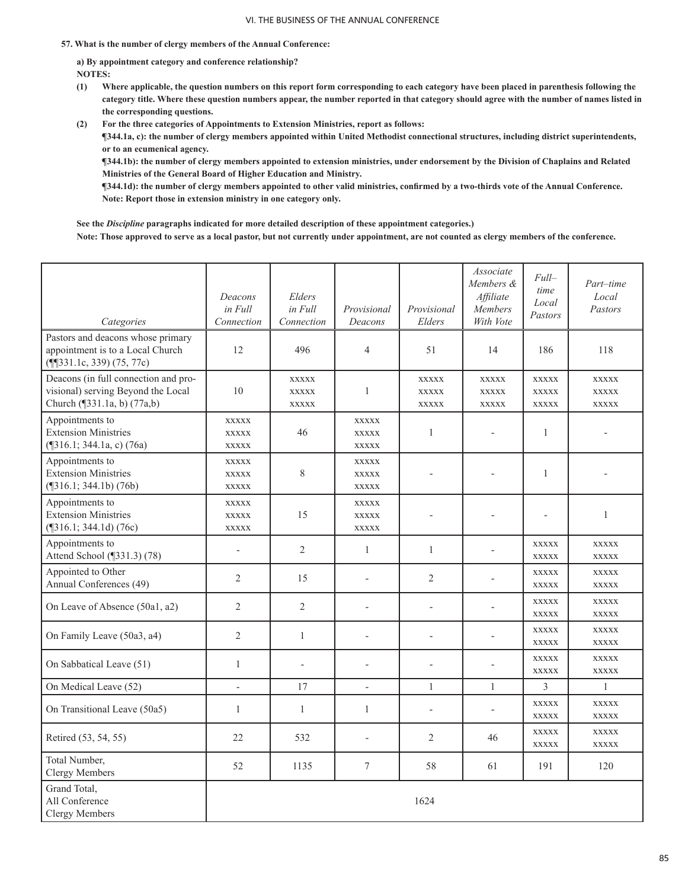**57. What is the number of clergy members of the Annual Conference:**

**a) By appointment category and conference relationship?**

**NOTES:**

**(1) Where applicable, the question numbers on this report form corresponding to each category have been placed in parenthesis following the category title. Where these question numbers appear, the number reported in that category should agree with the number of names listed in the corresponding questions.**

**(2) For the three categories of Appointments to Extension Ministries, report as follows:**

**¶344.1a, c): the number of clergy members appointed within United Methodist connectional structures, including district superintendents, or to an ecumenical agency.**

**¶344.1b): the number of clergy members appointed to extension ministries, under endorsement by the Division of Chaplains and Related Ministries of the General Board of Higher Education and Ministry.**

**¶344.1d): the number of clergy members appointed to other valid ministries, confirmed by a two-thirds vote of the Annual Conference. Note: Report those in extension ministry in one category only.**

**See the *Discipline* paragraphs indicated for more detailed description of these appointment categories.)**

**Note: Those approved to serve as a local pastor, but not currently under appointment, are not counted as clergy members of the conference.**

| *Categories* | *Deacons in Full Connection* | *Elders in Full Connection* | *Provisional Deacons* | *Provisional Elders* | *Associate Members & Affiliate Members With Vote* | *Full–time Local Pastors* | *Part–time Local Pastors* |
|---|---|---|---|---|---|---|---|
| Pastors and deacons whose primary appointment is to a Local Church (¶¶331.1c, 339) (75, 77c) | 12 | 496 | 4 | 51 | 14 | 186 | 118 |
| Deacons (in full connection and provisional) serving Beyond the Local Church (¶331.1a, b) (77a,b) | 10 | XXXXX XXXXX XXXXX | 1 | XXXXX XXXXX XXXXX | XXXXX XXXXX XXXXX | XXXXX XXXXX XXXXX | XXXXX XXXXX XXXXX |
| Appointments to Extension Ministries (¶316.1; 344.1a, c) (76a) | XXXXX XXXXX XXXXX | 46 | XXXXX XXXXX XXXXX | 1 | - | 1 | - |
| Appointments to Extension Ministries (¶316.1; 344.1b) (76b) | XXXXX XXXXX XXXXX | 8 | XXXXX XXXXX XXXXX | - | - | 1 | - |
| Appointments to Extension Ministries (¶316.1; 344.1d) (76c) | XXXXX XXXXX XXXXX | 15 | XXXXX XXXXX XXXXX | - | - | - | 1 |
| Appointments to Attend School (¶331.3) (78) | - | 2 | 1 | 1 | - | XXXXX XXXXX | XXXXX XXXXX |
| Appointed to Other Annual Conferences (49) | 2 | 15 | - | 2 | - | XXXXX XXXXX | XXXXX XXXXX |
| On Leave of Absence (50a1, a2) | 2 | 2 | - | - | - | XXXXX XXXXX | XXXXX XXXXX |
| On Family Leave (50a3, a4) | 2 | 1 | - | - | - | XXXXX XXXXX | XXXXX XXXXX |
| On Sabbatical Leave (51) | 1 | - | - | - | - | XXXXX XXXXX | XXXXX XXXXX |
| On Medical Leave (52) | - | 17 | - | 1 | 1 | 3 | 1 |
| On Transitional Leave (50a5) | 1 | 1 | 1 | - | - | XXXXX XXXXX | XXXXX XXXXX |
| Retired (53, 54, 55) | 22 | 532 | - | 2 | 46 | XXXXX XXXXX | XXXXX XXXXX |
| Total Number, Clergy Members | 52 | 1135 | 7 | 58 | 61 | 191 | 120 |
| Grand Total, All Conference Clergy Members | 1624 | | | | | | |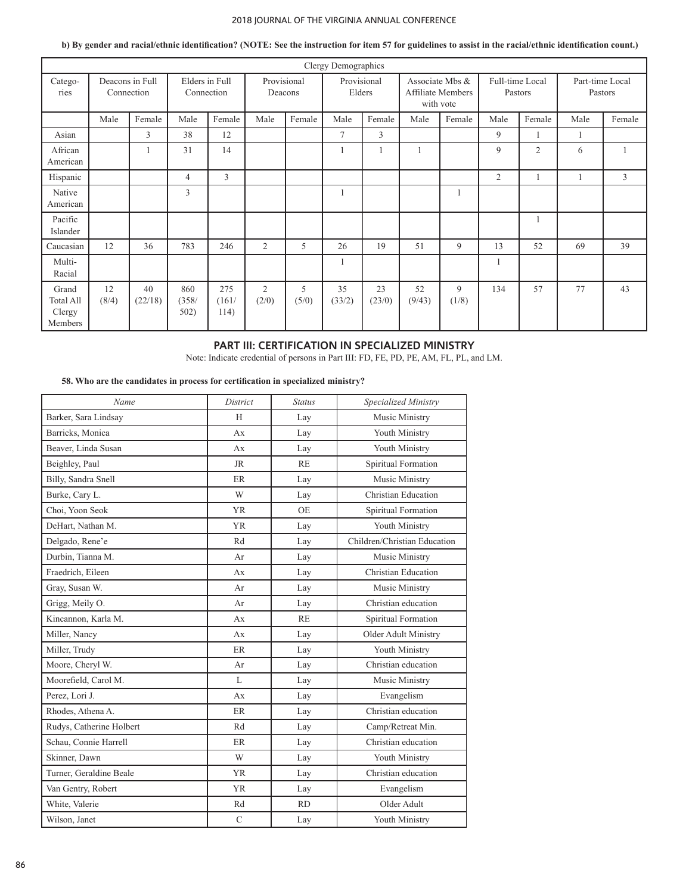**b) By gender and racial/ethnic identification? (NOTE: See the instruction for item 57 for guidelines to assist in the racial/ethnic identification count.)**

| Clergy Demographics | | | | | | | | | | | | | | | |
|---|---|---|---|---|---|---|---|---|---|---|---|---|---|---|---|
| Categories | Deacons in Full Connection | | Elders in Full Connection | | Provisional Deacons | | Provisional Elders | | Associate Mbs & Affiliate Members with vote | | Full-time Local Pastors | | Part-time Local Pastors | |
| | Male | Female | Male | Female | Male | Female | Male | Female | Male | Female | Male | Female | Male | Female |
| Asian | | 3 | 38 | 12 | | | 7 | 3 | | | 9 | 1 | 1 | |
| African American | | 1 | 31 | 14 | | | 1 | 1 | 1 | | 9 | 2 | 6 | 1 |
| Hispanic | | | 4 | 3 | | | | | | | 2 | 1 | 1 | 3 |
| Native American | | | 3 | | | | 1 | | | 1 | | | | |
| Pacific Islander | | | | | | | | | | | | 1 | | |
| Caucasian | 12 | 36 | 783 | 246 | 2 | 5 | 26 | 19 | 51 | 9 | 13 | 52 | 69 | 39 |
| Multi-Racial | | | | | | | 1 | | | | 1 | | | |
| Grand Total All Clergy Members | 12 (8/4) | 40 (22/18) | 860 (358/502) | 275 (161/114) | 2 (2/0) | 5 (5/0) | 35 (33/2) | 23 (23/0) | 52 (9/43) | 9 (1/8) | 134 | 57 | 77 | 43 |

## PART III: CERTIFICATION IN SPECIALIZED MINISTRY

Note: Indicate credential of persons in Part III: FD, FE, PD, PE, AM, FL, PL, and LM.

**58. Who are the candidates in process for certification in specialized ministry?**

| *Name* | *District* | *Status* | *Specialized Ministry* |
|---|---|---|---|
| Barker, Sara Lindsay | H | Lay | Music Ministry |
| Barricks, Monica | Ax | Lay | Youth Ministry |
| Beaver, Linda Susan | Ax | Lay | Youth Ministry |
| Beighley, Paul | JR | RE | Spiritual Formation |
| Billy, Sandra Snell | ER | Lay | Music Ministry |
| Burke, Cary L. | W | Lay | Christian Education |
| Choi, Yoon Seok | YR | OE | Spiritual Formation |
| DeHart, Nathan M. | YR | Lay | Youth Ministry |
| Delgado, Rene'e | Rd | Lay | Children/Christian Education |
| Durbin, Tianna M. | Ar | Lay | Music Ministry |
| Fraedrich, Eileen | Ax | Lay | Christian Education |
| Gray, Susan W. | Ar | Lay | Music Ministry |
| Grigg, Meily O. | Ar | Lay | Christian education |
| Kincannon, Karla M. | Ax | RE | Spiritual Formation |
| Miller, Nancy | Ax | Lay | Older Adult Ministry |
| Miller, Trudy | ER | Lay | Youth Ministry |
| Moore, Cheryl W. | Ar | Lay | Christian education |
| Moorefield, Carol M. | L | Lay | Music Ministry |
| Perez, Lori J. | Ax | Lay | Evangelism |
| Rhodes, Athena A. | ER | Lay | Christian education |
| Rudys, Catherine Holbert | Rd | Lay | Camp/Retreat Min. |
| Schau, Connie Harrell | ER | Lay | Christian education |
| Skinner, Dawn | W | Lay | Youth Ministry |
| Turner, Geraldine Beale | YR | Lay | Christian education |
| Van Gentry, Robert | YR | Lay | Evangelism |
| White, Valerie | Rd | RD | Older Adult |
| Wilson, Janet | C | Lay | Youth Ministry |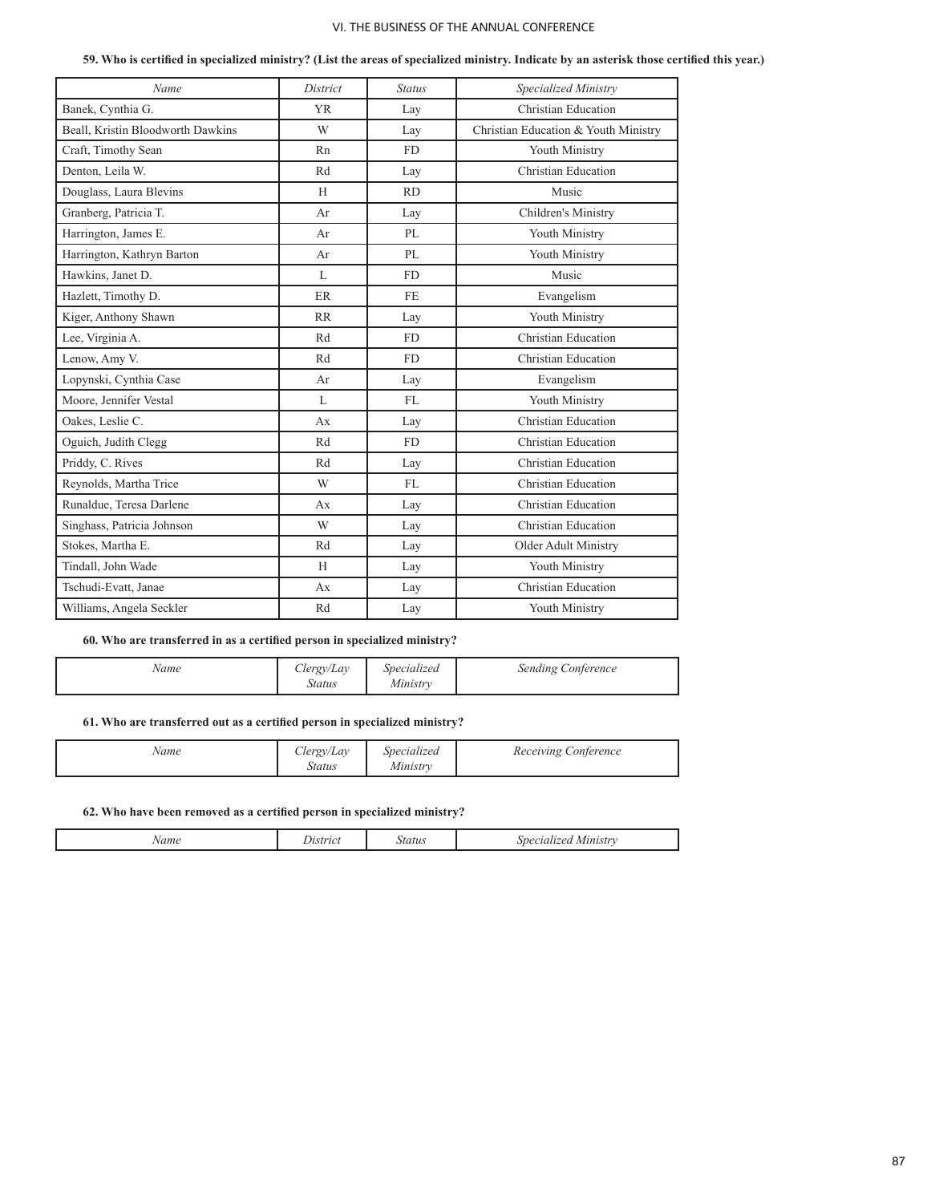**59. Who is certified in specialized ministry? (List the areas of specialized ministry. Indicate by an asterisk those certified this year.)**

| *Name* | *District* | *Status* | *Specialized Ministry* |
|---|---|---|---|
| Banek, Cynthia G. | YR | Lay | Christian Education |
| Beall, Kristin Bloodworth Dawkins | W | Lay | Christian Education & Youth Ministry |
| Craft, Timothy Sean | Rn | FD | Youth Ministry |
| Denton, Leila W. | Rd | Lay | Christian Education |
| Douglass, Laura Blevins | H | RD | Music |
| Granberg, Patricia T. | Ar | Lay | Children's Ministry |
| Harrington, James E. | Ar | PL | Youth Ministry |
| Harrington, Kathryn Barton | Ar | PL | Youth Ministry |
| Hawkins, Janet D. | L | FD | Music |
| Hazlett, Timothy D. | ER | FE | Evangelism |
| Kiger, Anthony Shawn | RR | Lay | Youth Ministry |
| Lee, Virginia A. | Rd | FD | Christian Education |
| Lenow, Amy V. | Rd | FD | Christian Education |
| Lopynski, Cynthia Case | Ar | Lay | Evangelism |
| Moore, Jennifer Vestal | L | FL | Youth Ministry |
| Oakes, Leslie C. | Ax | Lay | Christian Education |
| Oguich, Judith Clegg | Rd | FD | Christian Education |
| Priddy, C. Rives | Rd | Lay | Christian Education |
| Reynolds, Martha Trice | W | FL | Christian Education |
| Runaldue, Teresa Darlene | Ax | Lay | Christian Education |
| Singhass, Patricia Johnson | W | Lay | Christian Education |
| Stokes, Martha E. | Rd | Lay | Older Adult Ministry |
| Tindall, John Wade | H | Lay | Youth Ministry |
| Tschudi-Evatt, Janae | Ax | Lay | Christian Education |
| Williams, Angela Seckler | Rd | Lay | Youth Ministry |

**60. Who are transferred in as a certified person in specialized ministry?**

| *Name* | *Clergy/Lay Status* | *Specialized Ministry* | *Sending Conference* |
|---|---|---|---|

**61. Who are transferred out as a certified person in specialized ministry?**

| *Name* | *Clergy/Lay Status* | *Specialized Ministry* | *Receiving Conference* |
|---|---|---|---|

**62. Who have been removed as a certified person in specialized ministry?**

| *Name* | *District* | *Status* | *Specialized Ministry* |
|---|---|---|---|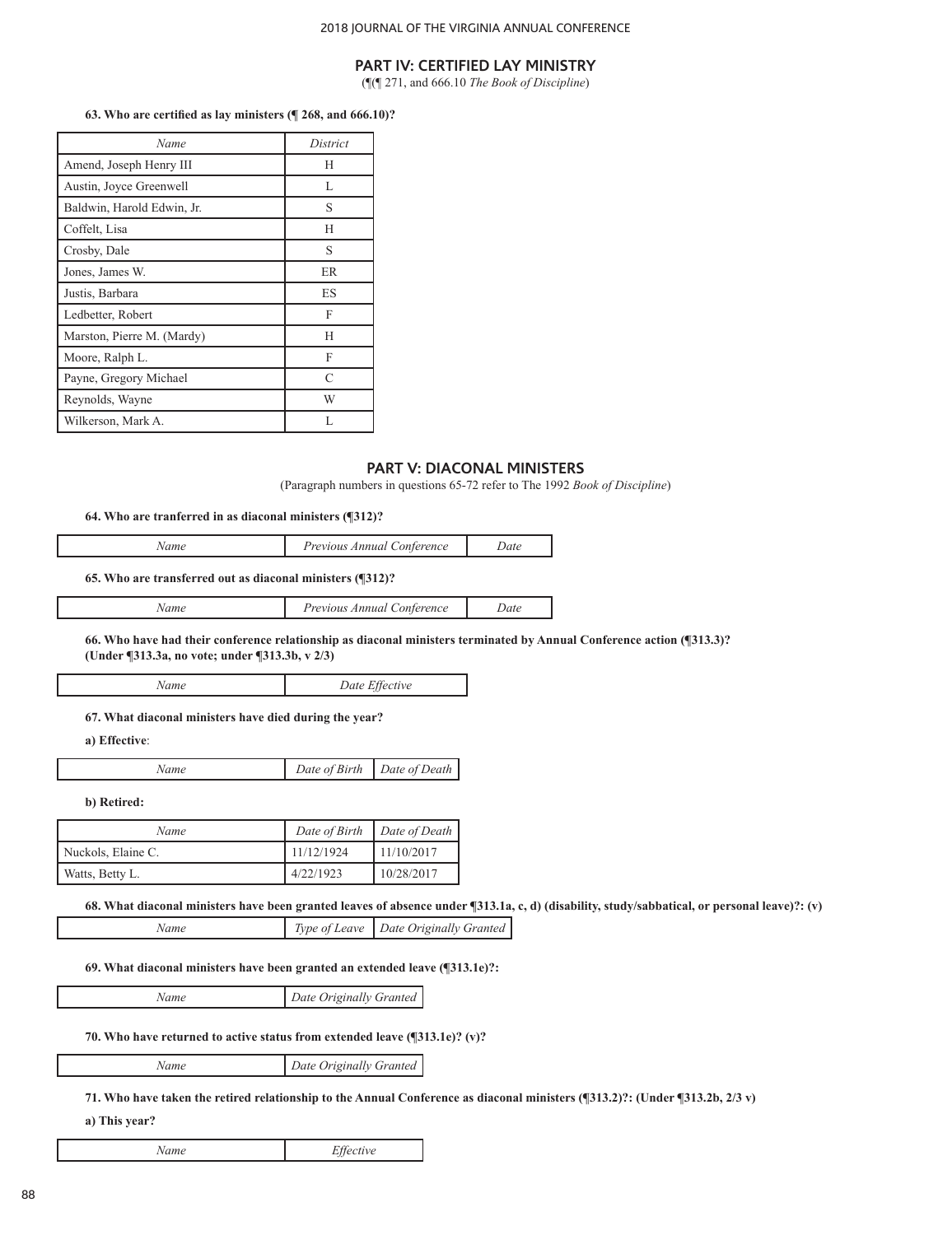## PART IV: CERTIFIED LAY MINISTRY

(¶(¶ 271, and 666.10 *The Book of Discipline*)

**63. Who are certified as lay ministers (¶ 268, and 666.10)?**

| *Name* | *District* |
|---|---|
| Amend, Joseph Henry III | H |
| Austin, Joyce Greenwell | L |
| Baldwin, Harold Edwin, Jr. | S |
| Coffelt, Lisa | H |
| Crosby, Dale | S |
| Jones, James W. | ER |
| Justis, Barbara | ES |
| Ledbetter, Robert | F |
| Marston, Pierre M. (Mardy) | H |
| Moore, Ralph L. | F |
| Payne, Gregory Michael | C |
| Reynolds, Wayne | W |
| Wilkerson, Mark A. | L |

## PART V: DIACONAL MINISTERS

(Paragraph numbers in questions 65-72 refer to The 1992 *Book of Discipline*)

**64. Who are tranferred in as diaconal ministers (¶312)?**

| *Name* | *Previous Annual Conference* | *Date* |
|---|---|---|

**65. Who are transferred out as diaconal ministers (¶312)?**

| *Name* | *Previous Annual Conference* | *Date* |
|---|---|---|

**66. Who have had their conference relationship as diaconal ministers terminated by Annual Conference action (¶313.3)? (Under ¶313.3a, no vote; under ¶313.3b, v 2/3)**

| *Name* | *Date Effective* |
|---|---|

**67. What diaconal ministers have died during the year?**

**a) Effective**:

| *Name* | *Date of Birth* | *Date of Death* |
|---|---|---|

**b) Retired:**

| *Name* | *Date of Birth* | *Date of Death* |
|---|---|---|
| Nuckols, Elaine C. | 11/12/1924 | 11/10/2017 |
| Watts, Betty L. | 4/22/1923 | 10/28/2017 |

**68. What diaconal ministers have been granted leaves of absence under ¶313.1a, c, d) (disability, study/sabbatical, or personal leave)?: (v)**

| *Name* | *Type of Leave* | *Date Originally Granted* |
|---|---|---|

**69. What diaconal ministers have been granted an extended leave (¶313.1e)?:**

| *Name* | *Date Originally Granted* |
|---|---|

**70. Who have returned to active status from extended leave (¶313.1e)? (v)?**

| *Name* | *Date Originally Granted* |
|---|---|

**71. Who have taken the retired relationship to the Annual Conference as diaconal ministers (¶313.2)?: (Under ¶313.2b, 2/3 v)**

**a) This year?**

| *Name* | *Effective* |
|---|---|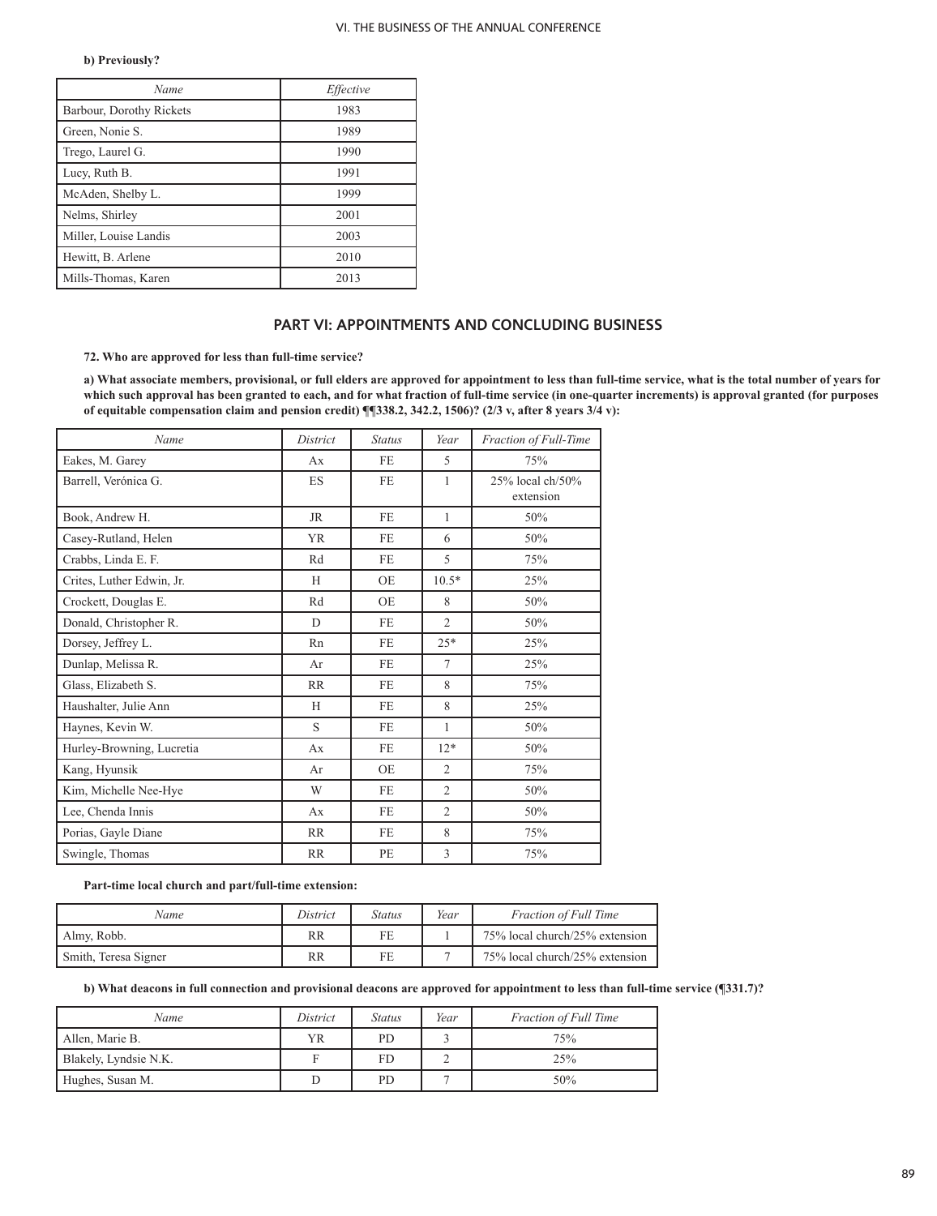**b) Previously?**

| *Name* | *Effective* |
|---|---|
| Barbour, Dorothy Rickets | 1983 |
| Green, Nonie S. | 1989 |
| Trego, Laurel G. | 1990 |
| Lucy, Ruth B. | 1991 |
| McAden, Shelby L. | 1999 |
| Nelms, Shirley | 2001 |
| Miller, Louise Landis | 2003 |
| Hewitt, B. Arlene | 2010 |
| Mills-Thomas, Karen | 2013 |

## PART VI: APPOINTMENTS AND CONCLUDING BUSINESS

**72. Who are approved for less than full-time service?**

**a) What associate members, provisional, or full elders are approved for appointment to less than full-time service, what is the total number of years for which such approval has been granted to each, and for what fraction of full-time service (in one-quarter increments) is approval granted (for purposes of equitable compensation claim and pension credit) ¶¶338.2, 342.2, 1506)? (2/3 v, after 8 years 3/4 v):**

| *Name* | *District* | *Status* | *Year* | *Fraction of Full-Time* |
|---|---|---|---|---|
| Eakes, M. Garey | Ax | FE | 5 | 75% |
| Barrell, Verónica G. | ES | FE | 1 | 25% local ch/50% extension |
| Book, Andrew H. | JR | FE | 1 | 50% |
| Casey-Rutland, Helen | YR | FE | 6 | 50% |
| Crabbs, Linda E. F. | Rd | FE | 5 | 75% |
| Crites, Luther Edwin, Jr. | H | OE | 10.5* | 25% |
| Crockett, Douglas E. | Rd | OE | 8 | 50% |
| Donald, Christopher R. | D | FE | 2 | 50% |
| Dorsey, Jeffrey L. | Rn | FE | 25* | 25% |
| Dunlap, Melissa R. | Ar | FE | 7 | 25% |
| Glass, Elizabeth S. | RR | FE | 8 | 75% |
| Haushalter, Julie Ann | H | FE | 8 | 25% |
| Haynes, Kevin W. | S | FE | 1 | 50% |
| Hurley-Browning, Lucretia | Ax | FE | 12* | 50% |
| Kang, Hyunsik | Ar | OE | 2 | 75% |
| Kim, Michelle Nee-Hye | W | FE | 2 | 50% |
| Lee, Chenda Innis | Ax | FE | 2 | 50% |
| Porias, Gayle Diane | RR | FE | 8 | 75% |
| Swingle, Thomas | RR | PE | 3 | 75% |

**Part-time local church and part/full-time extension:**

| *Name* | *District* | *Status* | *Year* | *Fraction of Full Time* |
|---|---|---|---|---|
| Almy, Robb. | RR | FE | 1 | 75% local church/25% extension |
| Smith, Teresa Signer | RR | FE | 7 | 75% local church/25% extension |

**b) What deacons in full connection and provisional deacons are approved for appointment to less than full-time service (¶331.7)?**

| *Name* | *District* | *Status* | *Year* | *Fraction of Full Time* |
|---|---|---|---|---|
| Allen, Marie B. | YR | PD | 3 | 75% |
| Blakely, Lyndsie N.K. | F | FD | 2 | 25% |
| Hughes, Susan M. | D | PD | 7 | 50% |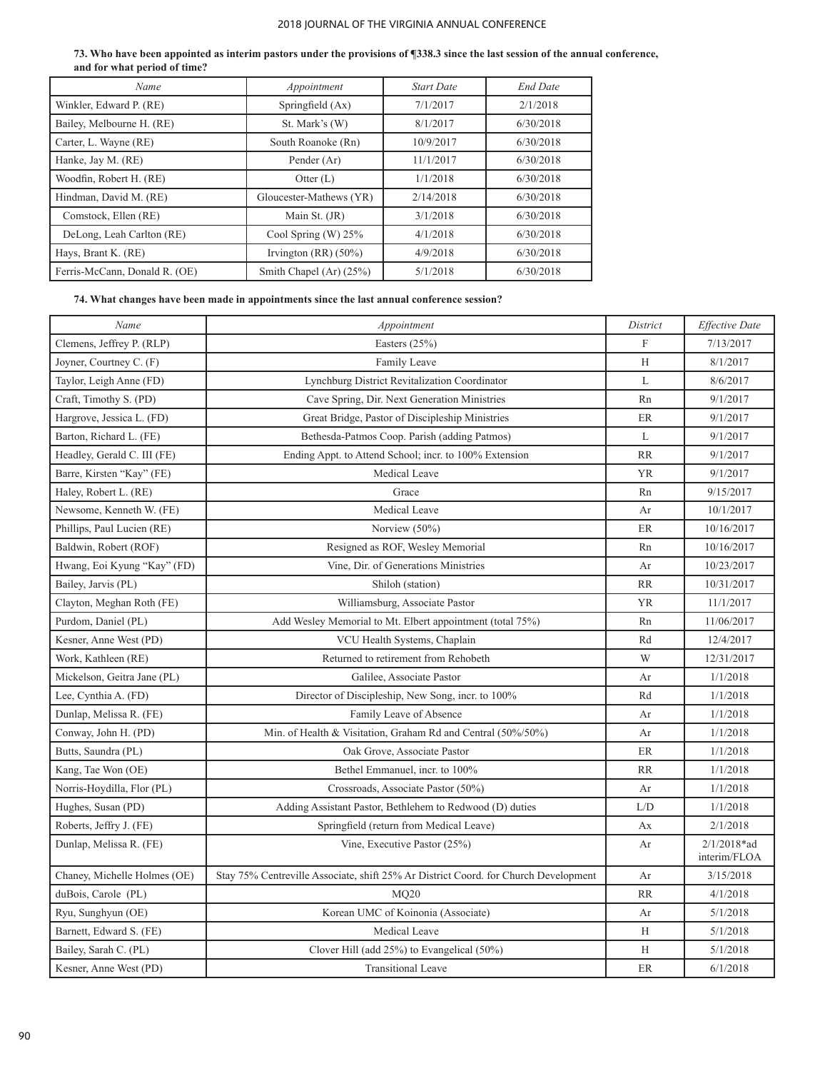**73. Who have been appointed as interim pastors under the provisions of ¶338.3 since the last session of the annual conference, and for what period of time?**

| *Name* | *Appointment* | *Start Date* | *End Date* |
|---|---|---|---|
| Winkler, Edward P. (RE) | Springfield (Ax) | 7/1/2017 | 2/1/2018 |
| Bailey, Melbourne H. (RE) | St. Mark's (W) | 8/1/2017 | 6/30/2018 |
| Carter, L. Wayne (RE) | South Roanoke (Rn) | 10/9/2017 | 6/30/2018 |
| Hanke, Jay M. (RE) | Pender (Ar) | 11/1/2017 | 6/30/2018 |
| Woodfin, Robert H. (RE) | Otter (L) | 1/1/2018 | 6/30/2018 |
| Hindman, David M. (RE) | Gloucester-Mathews (YR) | 2/14/2018 | 6/30/2018 |
| Comstock, Ellen (RE) | Main St. (JR) | 3/1/2018 | 6/30/2018 |
| DeLong, Leah Carlton (RE) | Cool Spring (W) 25% | 4/1/2018 | 6/30/2018 |
| Hays, Brant K. (RE) | Irvington (RR) (50%) | 4/9/2018 | 6/30/2018 |
| Ferris-McCann, Donald R. (OE) | Smith Chapel (Ar) (25%) | 5/1/2018 | 6/30/2018 |

**74. What changes have been made in appointments since the last annual conference session?**

| *Name* | *Appointment* | *District* | *Effective Date* |
|---|---|---|---|
| Clemens, Jeffrey P. (RLP) | Easters (25%) | F | 7/13/2017 |
| Joyner, Courtney C. (F) | Family Leave | H | 8/1/2017 |
| Taylor, Leigh Anne (FD) | Lynchburg District Revitalization Coordinator | L | 8/6/2017 |
| Craft, Timothy S. (PD) | Cave Spring, Dir. Next Generation Ministries | Rn | 9/1/2017 |
| Hargrove, Jessica L. (FD) | Great Bridge, Pastor of Discipleship Ministries | ER | 9/1/2017 |
| Barton, Richard L. (FE) | Bethesda-Patmos Coop. Parish (adding Patmos) | L | 9/1/2017 |
| Headley, Gerald C. III (FE) | Ending Appt. to Attend School; incr. to 100% Extension | RR | 9/1/2017 |
| Barre, Kirsten "Kay" (FE) | Medical Leave | YR | 9/1/2017 |
| Haley, Robert L. (RE) | Grace | Rn | 9/15/2017 |
| Newsome, Kenneth W. (FE) | Medical Leave | Ar | 10/1/2017 |
| Phillips, Paul Lucien (RE) | Norview (50%) | ER | 10/16/2017 |
| Baldwin, Robert (ROF) | Resigned as ROF, Wesley Memorial | Rn | 10/16/2017 |
| Hwang, Eoi Kyung "Kay" (FD) | Vine, Dir. of Generations Ministries | Ar | 10/23/2017 |
| Bailey, Jarvis (PL) | Shiloh (station) | RR | 10/31/2017 |
| Clayton, Meghan Roth (FE) | Williamsburg, Associate Pastor | YR | 11/1/2017 |
| Purdom, Daniel (PL) | Add Wesley Memorial to Mt. Elbert appointment (total 75%) | Rn | 11/06/2017 |
| Kesner, Anne West (PD) | VCU Health Systems, Chaplain | Rd | 12/4/2017 |
| Work, Kathleen (RE) | Returned to retirement from Rehobeth | W | 12/31/2017 |
| Mickelson, Geitra Jane (PL) | Galilee, Associate Pastor | Ar | 1/1/2018 |
| Lee, Cynthia A. (FD) | Director of Discipleship, New Song, incr. to 100% | Rd | 1/1/2018 |
| Dunlap, Melissa R. (FE) | Family Leave of Absence | Ar | 1/1/2018 |
| Conway, John H. (PD) | Min. of Health & Visitation, Graham Rd and Central (50%/50%) | Ar | 1/1/2018 |
| Butts, Saundra (PL) | Oak Grove, Associate Pastor | ER | 1/1/2018 |
| Kang, Tae Won (OE) | Bethel Emmanuel, incr. to 100% | RR | 1/1/2018 |
| Norris-Hoydilla, Flor (PL) | Crossroads, Associate Pastor (50%) | Ar | 1/1/2018 |
| Hughes, Susan (PD) | Adding Assistant Pastor, Bethlehem to Redwood (D) duties | L/D | 1/1/2018 |
| Roberts, Jeffry J. (FE) | Springfield (return from Medical Leave) | Ax | 2/1/2018 |
| Dunlap, Melissa R. (FE) | Vine, Executive Pastor (25%) | Ar | 2/1/2018*ad interim/FLOA |
| Chaney, Michelle Holmes (OE) | Stay 75% Centreville Associate, shift 25% Ar District Coord. for Church Development | Ar | 3/15/2018 |
| duBois, Carole (PL) | MQ20 | RR | 4/1/2018 |
| Ryu, Sunghyun (OE) | Korean UMC of Koinonia (Associate) | Ar | 5/1/2018 |
| Barnett, Edward S. (FE) | Medical Leave | H | 5/1/2018 |
| Bailey, Sarah C. (PL) | Clover Hill (add 25%) to Evangelical (50%) | H | 5/1/2018 |
| Kesner, Anne West (PD) | Transitional Leave | ER | 6/1/2018 |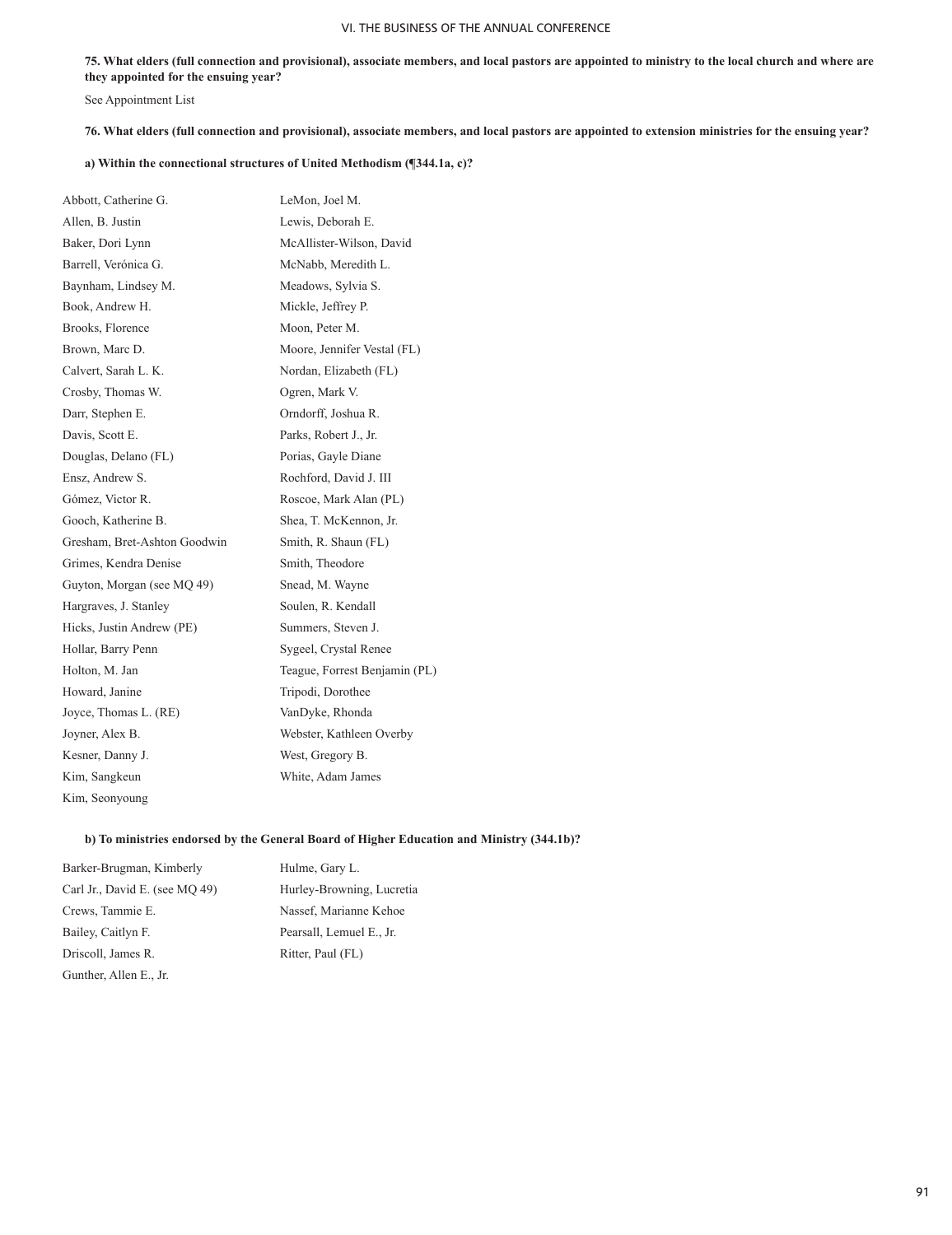**75. What elders (full connection and provisional), associate members, and local pastors are appointed to ministry to the local church and where are they appointed for the ensuing year?**

See Appointment List

**76. What elders (full connection and provisional), associate members, and local pastors are appointed to extension ministries for the ensuing year?**

**a) Within the connectional structures of United Methodism (¶344.1a, c)?**

Abbott, Catherine G.
Allen, B. Justin
Baker, Dori Lynn
Barrell, Verónica G.
Baynham, Lindsey M.
Book, Andrew H.
Brooks, Florence
Brown, Marc D.
Calvert, Sarah L. K.
Crosby, Thomas W.
Darr, Stephen E.
Davis, Scott E.
Douglas, Delano (FL)
Ensz, Andrew S.
Gómez, Victor R.
Gooch, Katherine B.
Gresham, Bret-Ashton Goodwin
Grimes, Kendra Denise
Guyton, Morgan (see MQ 49)
Hargraves, J. Stanley
Hicks, Justin Andrew (PE)
Hollar, Barry Penn
Holton, M. Jan
Howard, Janine
Joyce, Thomas L. (RE)
Joyner, Alex B.
Kesner, Danny J.
Kim, Sangkeun
Kim, Seonyoung
LeMon, Joel M.
Lewis, Deborah E.
McAllister-Wilson, David
McNabb, Meredith L.
Meadows, Sylvia S.
Mickle, Jeffrey P.
Moon, Peter M.
Moore, Jennifer Vestal (FL)
Nordan, Elizabeth (FL)
Ogren, Mark V.
Orndorff, Joshua R.
Parks, Robert J., Jr.
Porias, Gayle Diane
Rochford, David J. III
Roscoe, Mark Alan (PL)
Shea, T. McKennon, Jr.
Smith, R. Shaun (FL)
Smith, Theodore
Snead, M. Wayne
Soulen, R. Kendall
Summers, Steven J.
Sygeel, Crystal Renee
Teague, Forrest Benjamin (PL)
Tripodi, Dorothee
VanDyke, Rhonda
Webster, Kathleen Overby
West, Gregory B.
White, Adam James

**b) To ministries endorsed by the General Board of Higher Education and Ministry (344.1b)?**

Barker-Brugman, Kimberly
Carl Jr., David E. (see MQ 49)
Crews, Tammie E.
Bailey, Caitlyn F.
Driscoll, James R.
Gunther, Allen E., Jr.
Hulme, Gary L.
Hurley-Browning, Lucretia
Nassef, Marianne Kehoe
Pearsall, Lemuel E., Jr.
Ritter, Paul (FL)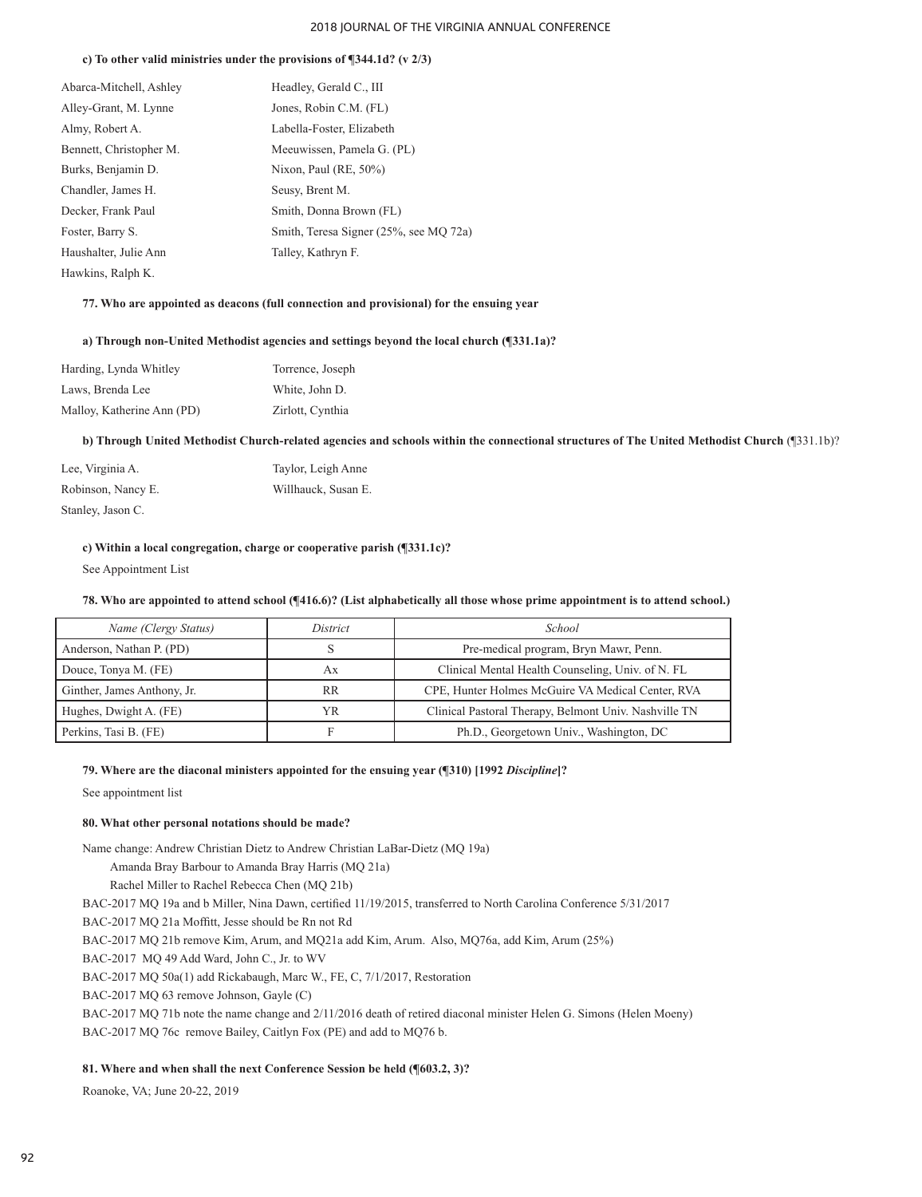**c) To other valid ministries under the provisions of ¶344.1d? (v 2/3)**

Abarca-Mitchell, Ashley
Alley-Grant, M. Lynne
Almy, Robert A.
Bennett, Christopher M.
Burks, Benjamin D.
Chandler, James H.
Decker, Frank Paul
Foster, Barry S.
Haushalter, Julie Ann
Hawkins, Ralph K.
Headley, Gerald C., III
Jones, Robin C.M. (FL)
Labella-Foster, Elizabeth
Meeuwissen, Pamela G. (PL)
Nixon, Paul (RE, 50%)
Seusy, Brent M.
Smith, Donna Brown (FL)
Smith, Teresa Signer (25%, see MQ 72a)
Talley, Kathryn F.

**77. Who are appointed as deacons (full connection and provisional) for the ensuing year**

**a) Through non-United Methodist agencies and settings beyond the local church (¶331.1a)?**

Harding, Lynda Whitley
Laws, Brenda Lee
Malloy, Katherine Ann (PD)
Torrence, Joseph
White, John D.
Zirlott, Cynthia

**b) Through United Methodist Church-related agencies and schools within the connectional structures of The United Methodist Church** (¶331.1b)?

Lee, Virginia A.
Robinson, Nancy E.
Stanley, Jason C.
Taylor, Leigh Anne
Willhauck, Susan E.

**c) Within a local congregation, charge or cooperative parish (¶331.1c)?**

See Appointment List

**78. Who are appointed to attend school (¶416.6)? (List alphabetically all those whose prime appointment is to attend school.)**

| *Name (Clergy Status)* | *District* | *School* |
|---|---|---|
| Anderson, Nathan P. (PD) | S | Pre-medical program, Bryn Mawr, Penn. |
| Douce, Tonya M. (FE) | Ax | Clinical Mental Health Counseling, Univ. of N. FL |
| Ginther, James Anthony, Jr. | RR | CPE, Hunter Holmes McGuire VA Medical Center, RVA |
| Hughes, Dwight A. (FE) | YR | Clinical Pastoral Therapy, Belmont Univ. Nashville TN |
| Perkins, Tasi B. (FE) | F | Ph.D., Georgetown Univ., Washington, DC |

**79. Where are the diaconal ministers appointed for the ensuing year (¶310) [1992 *Discipline*]?**

See appointment list

**80. What other personal notations should be made?**

Name change: Andrew Christian Dietz to Andrew Christian LaBar-Dietz (MQ 19a)
Amanda Bray Barbour to Amanda Bray Harris (MQ 21a)
Rachel Miller to Rachel Rebecca Chen (MQ 21b)
BAC-2017 MQ 19a and b Miller, Nina Dawn, certified 11/19/2015, transferred to North Carolina Conference 5/31/2017
BAC-2017 MQ 21a Moffitt, Jesse should be Rn not Rd
BAC-2017 MQ 21b remove Kim, Arum, and MQ21a add Kim, Arum. Also, MQ76a, add Kim, Arum (25%)
BAC-2017 MQ 49 Add Ward, John C., Jr. to WV
BAC-2017 MQ 50a(1) add Rickabaugh, Marc W., FE, C, 7/1/2017, Restoration
BAC-2017 MQ 63 remove Johnson, Gayle (C)
BAC-2017 MQ 71b note the name change and 2/11/2016 death of retired diaconal minister Helen G. Simons (Helen Moeny)
BAC-2017 MQ 76c remove Bailey, Caitlyn Fox (PE) and add to MQ76 b.

**81. Where and when shall the next Conference Session be held (¶603.2, 3)?**

Roanoke, VA; June 20-22, 2019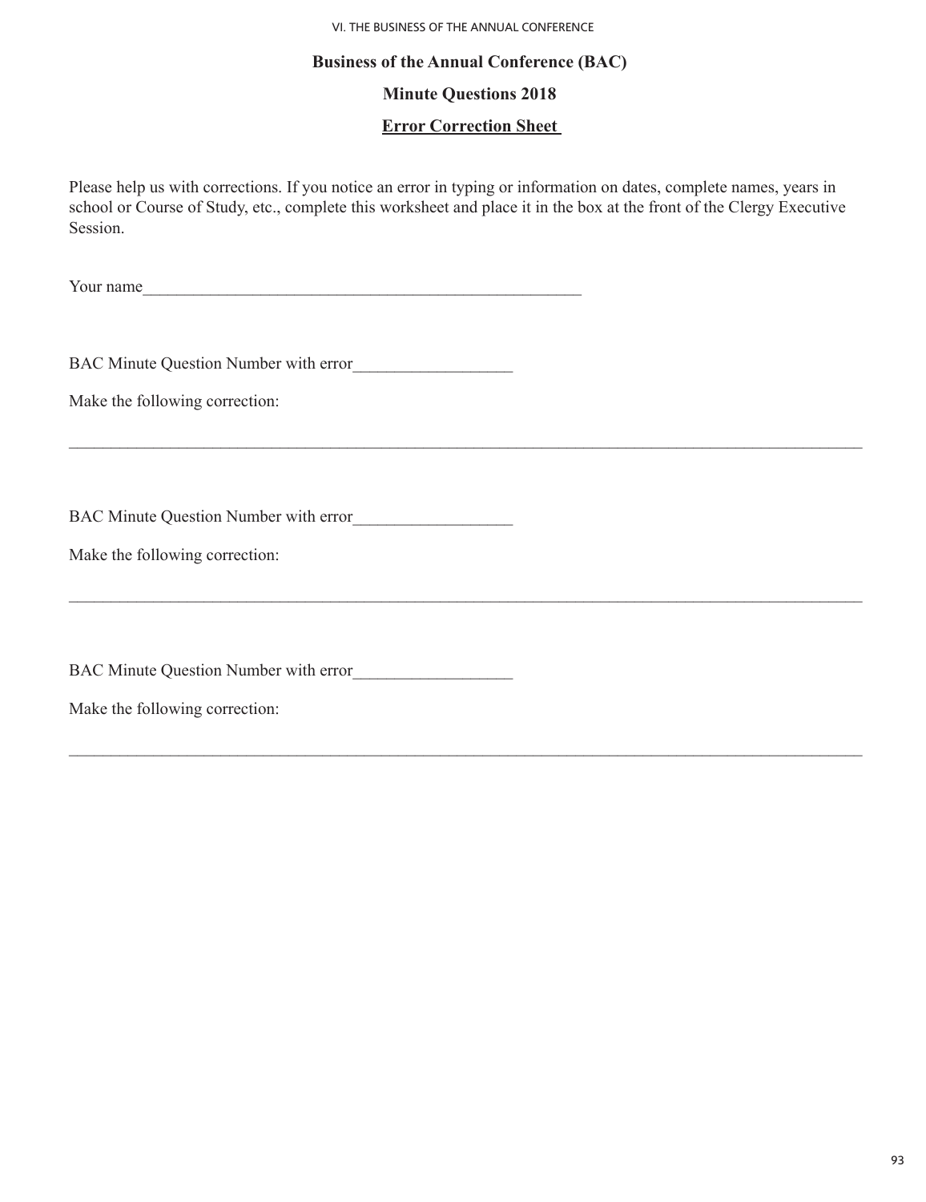## Business of the Annual Conference (BAC)

## Minute Questions 2018

## Error Correction Sheet

Please help us with corrections. If you notice an error in typing or information on dates, complete names, years in school or Course of Study, etc., complete this worksheet and place it in the box at the front of the Clergy Executive Session.

Your name_____________________________________________________

BAC Minute Question Number with error__________________

Make the following correction:

_______________________________________________________________________________________________

BAC Minute Question Number with error__________________

Make the following correction:

_______________________________________________________________________________________________

BAC Minute Question Number with error__________________

Make the following correction:

_______________________________________________________________________________________________